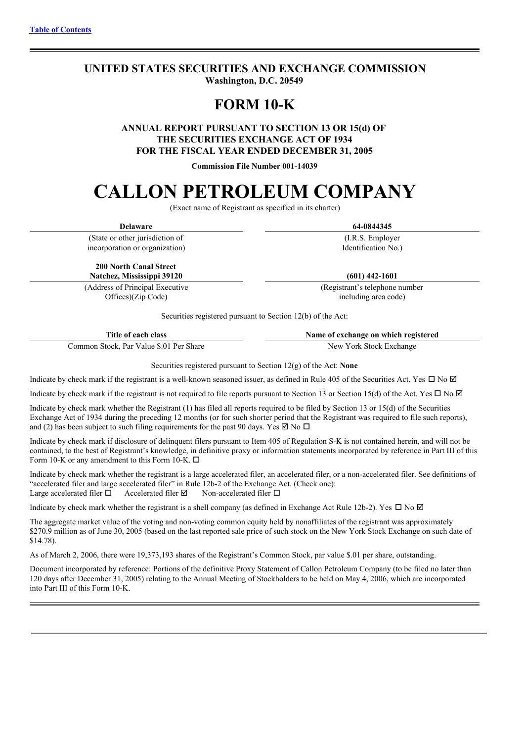[Table of Contents](#)

# UNITED STATES SECURITIES AND EXCHANGE COMMISSION

**Washington, D.C. 20549**

# FORM 10-K

**ANNUAL REPORT PURSUANT TO SECTION 13 OR 15(d) OF THE SECURITIES EXCHANGE ACT OF 1934 FOR THE FISCAL YEAR ENDED DECEMBER 31, 2005**

**Commission File Number 001-14039**

# CALLON PETROLEUM COMPANY

(Exact name of Registrant as specified in its charter)

| **Delaware** | **64-0844345** |
| --- | --- |
| (State or other jurisdiction of incorporation or organization) | (I.R.S. Employer Identification No.) |
| **200 North Canal Street Natchez, Mississippi 39120** | **(601) 442-1601** |
| (Address of Principal Executive Offices)(Zip Code) | (Registrant's telephone number including area code) |

Securities registered pursuant to Section 12(b) of the Act:

| **Title of each class** | **Name of exchange on which registered** |
| --- | --- |
| Common Stock, Par Value $.01 Per Share | New York Stock Exchange |

Securities registered pursuant to Section 12(g) of the Act: **None**

Indicate by check mark if the registrant is a well-known seasoned issuer, as defined in Rule 405 of the Securities Act. Yes ☐ No ☑

Indicate by check mark if the registrant is not required to file reports pursuant to Section 13 or Section 15(d) of the Act. Yes ☐ No ☑

Indicate by check mark whether the Registrant (1) has filed all reports required to be filed by Section 13 or 15(d) of the Securities Exchange Act of 1934 during the preceding 12 months (or for such shorter period that the Registrant was required to file such reports), and (2) has been subject to such filing requirements for the past 90 days. Yes ☑ No ☐

Indicate by check mark if disclosure of delinquent filers pursuant to Item 405 of Regulation S-K is not contained herein, and will not be contained, to the best of Registrant's knowledge, in definitive proxy or information statements incorporated by reference in Part III of this Form 10-K or any amendment to this Form 10-K. ☐

Indicate by check mark whether the registrant is a large accelerated filer, an accelerated filer, or a non-accelerated filer. See definitions of "accelerated filer and large accelerated filer" in Rule 12b-2 of the Exchange Act. (Check one):
Large accelerated filer ☐ Accelerated filer ☑ Non-accelerated filer ☐

Indicate by check mark whether the registrant is a shell company (as defined in Exchange Act Rule 12b-2). Yes ☐ No ☑

The aggregate market value of the voting and non-voting common equity held by nonaffiliates of the registrant was approximately $270.9 million as of June 30, 2005 (based on the last reported sale price of such stock on the New York Stock Exchange on such date of $14.78).

As of March 2, 2006, there were 19,373,193 shares of the Registrant's Common Stock, par value $.01 per share, outstanding.

Document incorporated by reference: Portions of the definitive Proxy Statement of Callon Petroleum Company (to be filed no later than 120 days after December 31, 2005) relating to the Annual Meeting of Stockholders to be held on May 4, 2006, which are incorporated into Part III of this Form 10-K.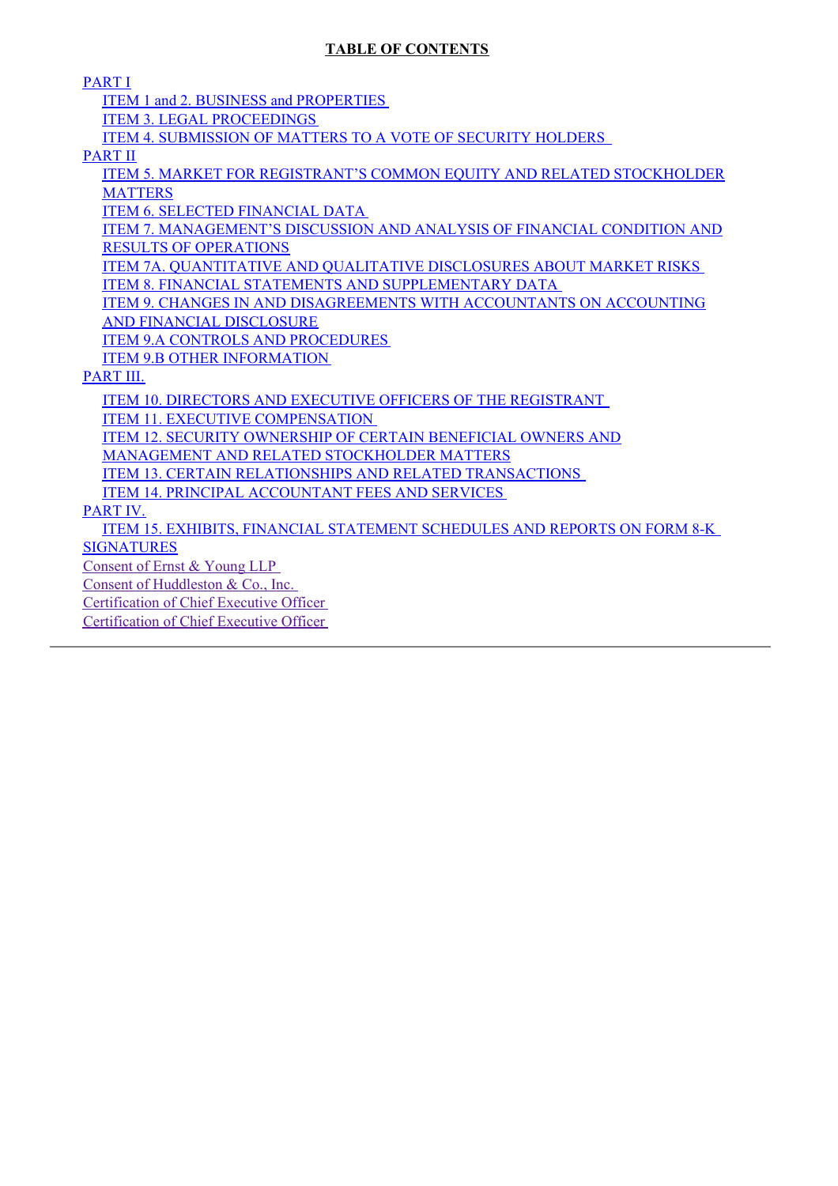**TABLE OF CONTENTS**

PART I

- ITEM 1 and 2. BUSINESS and PROPERTIES
- ITEM 3. LEGAL PROCEEDINGS
- ITEM 4. SUBMISSION OF MATTERS TO A VOTE OF SECURITY HOLDERS

PART II

- ITEM 5. MARKET FOR REGISTRANT'S COMMON EQUITY AND RELATED STOCKHOLDER MATTERS
- ITEM 6. SELECTED FINANCIAL DATA
- ITEM 7. MANAGEMENT'S DISCUSSION AND ANALYSIS OF FINANCIAL CONDITION AND RESULTS OF OPERATIONS
- ITEM 7A. QUANTITATIVE AND QUALITATIVE DISCLOSURES ABOUT MARKET RISKS
- ITEM 8. FINANCIAL STATEMENTS AND SUPPLEMENTARY DATA
- ITEM 9. CHANGES IN AND DISAGREEMENTS WITH ACCOUNTANTS ON ACCOUNTING AND FINANCIAL DISCLOSURE
- ITEM 9.A CONTROLS AND PROCEDURES
- ITEM 9.B OTHER INFORMATION

PART III.

- ITEM 10. DIRECTORS AND EXECUTIVE OFFICERS OF THE REGISTRANT
- ITEM 11. EXECUTIVE COMPENSATION
- ITEM 12. SECURITY OWNERSHIP OF CERTAIN BENEFICIAL OWNERS AND MANAGEMENT AND RELATED STOCKHOLDER MATTERS
- ITEM 13. CERTAIN RELATIONSHIPS AND RELATED TRANSACTIONS
- ITEM 14. PRINCIPAL ACCOUNTANT FEES AND SERVICES

PART IV.

- ITEM 15. EXHIBITS, FINANCIAL STATEMENT SCHEDULES AND REPORTS ON FORM 8-K

SIGNATURES

Consent of Ernst & Young LLP

Consent of Huddleston & Co., Inc.

Certification of Chief Executive Officer

Certification of Chief Executive Officer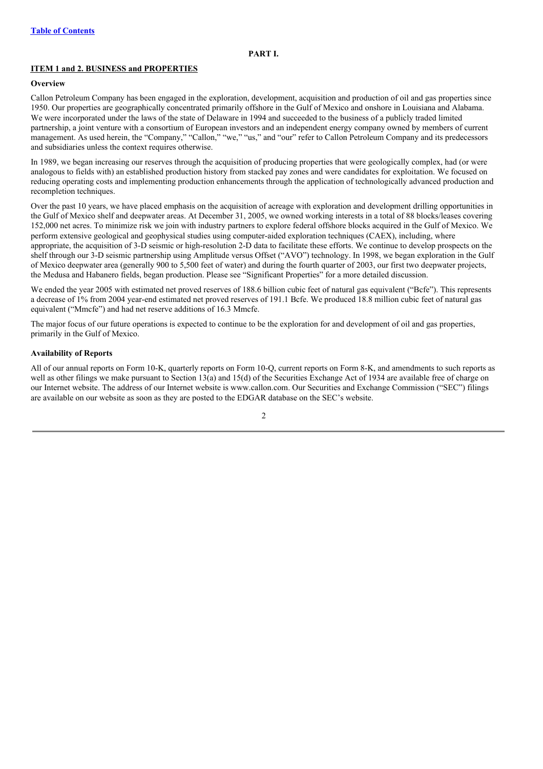[Table of Contents](#)

# PART I.

## ITEM 1 and 2. BUSINESS and PROPERTIES

### Overview

Callon Petroleum Company has been engaged in the exploration, development, acquisition and production of oil and gas properties since 1950. Our properties are geographically concentrated primarily offshore in the Gulf of Mexico and onshore in Louisiana and Alabama. We were incorporated under the laws of the state of Delaware in 1994 and succeeded to the business of a publicly traded limited partnership, a joint venture with a consortium of European investors and an independent energy company owned by members of current management. As used herein, the "Company," "Callon," "we," "us," and "our" refer to Callon Petroleum Company and its predecessors and subsidiaries unless the context requires otherwise.

In 1989, we began increasing our reserves through the acquisition of producing properties that were geologically complex, had (or were analogous to fields with) an established production history from stacked pay zones and were candidates for exploitation. We focused on reducing operating costs and implementing production enhancements through the application of technologically advanced production and recompletion techniques.

Over the past 10 years, we have placed emphasis on the acquisition of acreage with exploration and development drilling opportunities in the Gulf of Mexico shelf and deepwater areas. At December 31, 2005, we owned working interests in a total of 88 blocks/leases covering 152,000 net acres. To minimize risk we join with industry partners to explore federal offshore blocks acquired in the Gulf of Mexico. We perform extensive geological and geophysical studies using computer-aided exploration techniques (CAEX), including, where appropriate, the acquisition of 3-D seismic or high-resolution 2-D data to facilitate these efforts. We continue to develop prospects on the shelf through our 3-D seismic partnership using Amplitude versus Offset ("AVO") technology. In 1998, we began exploration in the Gulf of Mexico deepwater area (generally 900 to 5,500 feet of water) and during the fourth quarter of 2003, our first two deepwater projects, the Medusa and Habanero fields, began production. Please see "Significant Properties" for a more detailed discussion.

We ended the year 2005 with estimated net proved reserves of 188.6 billion cubic feet of natural gas equivalent ("Bcfe"). This represents a decrease of 1% from 2004 year-end estimated net proved reserves of 191.1 Bcfe. We produced 18.8 million cubic feet of natural gas equivalent ("Mmcfe") and had net reserve additions of 16.3 Mmcfe.

The major focus of our future operations is expected to continue to be the exploration for and development of oil and gas properties, primarily in the Gulf of Mexico.

### Availability of Reports

All of our annual reports on Form 10-K, quarterly reports on Form 10-Q, current reports on Form 8-K, and amendments to such reports as well as other filings we make pursuant to Section 13(a) and 15(d) of the Securities Exchange Act of 1934 are available free of charge on our Internet website. The address of our Internet website is www.callon.com. Our Securities and Exchange Commission ("SEC") filings are available on our website as soon as they are posted to the EDGAR database on the SEC's website.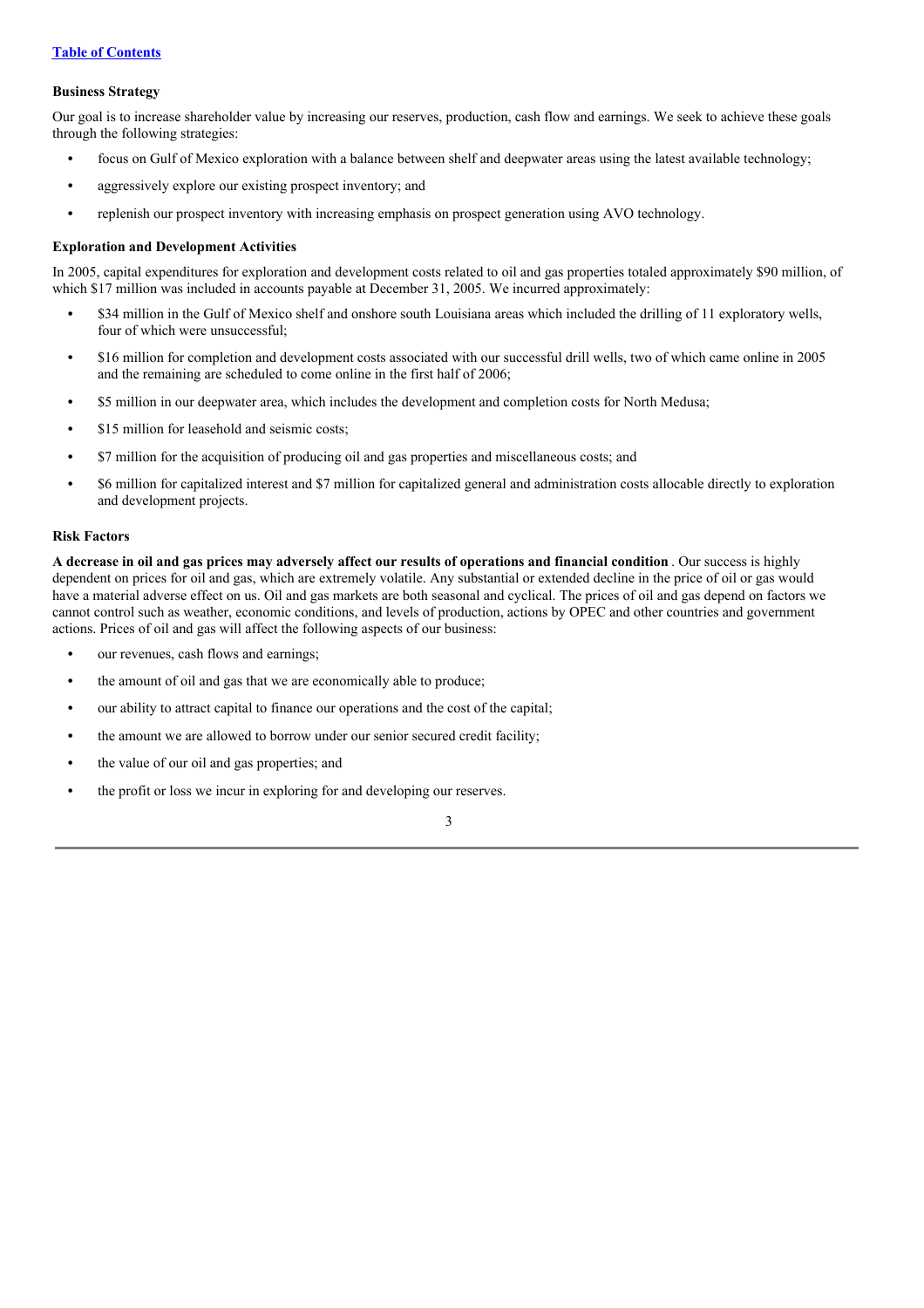### Business Strategy

Our goal is to increase shareholder value by increasing our reserves, production, cash flow and earnings. We seek to achieve these goals through the following strategies:

- focus on Gulf of Mexico exploration with a balance between shelf and deepwater areas using the latest available technology;
- aggressively explore our existing prospect inventory; and
- replenish our prospect inventory with increasing emphasis on prospect generation using AVO technology.

### Exploration and Development Activities

In 2005, capital expenditures for exploration and development costs related to oil and gas properties totaled approximately $90 million, of which $17 million was included in accounts payable at December 31, 2005. We incurred approximately:

- $34 million in the Gulf of Mexico shelf and onshore south Louisiana areas which included the drilling of 11 exploratory wells, four of which were unsuccessful;
- $16 million for completion and development costs associated with our successful drill wells, two of which came online in 2005 and the remaining are scheduled to come online in the first half of 2006;
- $5 million in our deepwater area, which includes the development and completion costs for North Medusa;
- $15 million for leasehold and seismic costs;
- $7 million for the acquisition of producing oil and gas properties and miscellaneous costs; and
- $6 million for capitalized interest and $7 million for capitalized general and administration costs allocable directly to exploration and development projects.

### Risk Factors

**A decrease in oil and gas prices may adversely affect our results of operations and financial condition** . Our success is highly dependent on prices for oil and gas, which are extremely volatile. Any substantial or extended decline in the price of oil or gas would have a material adverse effect on us. Oil and gas markets are both seasonal and cyclical. The prices of oil and gas depend on factors we cannot control such as weather, economic conditions, and levels of production, actions by OPEC and other countries and government actions. Prices of oil and gas will affect the following aspects of our business:

- our revenues, cash flows and earnings;
- the amount of oil and gas that we are economically able to produce;
- our ability to attract capital to finance our operations and the cost of the capital;
- the amount we are allowed to borrow under our senior secured credit facility;
- the value of our oil and gas properties; and
- the profit or loss we incur in exploring for and developing our reserves.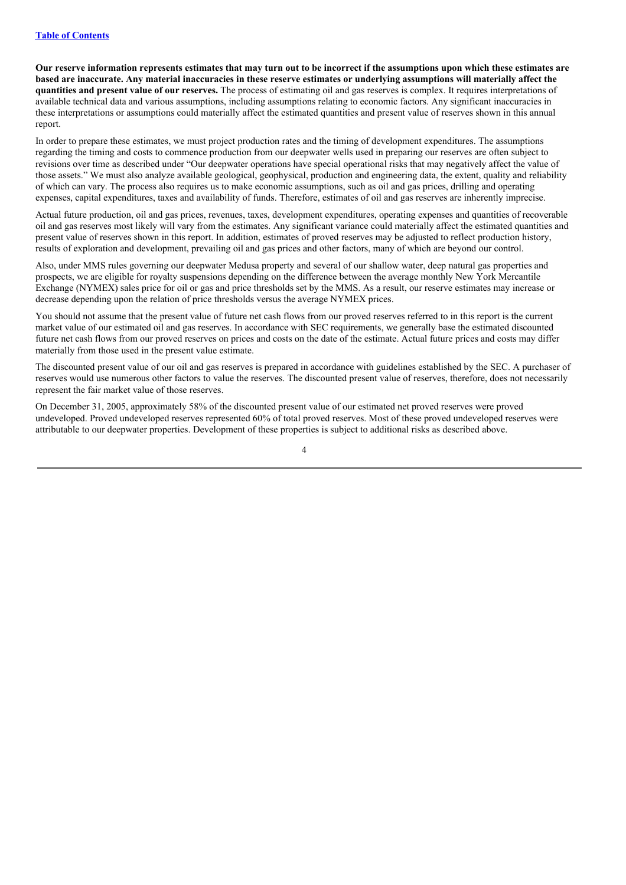**Our reserve information represents estimates that may turn out to be incorrect if the assumptions upon which these estimates are based are inaccurate. Any material inaccuracies in these reserve estimates or underlying assumptions will materially affect the quantities and present value of our reserves.** The process of estimating oil and gas reserves is complex. It requires interpretations of available technical data and various assumptions, including assumptions relating to economic factors. Any significant inaccuracies in these interpretations or assumptions could materially affect the estimated quantities and present value of reserves shown in this annual report.

In order to prepare these estimates, we must project production rates and the timing of development expenditures. The assumptions regarding the timing and costs to commence production from our deepwater wells used in preparing our reserves are often subject to revisions over time as described under "Our deepwater operations have special operational risks that may negatively affect the value of those assets." We must also analyze available geological, geophysical, production and engineering data, the extent, quality and reliability of which can vary. The process also requires us to make economic assumptions, such as oil and gas prices, drilling and operating expenses, capital expenditures, taxes and availability of funds. Therefore, estimates of oil and gas reserves are inherently imprecise.

Actual future production, oil and gas prices, revenues, taxes, development expenditures, operating expenses and quantities of recoverable oil and gas reserves most likely will vary from the estimates. Any significant variance could materially affect the estimated quantities and present value of reserves shown in this report. In addition, estimates of proved reserves may be adjusted to reflect production history, results of exploration and development, prevailing oil and gas prices and other factors, many of which are beyond our control.

Also, under MMS rules governing our deepwater Medusa property and several of our shallow water, deep natural gas properties and prospects, we are eligible for royalty suspensions depending on the difference between the average monthly New York Mercantile Exchange (NYMEX) sales price for oil or gas and price thresholds set by the MMS. As a result, our reserve estimates may increase or decrease depending upon the relation of price thresholds versus the average NYMEX prices.

You should not assume that the present value of future net cash flows from our proved reserves referred to in this report is the current market value of our estimated oil and gas reserves. In accordance with SEC requirements, we generally base the estimated discounted future net cash flows from our proved reserves on prices and costs on the date of the estimate. Actual future prices and costs may differ materially from those used in the present value estimate.

The discounted present value of our oil and gas reserves is prepared in accordance with guidelines established by the SEC. A purchaser of reserves would use numerous other factors to value the reserves. The discounted present value of reserves, therefore, does not necessarily represent the fair market value of those reserves.

On December 31, 2005, approximately 58% of the discounted present value of our estimated net proved reserves were proved undeveloped. Proved undeveloped reserves represented 60% of total proved reserves. Most of these proved undeveloped reserves were attributable to our deepwater properties. Development of these properties is subject to additional risks as described above.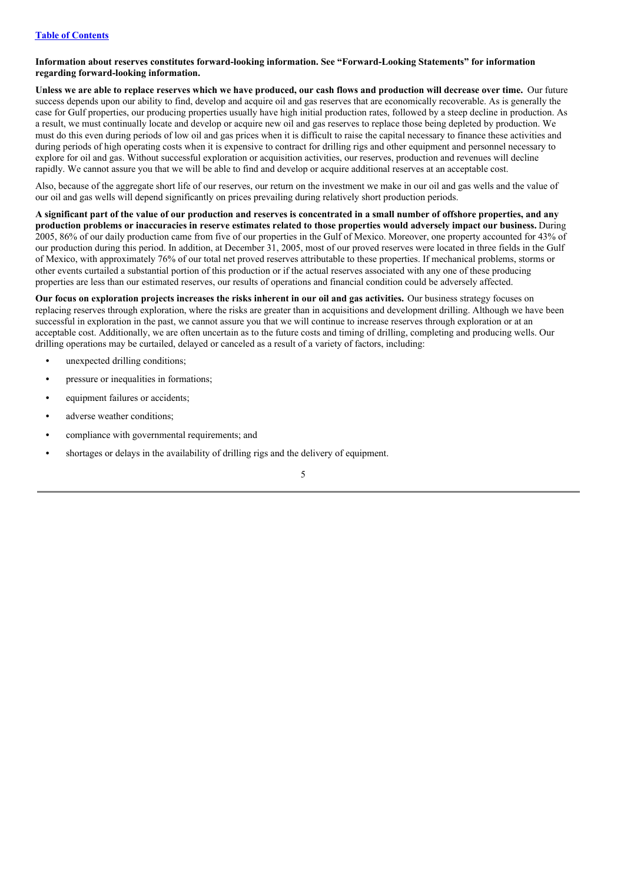**Information about reserves constitutes forward-looking information. See "Forward-Looking Statements" for information regarding forward-looking information.**

**Unless we are able to replace reserves which we have produced, our cash flows and production will decrease over time.** Our future success depends upon our ability to find, develop and acquire oil and gas reserves that are economically recoverable. As is generally the case for Gulf properties, our producing properties usually have high initial production rates, followed by a steep decline in production. As a result, we must continually locate and develop or acquire new oil and gas reserves to replace those being depleted by production. We must do this even during periods of low oil and gas prices when it is difficult to raise the capital necessary to finance these activities and during periods of high operating costs when it is expensive to contract for drilling rigs and other equipment and personnel necessary to explore for oil and gas. Without successful exploration or acquisition activities, our reserves, production and revenues will decline rapidly. We cannot assure you that we will be able to find and develop or acquire additional reserves at an acceptable cost.

Also, because of the aggregate short life of our reserves, our return on the investment we make in our oil and gas wells and the value of our oil and gas wells will depend significantly on prices prevailing during relatively short production periods.

**A significant part of the value of our production and reserves is concentrated in a small number of offshore properties, and any production problems or inaccuracies in reserve estimates related to those properties would adversely impact our business.** During 2005, 86% of our daily production came from five of our properties in the Gulf of Mexico. Moreover, one property accounted for 43% of our production during this period. In addition, at December 31, 2005, most of our proved reserves were located in three fields in the Gulf of Mexico, with approximately 76% of our total net proved reserves attributable to these properties. If mechanical problems, storms or other events curtailed a substantial portion of this production or if the actual reserves associated with any one of these producing properties are less than our estimated reserves, our results of operations and financial condition could be adversely affected.

**Our focus on exploration projects increases the risks inherent in our oil and gas activities.** Our business strategy focuses on replacing reserves through exploration, where the risks are greater than in acquisitions and development drilling. Although we have been successful in exploration in the past, we cannot assure you that we will continue to increase reserves through exploration or at an acceptable cost. Additionally, we are often uncertain as to the future costs and timing of drilling, completing and producing wells. Our drilling operations may be curtailed, delayed or canceled as a result of a variety of factors, including:

- unexpected drilling conditions;
- pressure or inequalities in formations;
- equipment failures or accidents;
- adverse weather conditions;
- compliance with governmental requirements; and
- shortages or delays in the availability of drilling rigs and the delivery of equipment.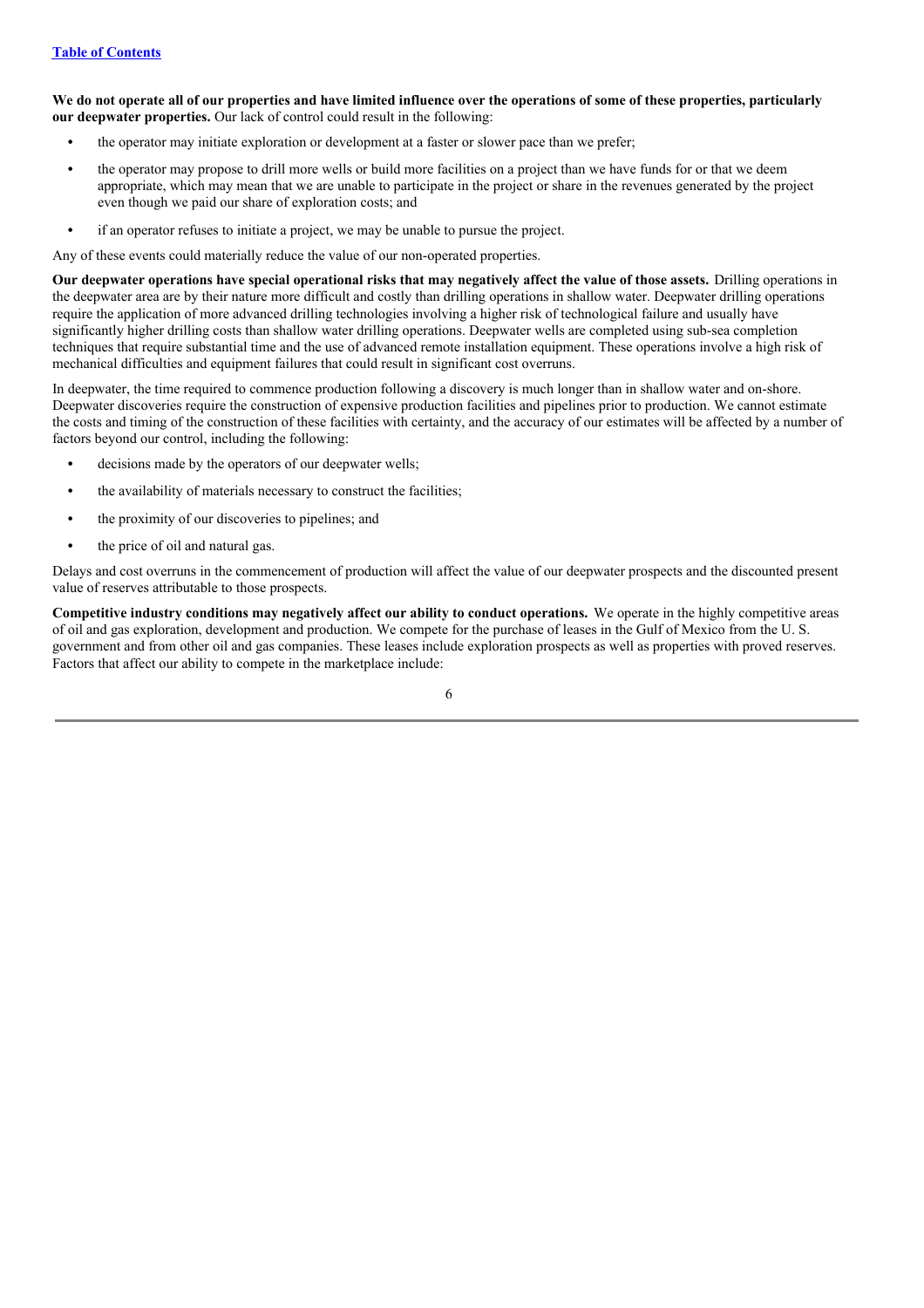**We do not operate all of our properties and have limited influence over the operations of some of these properties, particularly our deepwater properties.** Our lack of control could result in the following:

- the operator may initiate exploration or development at a faster or slower pace than we prefer;
- the operator may propose to drill more wells or build more facilities on a project than we have funds for or that we deem appropriate, which may mean that we are unable to participate in the project or share in the revenues generated by the project even though we paid our share of exploration costs; and
- if an operator refuses to initiate a project, we may be unable to pursue the project.

Any of these events could materially reduce the value of our non-operated properties.

**Our deepwater operations have special operational risks that may negatively affect the value of those assets.** Drilling operations in the deepwater area are by their nature more difficult and costly than drilling operations in shallow water. Deepwater drilling operations require the application of more advanced drilling technologies involving a higher risk of technological failure and usually have significantly higher drilling costs than shallow water drilling operations. Deepwater wells are completed using sub-sea completion techniques that require substantial time and the use of advanced remote installation equipment. These operations involve a high risk of mechanical difficulties and equipment failures that could result in significant cost overruns.

In deepwater, the time required to commence production following a discovery is much longer than in shallow water and on-shore. Deepwater discoveries require the construction of expensive production facilities and pipelines prior to production. We cannot estimate the costs and timing of the construction of these facilities with certainty, and the accuracy of our estimates will be affected by a number of factors beyond our control, including the following:

- decisions made by the operators of our deepwater wells;
- the availability of materials necessary to construct the facilities;
- the proximity of our discoveries to pipelines; and
- the price of oil and natural gas.

Delays and cost overruns in the commencement of production will affect the value of our deepwater prospects and the discounted present value of reserves attributable to those prospects.

**Competitive industry conditions may negatively affect our ability to conduct operations.** We operate in the highly competitive areas of oil and gas exploration, development and production. We compete for the purchase of leases in the Gulf of Mexico from the U. S. government and from other oil and gas companies. These leases include exploration prospects as well as properties with proved reserves. Factors that affect our ability to compete in the marketplace include: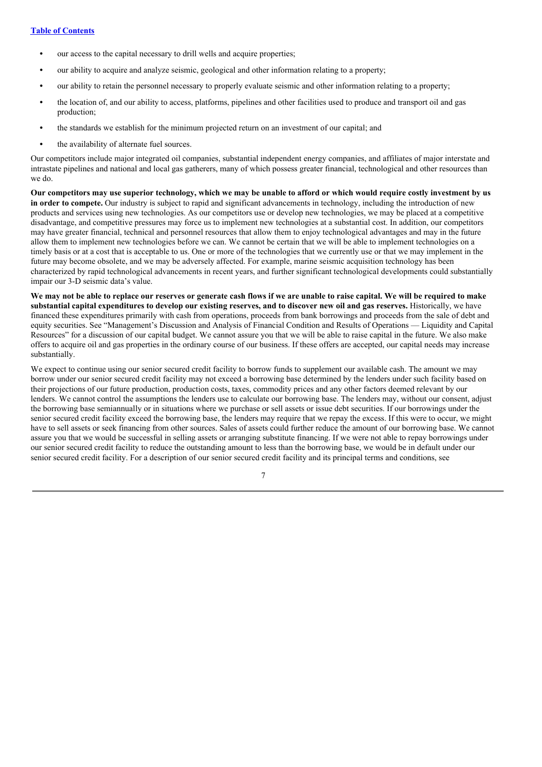- our access to the capital necessary to drill wells and acquire properties;
- our ability to acquire and analyze seismic, geological and other information relating to a property;
- our ability to retain the personnel necessary to properly evaluate seismic and other information relating to a property;
- the location of, and our ability to access, platforms, pipelines and other facilities used to produce and transport oil and gas production;
- the standards we establish for the minimum projected return on an investment of our capital; and
- the availability of alternate fuel sources.

Our competitors include major integrated oil companies, substantial independent energy companies, and affiliates of major interstate and intrastate pipelines and national and local gas gatherers, many of which possess greater financial, technological and other resources than we do.

**Our competitors may use superior technology, which we may be unable to afford or which would require costly investment by us in order to compete.** Our industry is subject to rapid and significant advancements in technology, including the introduction of new products and services using new technologies. As our competitors use or develop new technologies, we may be placed at a competitive disadvantage, and competitive pressures may force us to implement new technologies at a substantial cost. In addition, our competitors may have greater financial, technical and personnel resources that allow them to enjoy technological advantages and may in the future allow them to implement new technologies before we can. We cannot be certain that we will be able to implement technologies on a timely basis or at a cost that is acceptable to us. One or more of the technologies that we currently use or that we may implement in the future may become obsolete, and we may be adversely affected. For example, marine seismic acquisition technology has been characterized by rapid technological advancements in recent years, and further significant technological developments could substantially impair our 3-D seismic data's value.

**We may not be able to replace our reserves or generate cash flows if we are unable to raise capital. We will be required to make substantial capital expenditures to develop our existing reserves, and to discover new oil and gas reserves.** Historically, we have financed these expenditures primarily with cash from operations, proceeds from bank borrowings and proceeds from the sale of debt and equity securities. See "Management's Discussion and Analysis of Financial Condition and Results of Operations — Liquidity and Capital Resources" for a discussion of our capital budget. We cannot assure you that we will be able to raise capital in the future. We also make offers to acquire oil and gas properties in the ordinary course of our business. If these offers are accepted, our capital needs may increase substantially.

We expect to continue using our senior secured credit facility to borrow funds to supplement our available cash. The amount we may borrow under our senior secured credit facility may not exceed a borrowing base determined by the lenders under such facility based on their projections of our future production, production costs, taxes, commodity prices and any other factors deemed relevant by our lenders. We cannot control the assumptions the lenders use to calculate our borrowing base. The lenders may, without our consent, adjust the borrowing base semiannually or in situations where we purchase or sell assets or issue debt securities. If our borrowings under the senior secured credit facility exceed the borrowing base, the lenders may require that we repay the excess. If this were to occur, we might have to sell assets or seek financing from other sources. Sales of assets could further reduce the amount of our borrowing base. We cannot assure you that we would be successful in selling assets or arranging substitute financing. If we were not able to repay borrowings under our senior secured credit facility to reduce the outstanding amount to less than the borrowing base, we would be in default under our senior secured credit facility. For a description of our senior secured credit facility and its principal terms and conditions, see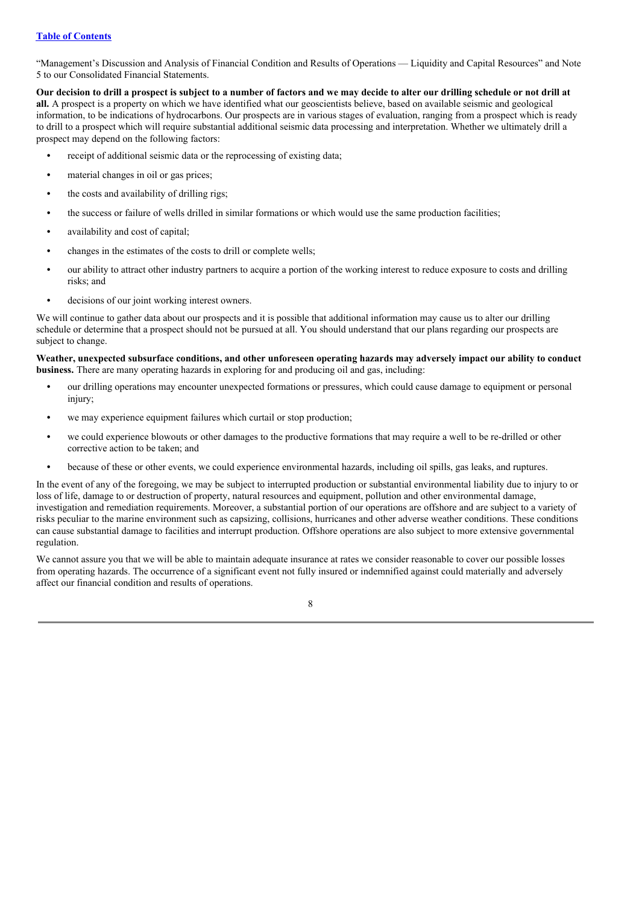"Management's Discussion and Analysis of Financial Condition and Results of Operations — Liquidity and Capital Resources" and Note 5 to our Consolidated Financial Statements.

**Our decision to drill a prospect is subject to a number of factors and we may decide to alter our drilling schedule or not drill at all.** A prospect is a property on which we have identified what our geoscientists believe, based on available seismic and geological information, to be indications of hydrocarbons. Our prospects are in various stages of evaluation, ranging from a prospect which is ready to drill to a prospect which will require substantial additional seismic data processing and interpretation. Whether we ultimately drill a prospect may depend on the following factors:

- receipt of additional seismic data or the reprocessing of existing data;
- material changes in oil or gas prices;
- the costs and availability of drilling rigs;
- the success or failure of wells drilled in similar formations or which would use the same production facilities;
- availability and cost of capital;
- changes in the estimates of the costs to drill or complete wells;
- our ability to attract other industry partners to acquire a portion of the working interest to reduce exposure to costs and drilling risks; and
- decisions of our joint working interest owners.

We will continue to gather data about our prospects and it is possible that additional information may cause us to alter our drilling schedule or determine that a prospect should not be pursued at all. You should understand that our plans regarding our prospects are subject to change.

**Weather, unexpected subsurface conditions, and other unforeseen operating hazards may adversely impact our ability to conduct business.** There are many operating hazards in exploring for and producing oil and gas, including:

- our drilling operations may encounter unexpected formations or pressures, which could cause damage to equipment or personal injury;
- we may experience equipment failures which curtail or stop production;
- we could experience blowouts or other damages to the productive formations that may require a well to be re-drilled or other corrective action to be taken; and
- because of these or other events, we could experience environmental hazards, including oil spills, gas leaks, and ruptures.

In the event of any of the foregoing, we may be subject to interrupted production or substantial environmental liability due to injury to or loss of life, damage to or destruction of property, natural resources and equipment, pollution and other environmental damage, investigation and remediation requirements. Moreover, a substantial portion of our operations are offshore and are subject to a variety of risks peculiar to the marine environment such as capsizing, collisions, hurricanes and other adverse weather conditions. These conditions can cause substantial damage to facilities and interrupt production. Offshore operations are also subject to more extensive governmental regulation.

We cannot assure you that we will be able to maintain adequate insurance at rates we consider reasonable to cover our possible losses from operating hazards. The occurrence of a significant event not fully insured or indemnified against could materially and adversely affect our financial condition and results of operations.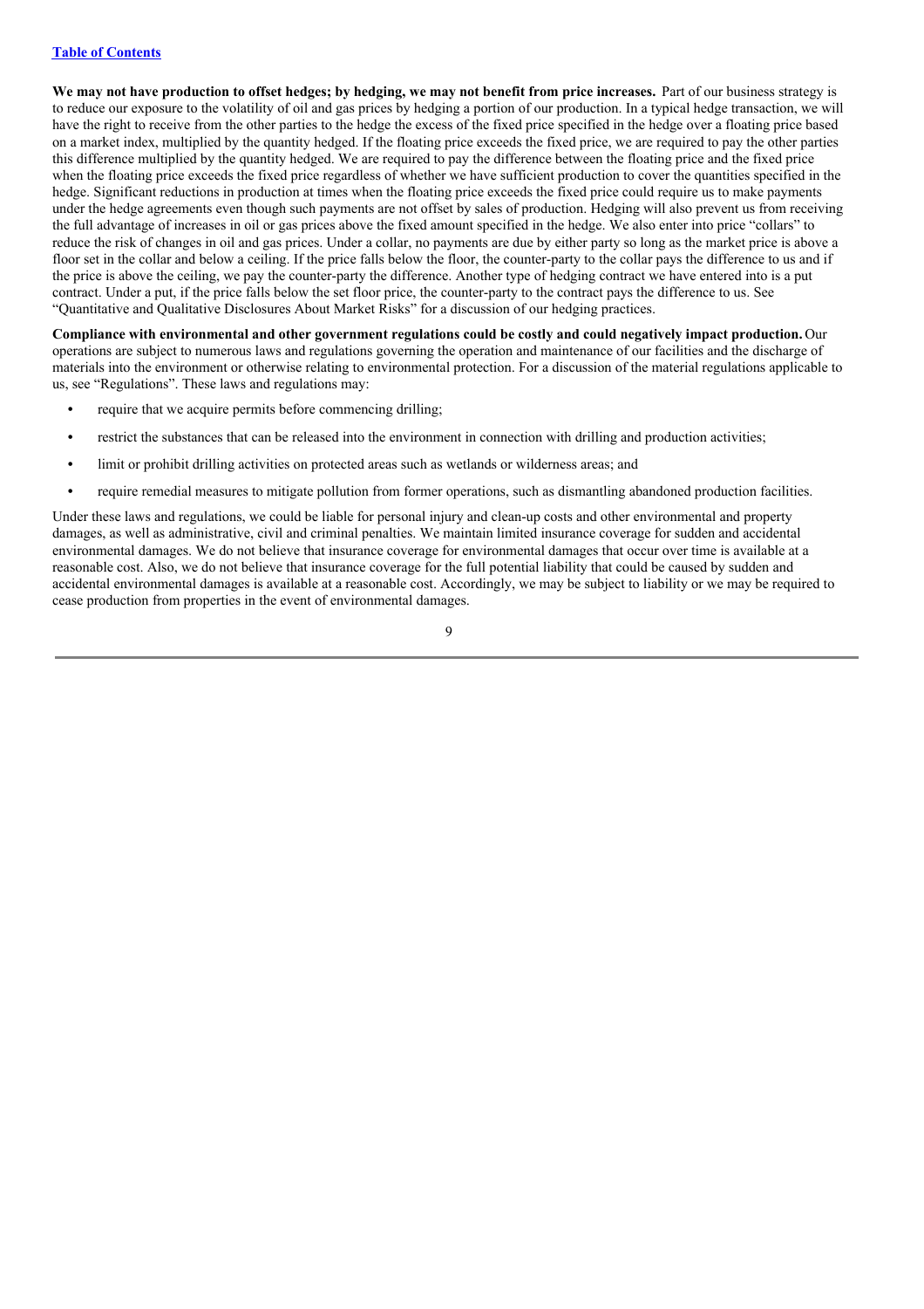**We may not have production to offset hedges; by hedging, we may not benefit from price increases.** Part of our business strategy is to reduce our exposure to the volatility of oil and gas prices by hedging a portion of our production. In a typical hedge transaction, we will have the right to receive from the other parties to the hedge the excess of the fixed price specified in the hedge over a floating price based on a market index, multiplied by the quantity hedged. If the floating price exceeds the fixed price, we are required to pay the other parties this difference multiplied by the quantity hedged. We are required to pay the difference between the floating price and the fixed price when the floating price exceeds the fixed price regardless of whether we have sufficient production to cover the quantities specified in the hedge. Significant reductions in production at times when the floating price exceeds the fixed price could require us to make payments under the hedge agreements even though such payments are not offset by sales of production. Hedging will also prevent us from receiving the full advantage of increases in oil or gas prices above the fixed amount specified in the hedge. We also enter into price "collars" to reduce the risk of changes in oil and gas prices. Under a collar, no payments are due by either party so long as the market price is above a floor set in the collar and below a ceiling. If the price falls below the floor, the counter-party to the collar pays the difference to us and if the price is above the ceiling, we pay the counter-party the difference. Another type of hedging contract we have entered into is a put contract. Under a put, if the price falls below the set floor price, the counter-party to the contract pays the difference to us. See "Quantitative and Qualitative Disclosures About Market Risks" for a discussion of our hedging practices.

**Compliance with environmental and other government regulations could be costly and could negatively impact production.** Our operations are subject to numerous laws and regulations governing the operation and maintenance of our facilities and the discharge of materials into the environment or otherwise relating to environmental protection. For a discussion of the material regulations applicable to us, see "Regulations". These laws and regulations may:

- require that we acquire permits before commencing drilling;
- restrict the substances that can be released into the environment in connection with drilling and production activities;
- limit or prohibit drilling activities on protected areas such as wetlands or wilderness areas; and
- require remedial measures to mitigate pollution from former operations, such as dismantling abandoned production facilities.

Under these laws and regulations, we could be liable for personal injury and clean-up costs and other environmental and property damages, as well as administrative, civil and criminal penalties. We maintain limited insurance coverage for sudden and accidental environmental damages. We do not believe that insurance coverage for environmental damages that occur over time is available at a reasonable cost. Also, we do not believe that insurance coverage for the full potential liability that could be caused by sudden and accidental environmental damages is available at a reasonable cost. Accordingly, we may be subject to liability or we may be required to cease production from properties in the event of environmental damages.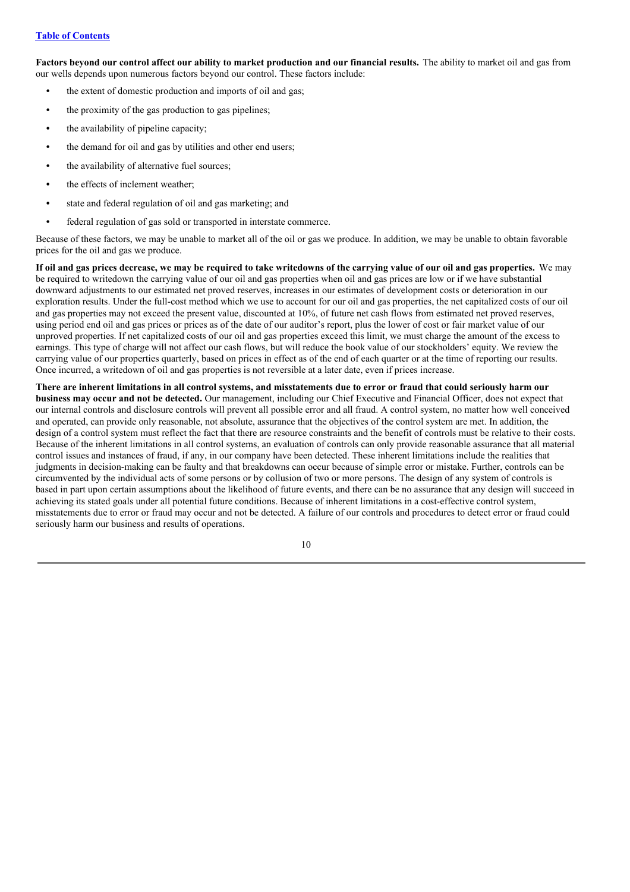**Factors beyond our control affect our ability to market production and our financial results.** The ability to market oil and gas from our wells depends upon numerous factors beyond our control. These factors include:

- the extent of domestic production and imports of oil and gas;
- the proximity of the gas production to gas pipelines;
- the availability of pipeline capacity;
- the demand for oil and gas by utilities and other end users;
- the availability of alternative fuel sources;
- the effects of inclement weather;
- state and federal regulation of oil and gas marketing; and
- federal regulation of gas sold or transported in interstate commerce.

Because of these factors, we may be unable to market all of the oil or gas we produce. In addition, we may be unable to obtain favorable prices for the oil and gas we produce.

**If oil and gas prices decrease, we may be required to take writedowns of the carrying value of our oil and gas properties.** We may be required to writedown the carrying value of our oil and gas properties when oil and gas prices are low or if we have substantial downward adjustments to our estimated net proved reserves, increases in our estimates of development costs or deterioration in our exploration results. Under the full-cost method which we use to account for our oil and gas properties, the net capitalized costs of our oil and gas properties may not exceed the present value, discounted at 10%, of future net cash flows from estimated net proved reserves, using period end oil and gas prices or prices as of the date of our auditor's report, plus the lower of cost or fair market value of our unproved properties. If net capitalized costs of our oil and gas properties exceed this limit, we must charge the amount of the excess to earnings. This type of charge will not affect our cash flows, but will reduce the book value of our stockholders' equity. We review the carrying value of our properties quarterly, based on prices in effect as of the end of each quarter or at the time of reporting our results. Once incurred, a writedown of oil and gas properties is not reversible at a later date, even if prices increase.

**There are inherent limitations in all control systems, and misstatements due to error or fraud that could seriously harm our business may occur and not be detected.** Our management, including our Chief Executive and Financial Officer, does not expect that our internal controls and disclosure controls will prevent all possible error and all fraud. A control system, no matter how well conceived and operated, can provide only reasonable, not absolute, assurance that the objectives of the control system are met. In addition, the design of a control system must reflect the fact that there are resource constraints and the benefit of controls must be relative to their costs. Because of the inherent limitations in all control systems, an evaluation of controls can only provide reasonable assurance that all material control issues and instances of fraud, if any, in our company have been detected. These inherent limitations include the realities that judgments in decision-making can be faulty and that breakdowns can occur because of simple error or mistake. Further, controls can be circumvented by the individual acts of some persons or by collusion of two or more persons. The design of any system of controls is based in part upon certain assumptions about the likelihood of future events, and there can be no assurance that any design will succeed in achieving its stated goals under all potential future conditions. Because of inherent limitations in a cost-effective control system, misstatements due to error or fraud may occur and not be detected. A failure of our controls and procedures to detect error or fraud could seriously harm our business and results of operations.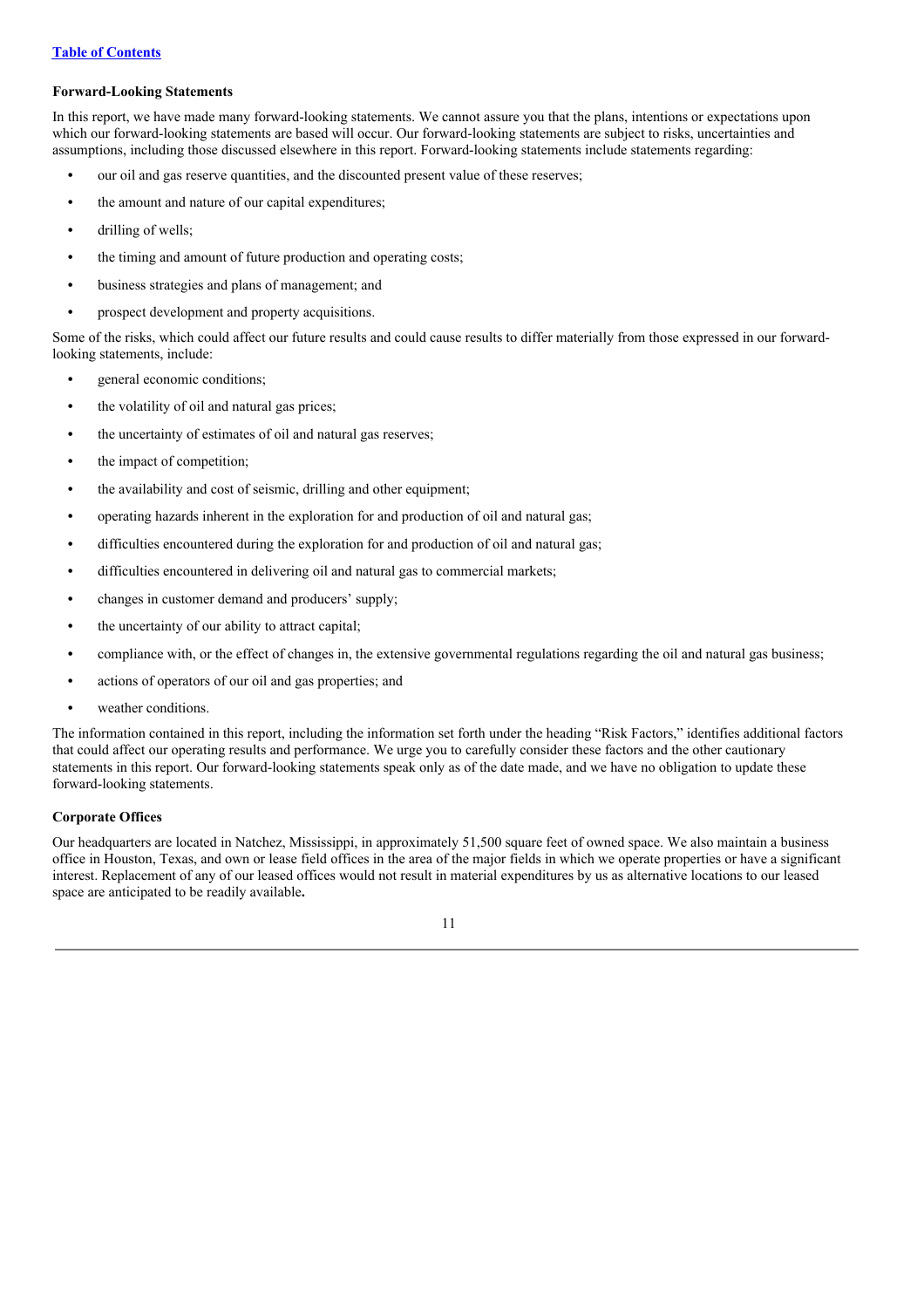### Forward-Looking Statements

In this report, we have made many forward-looking statements. We cannot assure you that the plans, intentions or expectations upon which our forward-looking statements are based will occur. Our forward-looking statements are subject to risks, uncertainties and assumptions, including those discussed elsewhere in this report. Forward-looking statements include statements regarding:

- our oil and gas reserve quantities, and the discounted present value of these reserves;
- the amount and nature of our capital expenditures;
- drilling of wells;
- the timing and amount of future production and operating costs;
- business strategies and plans of management; and
- prospect development and property acquisitions.

Some of the risks, which could affect our future results and could cause results to differ materially from those expressed in our forward-looking statements, include:

- general economic conditions;
- the volatility of oil and natural gas prices;
- the uncertainty of estimates of oil and natural gas reserves;
- the impact of competition;
- the availability and cost of seismic, drilling and other equipment;
- operating hazards inherent in the exploration for and production of oil and natural gas;
- difficulties encountered during the exploration for and production of oil and natural gas;
- difficulties encountered in delivering oil and natural gas to commercial markets;
- changes in customer demand and producers' supply;
- the uncertainty of our ability to attract capital;
- compliance with, or the effect of changes in, the extensive governmental regulations regarding the oil and natural gas business;
- actions of operators of our oil and gas properties; and
- weather conditions.

The information contained in this report, including the information set forth under the heading "Risk Factors," identifies additional factors that could affect our operating results and performance. We urge you to carefully consider these factors and the other cautionary statements in this report. Our forward-looking statements speak only as of the date made, and we have no obligation to update these forward-looking statements.

### Corporate Offices

Our headquarters are located in Natchez, Mississippi, in approximately 51,500 square feet of owned space. We also maintain a business office in Houston, Texas, and own or lease field offices in the area of the major fields in which we operate properties or have a significant interest. Replacement of any of our leased offices would not result in material expenditures by us as alternative locations to our leased space are anticipated to be readily available**.**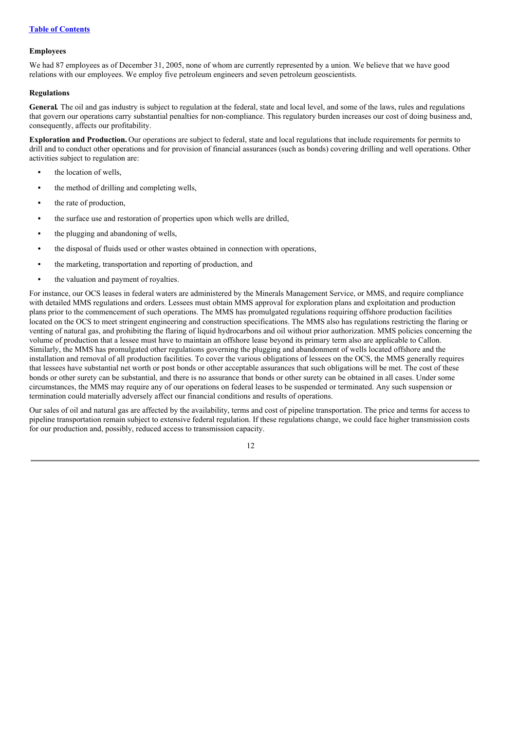**Employees**

We had 87 employees as of December 31, 2005, none of whom are currently represented by a union. We believe that we have good relations with our employees. We employ five petroleum engineers and seven petroleum geoscientists.

**Regulations**

**General.** The oil and gas industry is subject to regulation at the federal, state and local level, and some of the laws, rules and regulations that govern our operations carry substantial penalties for non-compliance. This regulatory burden increases our cost of doing business and, consequently, affects our profitability.

**Exploration and Production.** Our operations are subject to federal, state and local regulations that include requirements for permits to drill and to conduct other operations and for provision of financial assurances (such as bonds) covering drilling and well operations. Other activities subject to regulation are:

- the location of wells,
- the method of drilling and completing wells,
- the rate of production,
- the surface use and restoration of properties upon which wells are drilled,
- the plugging and abandoning of wells,
- the disposal of fluids used or other wastes obtained in connection with operations,
- the marketing, transportation and reporting of production, and
- the valuation and payment of royalties.

For instance, our OCS leases in federal waters are administered by the Minerals Management Service, or MMS, and require compliance with detailed MMS regulations and orders. Lessees must obtain MMS approval for exploration plans and exploitation and production plans prior to the commencement of such operations. The MMS has promulgated regulations requiring offshore production facilities located on the OCS to meet stringent engineering and construction specifications. The MMS also has regulations restricting the flaring or venting of natural gas, and prohibiting the flaring of liquid hydrocarbons and oil without prior authorization. MMS policies concerning the volume of production that a lessee must have to maintain an offshore lease beyond its primary term also are applicable to Callon. Similarly, the MMS has promulgated other regulations governing the plugging and abandonment of wells located offshore and the installation and removal of all production facilities. To cover the various obligations of lessees on the OCS, the MMS generally requires that lessees have substantial net worth or post bonds or other acceptable assurances that such obligations will be met. The cost of these bonds or other surety can be substantial, and there is no assurance that bonds or other surety can be obtained in all cases. Under some circumstances, the MMS may require any of our operations on federal leases to be suspended or terminated. Any such suspension or termination could materially adversely affect our financial conditions and results of operations.

Our sales of oil and natural gas are affected by the availability, terms and cost of pipeline transportation. The price and terms for access to pipeline transportation remain subject to extensive federal regulation. If these regulations change, we could face higher transmission costs for our production and, possibly, reduced access to transmission capacity.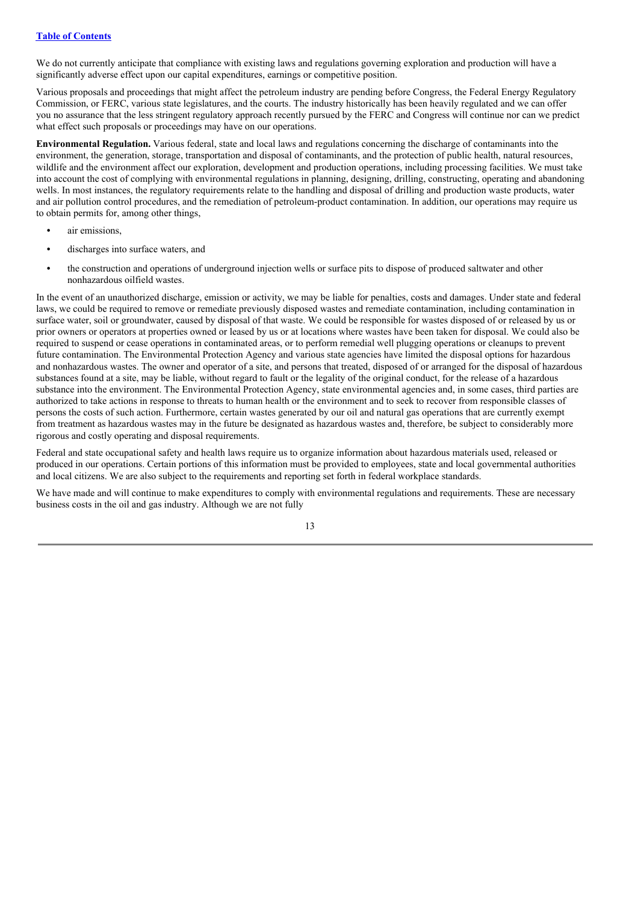We do not currently anticipate that compliance with existing laws and regulations governing exploration and production will have a significantly adverse effect upon our capital expenditures, earnings or competitive position.

Various proposals and proceedings that might affect the petroleum industry are pending before Congress, the Federal Energy Regulatory Commission, or FERC, various state legislatures, and the courts. The industry historically has been heavily regulated and we can offer you no assurance that the less stringent regulatory approach recently pursued by the FERC and Congress will continue nor can we predict what effect such proposals or proceedings may have on our operations.

**Environmental Regulation.** Various federal, state and local laws and regulations concerning the discharge of contaminants into the environment, the generation, storage, transportation and disposal of contaminants, and the protection of public health, natural resources, wildlife and the environment affect our exploration, development and production operations, including processing facilities. We must take into account the cost of complying with environmental regulations in planning, designing, drilling, constructing, operating and abandoning wells. In most instances, the regulatory requirements relate to the handling and disposal of drilling and production waste products, water and air pollution control procedures, and the remediation of petroleum-product contamination. In addition, our operations may require us to obtain permits for, among other things,

- air emissions,
- discharges into surface waters, and
- the construction and operations of underground injection wells or surface pits to dispose of produced saltwater and other nonhazardous oilfield wastes.

In the event of an unauthorized discharge, emission or activity, we may be liable for penalties, costs and damages. Under state and federal laws, we could be required to remove or remediate previously disposed wastes and remediate contamination, including contamination in surface water, soil or groundwater, caused by disposal of that waste. We could be responsible for wastes disposed of or released by us or prior owners or operators at properties owned or leased by us or at locations where wastes have been taken for disposal. We could also be required to suspend or cease operations in contaminated areas, or to perform remedial well plugging operations or cleanups to prevent future contamination. The Environmental Protection Agency and various state agencies have limited the disposal options for hazardous and nonhazardous wastes. The owner and operator of a site, and persons that treated, disposed of or arranged for the disposal of hazardous substances found at a site, may be liable, without regard to fault or the legality of the original conduct, for the release of a hazardous substance into the environment. The Environmental Protection Agency, state environmental agencies and, in some cases, third parties are authorized to take actions in response to threats to human health or the environment and to seek to recover from responsible classes of persons the costs of such action. Furthermore, certain wastes generated by our oil and natural gas operations that are currently exempt from treatment as hazardous wastes may in the future be designated as hazardous wastes and, therefore, be subject to considerably more rigorous and costly operating and disposal requirements.

Federal and state occupational safety and health laws require us to organize information about hazardous materials used, released or produced in our operations. Certain portions of this information must be provided to employees, state and local governmental authorities and local citizens. We are also subject to the requirements and reporting set forth in federal workplace standards.

We have made and will continue to make expenditures to comply with environmental regulations and requirements. These are necessary business costs in the oil and gas industry. Although we are not fully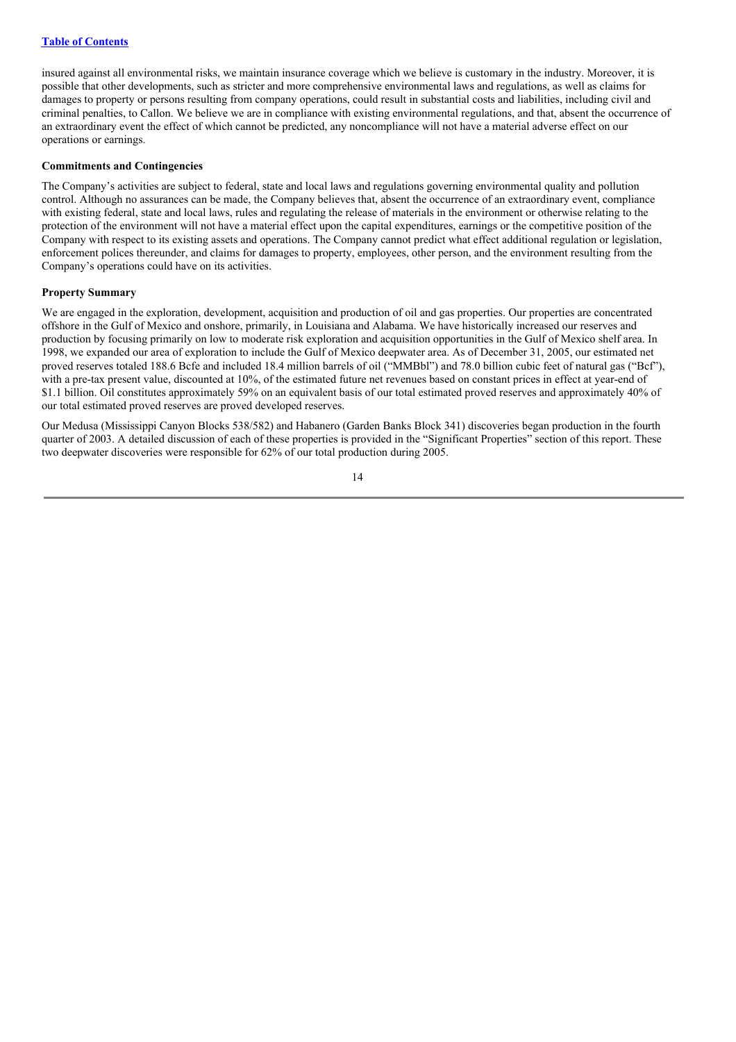insured against all environmental risks, we maintain insurance coverage which we believe is customary in the industry. Moreover, it is possible that other developments, such as stricter and more comprehensive environmental laws and regulations, as well as claims for damages to property or persons resulting from company operations, could result in substantial costs and liabilities, including civil and criminal penalties, to Callon. We believe we are in compliance with existing environmental regulations, and that, absent the occurrence of an extraordinary event the effect of which cannot be predicted, any noncompliance will not have a material adverse effect on our operations or earnings.

**Commitments and Contingencies**

The Company's activities are subject to federal, state and local laws and regulations governing environmental quality and pollution control. Although no assurances can be made, the Company believes that, absent the occurrence of an extraordinary event, compliance with existing federal, state and local laws, rules and regulating the release of materials in the environment or otherwise relating to the protection of the environment will not have a material effect upon the capital expenditures, earnings or the competitive position of the Company with respect to its existing assets and operations. The Company cannot predict what effect additional regulation or legislation, enforcement polices thereunder, and claims for damages to property, employees, other person, and the environment resulting from the Company's operations could have on its activities.

**Property Summary**

We are engaged in the exploration, development, acquisition and production of oil and gas properties. Our properties are concentrated offshore in the Gulf of Mexico and onshore, primarily, in Louisiana and Alabama. We have historically increased our reserves and production by focusing primarily on low to moderate risk exploration and acquisition opportunities in the Gulf of Mexico shelf area. In 1998, we expanded our area of exploration to include the Gulf of Mexico deepwater area. As of December 31, 2005, our estimated net proved reserves totaled 188.6 Bcfe and included 18.4 million barrels of oil ("MMBbl") and 78.0 billion cubic feet of natural gas ("Bcf"), with a pre-tax present value, discounted at 10%, of the estimated future net revenues based on constant prices in effect at year-end of $1.1 billion. Oil constitutes approximately 59% on an equivalent basis of our total estimated proved reserves and approximately 40% of our total estimated proved reserves are proved developed reserves.

Our Medusa (Mississippi Canyon Blocks 538/582) and Habanero (Garden Banks Block 341) discoveries began production in the fourth quarter of 2003. A detailed discussion of each of these properties is provided in the "Significant Properties" section of this report. These two deepwater discoveries were responsible for 62% of our total production during 2005.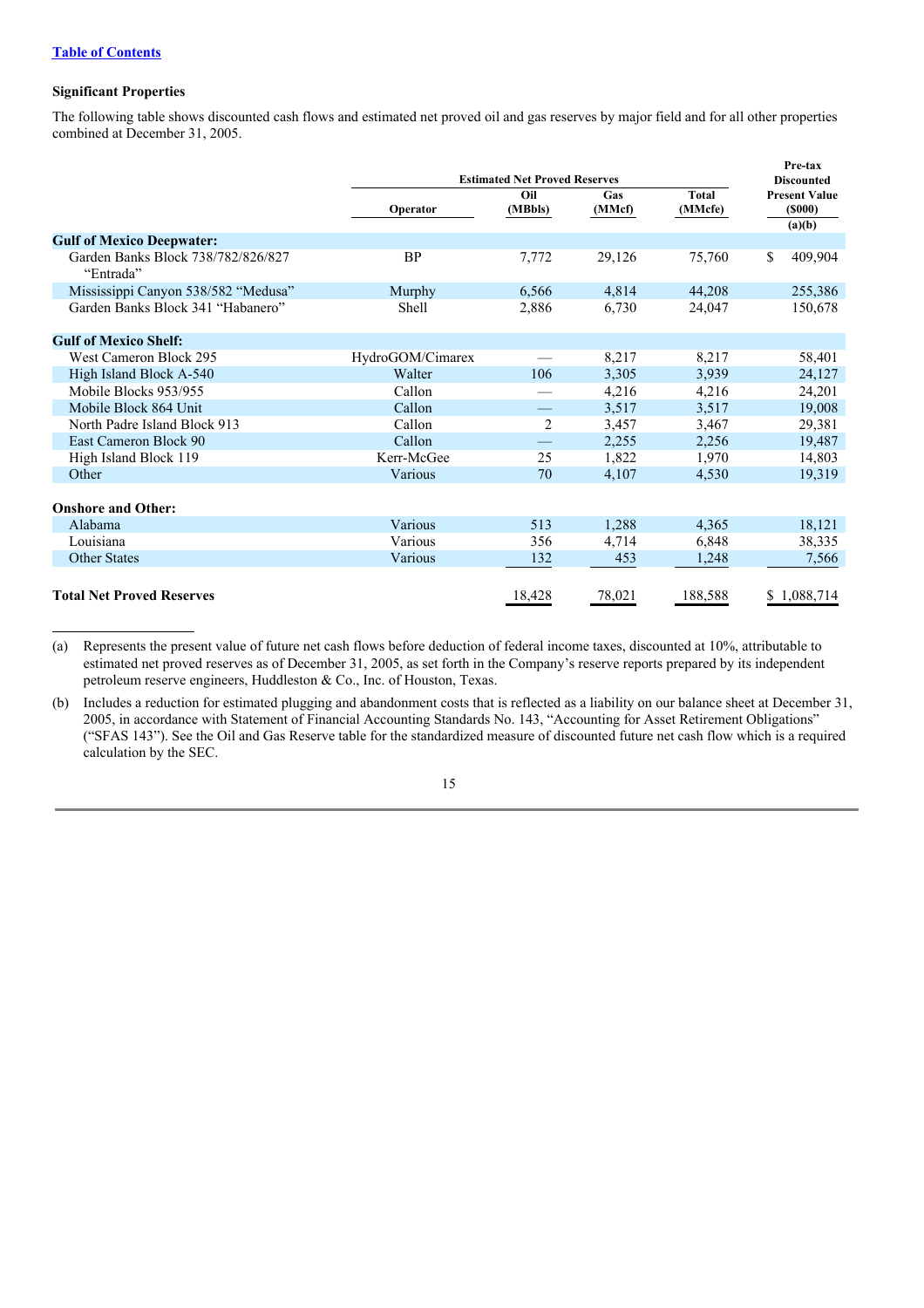**Table of Contents**

### Significant Properties

The following table shows discounted cash flows and estimated net proved oil and gas reserves by major field and for all other properties combined at December 31, 2005.

| | Estimated Net Proved Reserves | | | | Pre-tax Discounted Present Value ($000) (a)(b) |
|---|---|---|---|---|---|
| | Operator | Oil (MBbls) | Gas (MMcf) | Total (MMcfe) | |
| **Gulf of Mexico Deepwater:** | | | | | |
| Garden Banks Block 738/782/826/827 "Entrada" | BP | 7,772 | 29,126 | 75,760 | $ 409,904 |
| Mississippi Canyon 538/582 "Medusa" | Murphy | 6,566 | 4,814 | 44,208 | 255,386 |
| Garden Banks Block 341 "Habanero" | Shell | 2,886 | 6,730 | 24,047 | 150,678 |
| **Gulf of Mexico Shelf:** | | | | | |
| West Cameron Block 295 | HydroGOM/Cimarex | — | 8,217 | 8,217 | 58,401 |
| High Island Block A-540 | Walter | 106 | 3,305 | 3,939 | 24,127 |
| Mobile Blocks 953/955 | Callon | — | 4,216 | 4,216 | 24,201 |
| Mobile Block 864 Unit | Callon | — | 3,517 | 3,517 | 19,008 |
| North Padre Island Block 913 | Callon | 2 | 3,457 | 3,467 | 29,381 |
| East Cameron Block 90 | Callon | — | 2,255 | 2,256 | 19,487 |
| High Island Block 119 | Kerr-McGee | 25 | 1,822 | 1,970 | 14,803 |
| Other | Various | 70 | 4,107 | 4,530 | 19,319 |
| **Onshore and Other:** | | | | | |
| Alabama | Various | 513 | 1,288 | 4,365 | 18,121 |
| Louisiana | Various | 356 | 4,714 | 6,848 | 38,335 |
| Other States | Various | 132 | 453 | 1,248 | 7,566 |
| **Total Net Proved Reserves** | | 18,428 | 78,021 | 188,588 | $ 1,088,714 |

(a) Represents the present value of future net cash flows before deduction of federal income taxes, discounted at 10%, attributable to estimated net proved reserves as of December 31, 2005, as set forth in the Company's reserve reports prepared by its independent petroleum reserve engineers, Huddleston & Co., Inc. of Houston, Texas.

(b) Includes a reduction for estimated plugging and abandonment costs that is reflected as a liability on our balance sheet at December 31, 2005, in accordance with Statement of Financial Accounting Standards No. 143, "Accounting for Asset Retirement Obligations" ("SFAS 143"). See the Oil and Gas Reserve table for the standardized measure of discounted future net cash flow which is a required calculation by the SEC.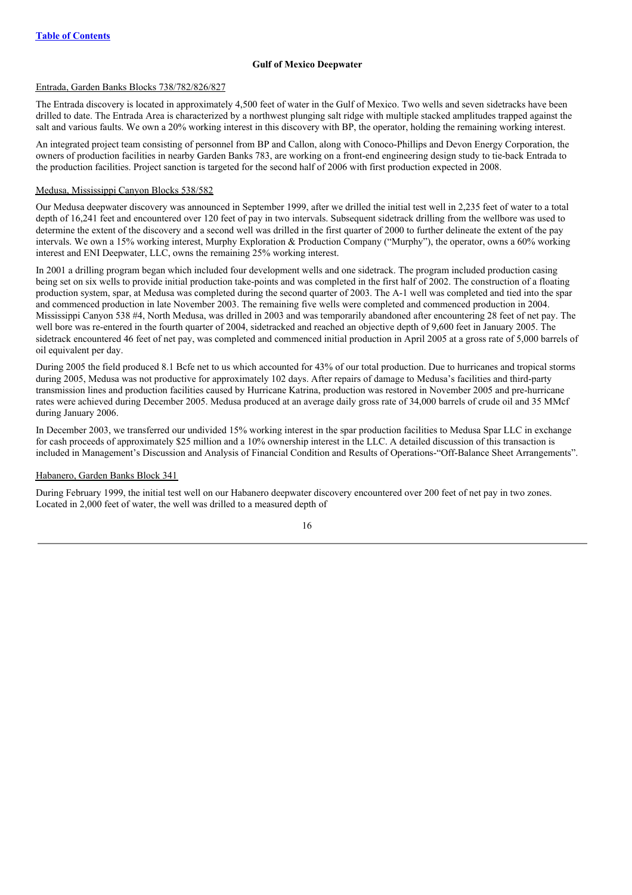## Gulf of Mexico Deepwater

Entrada, Garden Banks Blocks 738/782/826/827

The Entrada discovery is located in approximately 4,500 feet of water in the Gulf of Mexico. Two wells and seven sidetracks have been drilled to date. The Entrada Area is characterized by a northwest plunging salt ridge with multiple stacked amplitudes trapped against the salt and various faults. We own a 20% working interest in this discovery with BP, the operator, holding the remaining working interest.

An integrated project team consisting of personnel from BP and Callon, along with Conoco-Phillips and Devon Energy Corporation, the owners of production facilities in nearby Garden Banks 783, are working on a front-end engineering design study to tie-back Entrada to the production facilities. Project sanction is targeted for the second half of 2006 with first production expected in 2008.

Medusa, Mississippi Canyon Blocks 538/582

Our Medusa deepwater discovery was announced in September 1999, after we drilled the initial test well in 2,235 feet of water to a total depth of 16,241 feet and encountered over 120 feet of pay in two intervals. Subsequent sidetrack drilling from the wellbore was used to determine the extent of the discovery and a second well was drilled in the first quarter of 2000 to further delineate the extent of the pay intervals. We own a 15% working interest, Murphy Exploration & Production Company ("Murphy"), the operator, owns a 60% working interest and ENI Deepwater, LLC, owns the remaining 25% working interest.

In 2001 a drilling program began which included four development wells and one sidetrack. The program included production casing being set on six wells to provide initial production take-points and was completed in the first half of 2002. The construction of a floating production system, spar, at Medusa was completed during the second quarter of 2003. The A-1 well was completed and tied into the spar and commenced production in late November 2003. The remaining five wells were completed and commenced production in 2004. Mississippi Canyon 538 #4, North Medusa, was drilled in 2003 and was temporarily abandoned after encountering 28 feet of net pay. The well bore was re-entered in the fourth quarter of 2004, sidetracked and reached an objective depth of 9,600 feet in January 2005. The sidetrack encountered 46 feet of net pay, was completed and commenced initial production in April 2005 at a gross rate of 5,000 barrels of oil equivalent per day.

During 2005 the field produced 8.1 Bcfe net to us which accounted for 43% of our total production. Due to hurricanes and tropical storms during 2005, Medusa was not productive for approximately 102 days. After repairs of damage to Medusa's facilities and third-party transmission lines and production facilities caused by Hurricane Katrina, production was restored in November 2005 and pre-hurricane rates were achieved during December 2005. Medusa produced at an average daily gross rate of 34,000 barrels of crude oil and 35 MMcf during January 2006.

In December 2003, we transferred our undivided 15% working interest in the spar production facilities to Medusa Spar LLC in exchange for cash proceeds of approximately $25 million and a 10% ownership interest in the LLC. A detailed discussion of this transaction is included in Management's Discussion and Analysis of Financial Condition and Results of Operations-"Off-Balance Sheet Arrangements".

Habanero, Garden Banks Block 341

During February 1999, the initial test well on our Habanero deepwater discovery encountered over 200 feet of net pay in two zones. Located in 2,000 feet of water, the well was drilled to a measured depth of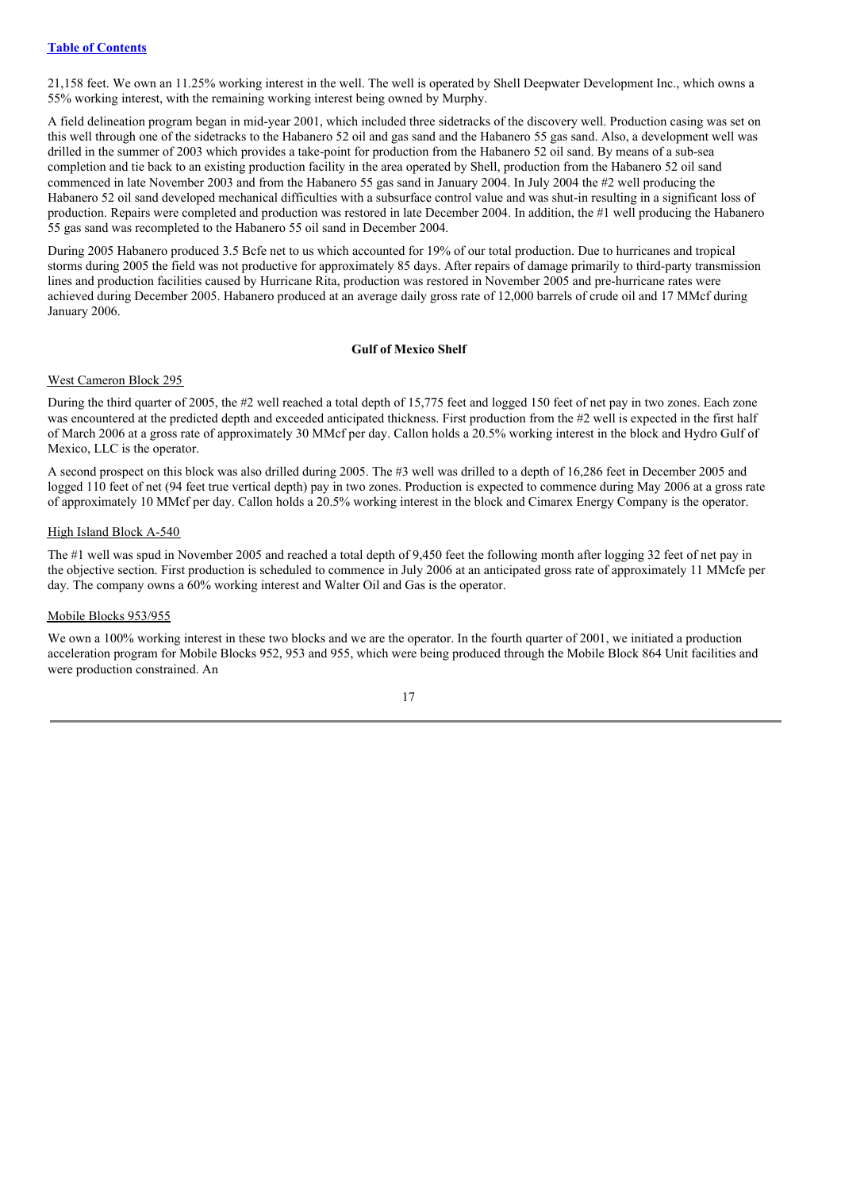21,158 feet. We own an 11.25% working interest in the well. The well is operated by Shell Deepwater Development Inc., which owns a 55% working interest, with the remaining working interest being owned by Murphy.

A field delineation program began in mid-year 2001, which included three sidetracks of the discovery well. Production casing was set on this well through one of the sidetracks to the Habanero 52 oil and gas sand and the Habanero 55 gas sand. Also, a development well was drilled in the summer of 2003 which provides a take-point for production from the Habanero 52 oil sand. By means of a sub-sea completion and tie back to an existing production facility in the area operated by Shell, production from the Habanero 52 oil sand commenced in late November 2003 and from the Habanero 55 gas sand in January 2004. In July 2004 the #2 well producing the Habanero 52 oil sand developed mechanical difficulties with a subsurface control value and was shut-in resulting in a significant loss of production. Repairs were completed and production was restored in late December 2004. In addition, the #1 well producing the Habanero 55 gas sand was recompleted to the Habanero 55 oil sand in December 2004.

During 2005 Habanero produced 3.5 Bcfe net to us which accounted for 19% of our total production. Due to hurricanes and tropical storms during 2005 the field was not productive for approximately 85 days. After repairs of damage primarily to third-party transmission lines and production facilities caused by Hurricane Rita, production was restored in November 2005 and pre-hurricane rates were achieved during December 2005. Habanero produced at an average daily gross rate of 12,000 barrels of crude oil and 17 MMcf during January 2006.

**Gulf of Mexico Shelf**

West Cameron Block 295

During the third quarter of 2005, the #2 well reached a total depth of 15,775 feet and logged 150 feet of net pay in two zones. Each zone was encountered at the predicted depth and exceeded anticipated thickness. First production from the #2 well is expected in the first half of March 2006 at a gross rate of approximately 30 MMcf per day. Callon holds a 20.5% working interest in the block and Hydro Gulf of Mexico, LLC is the operator.

A second prospect on this block was also drilled during 2005. The #3 well was drilled to a depth of 16,286 feet in December 2005 and logged 110 feet of net (94 feet true vertical depth) pay in two zones. Production is expected to commence during May 2006 at a gross rate of approximately 10 MMcf per day. Callon holds a 20.5% working interest in the block and Cimarex Energy Company is the operator.

High Island Block A-540

The #1 well was spud in November 2005 and reached a total depth of 9,450 feet the following month after logging 32 feet of net pay in the objective section. First production is scheduled to commence in July 2006 at an anticipated gross rate of approximately 11 MMcfe per day. The company owns a 60% working interest and Walter Oil and Gas is the operator.

Mobile Blocks 953/955

We own a 100% working interest in these two blocks and we are the operator. In the fourth quarter of 2001, we initiated a production acceleration program for Mobile Blocks 952, 953 and 955, which were being produced through the Mobile Block 864 Unit facilities and were production constrained. An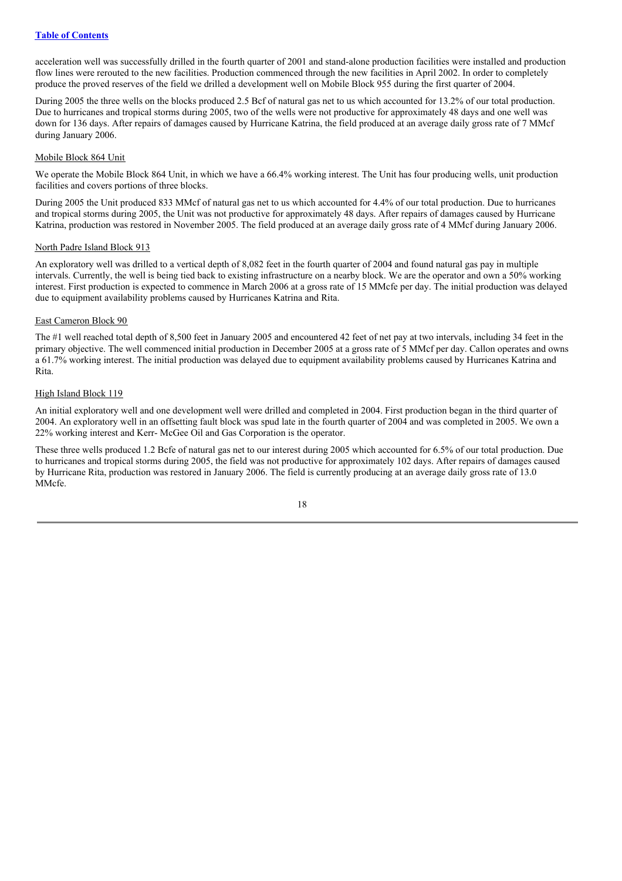acceleration well was successfully drilled in the fourth quarter of 2001 and stand-alone production facilities were installed and production flow lines were rerouted to the new facilities. Production commenced through the new facilities in April 2002. In order to completely produce the proved reserves of the field we drilled a development well on Mobile Block 955 during the first quarter of 2004.

During 2005 the three wells on the blocks produced 2.5 Bcf of natural gas net to us which accounted for 13.2% of our total production. Due to hurricanes and tropical storms during 2005, two of the wells were not productive for approximately 48 days and one well was down for 136 days. After repairs of damages caused by Hurricane Katrina, the field produced at an average daily gross rate of 7 MMcf during January 2006.

Mobile Block 864 Unit

We operate the Mobile Block 864 Unit, in which we have a 66.4% working interest. The Unit has four producing wells, unit production facilities and covers portions of three blocks.

During 2005 the Unit produced 833 MMcf of natural gas net to us which accounted for 4.4% of our total production. Due to hurricanes and tropical storms during 2005, the Unit was not productive for approximately 48 days. After repairs of damages caused by Hurricane Katrina, production was restored in November 2005. The field produced at an average daily gross rate of 4 MMcf during January 2006.

North Padre Island Block 913

An exploratory well was drilled to a vertical depth of 8,082 feet in the fourth quarter of 2004 and found natural gas pay in multiple intervals. Currently, the well is being tied back to existing infrastructure on a nearby block. We are the operator and own a 50% working interest. First production is expected to commence in March 2006 at a gross rate of 15 MMcfe per day. The initial production was delayed due to equipment availability problems caused by Hurricanes Katrina and Rita.

East Cameron Block 90

The #1 well reached total depth of 8,500 feet in January 2005 and encountered 42 feet of net pay at two intervals, including 34 feet in the primary objective. The well commenced initial production in December 2005 at a gross rate of 5 MMcf per day. Callon operates and owns a 61.7% working interest. The initial production was delayed due to equipment availability problems caused by Hurricanes Katrina and Rita.

High Island Block 119

An initial exploratory well and one development well were drilled and completed in 2004. First production began in the third quarter of 2004. An exploratory well in an offsetting fault block was spud late in the fourth quarter of 2004 and was completed in 2005. We own a 22% working interest and Kerr- McGee Oil and Gas Corporation is the operator.

These three wells produced 1.2 Bcfe of natural gas net to our interest during 2005 which accounted for 6.5% of our total production. Due to hurricanes and tropical storms during 2005, the field was not productive for approximately 102 days. After repairs of damages caused by Hurricane Rita, production was restored in January 2006. The field is currently producing at an average daily gross rate of 13.0 MMcfe.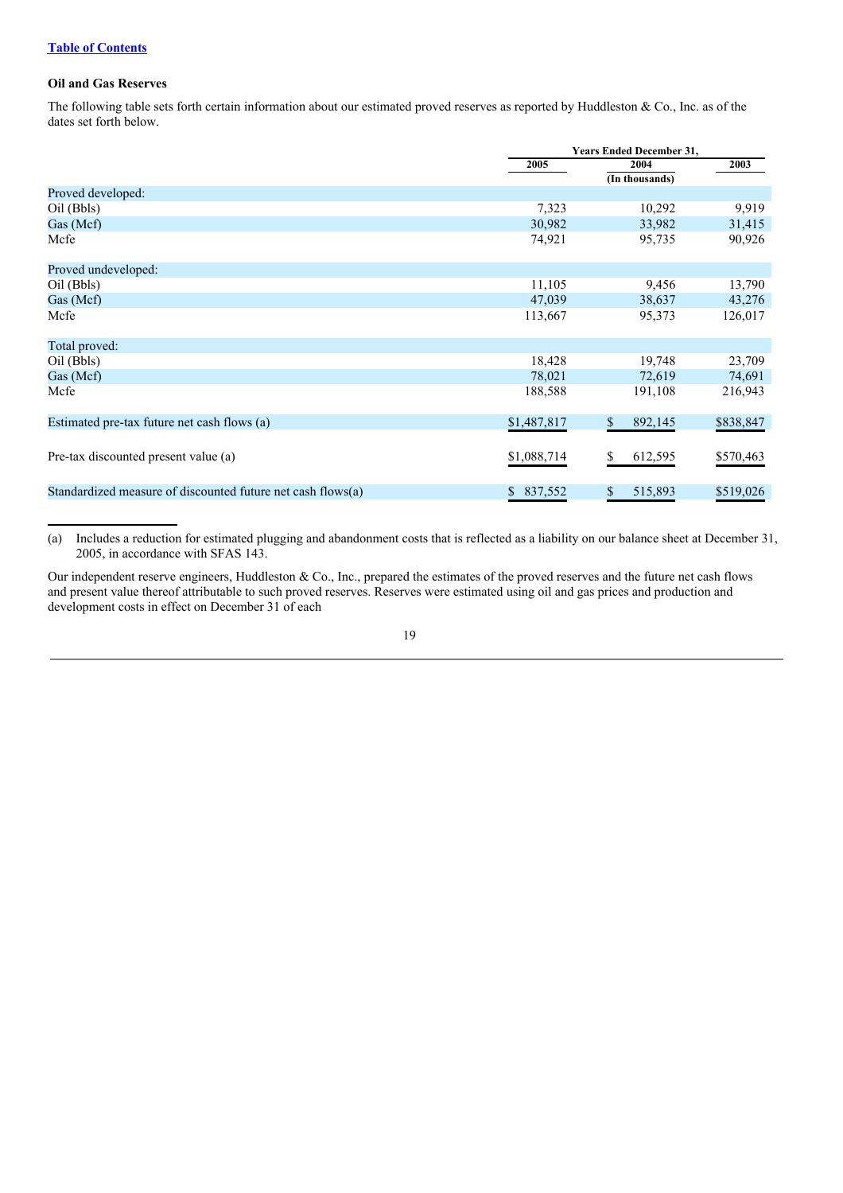[Table of Contents](#)

### Oil and Gas Reserves

The following table sets forth certain information about our estimated proved reserves as reported by Huddleston & Co., Inc. as of the dates set forth below.

| | Years Ended December 31, | | |
|---|---|---|---|
| | 2005 | 2004 | 2003 |
| | | (In thousands) | |
| Proved developed: | | | |
| Oil (Bbls) | 7,323 | 10,292 | 9,919 |
| Gas (Mcf) | 30,982 | 33,982 | 31,415 |
| Mcfe | 74,921 | 95,735 | 90,926 |
| Proved undeveloped: | | | |
| Oil (Bbls) | 11,105 | 9,456 | 13,790 |
| Gas (Mcf) | 47,039 | 38,637 | 43,276 |
| Mcfe | 113,667 | 95,373 | 126,017 |
| Total proved: | | | |
| Oil (Bbls) | 18,428 | 19,748 | 23,709 |
| Gas (Mcf) | 78,021 | 72,619 | 74,691 |
| Mcfe | 188,588 | 191,108 | 216,943 |
| Estimated pre-tax future net cash flows (a) | $1,487,817 | $ 892,145 | $838,847 |
| Pre-tax discounted present value (a) | $1,088,714 | $ 612,595 | $570,463 |
| Standardized measure of discounted future net cash flows(a) | $ 837,552 | $ 515,893 | $519,026 |

(a) Includes a reduction for estimated plugging and abandonment costs that is reflected as a liability on our balance sheet at December 31, 2005, in accordance with SFAS 143.

Our independent reserve engineers, Huddleston & Co., Inc., prepared the estimates of the proved reserves and the future net cash flows and present value thereof attributable to such proved reserves. Reserves were estimated using oil and gas prices and production and development costs in effect on December 31 of each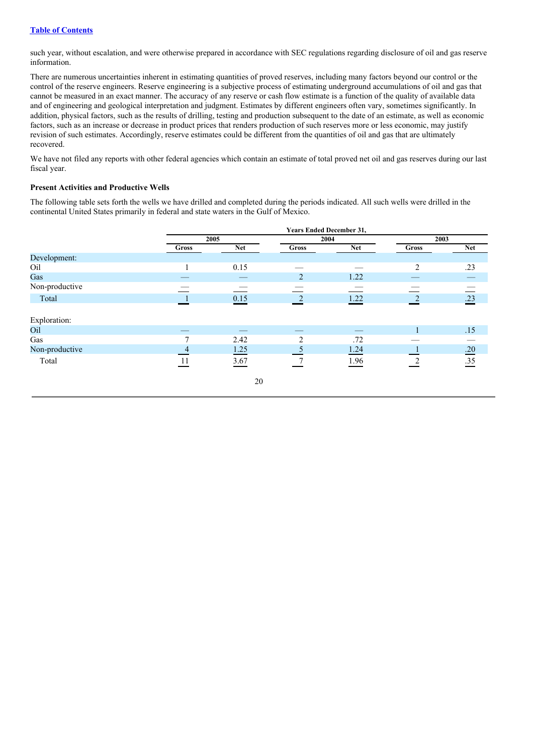such year, without escalation, and were otherwise prepared in accordance with SEC regulations regarding disclosure of oil and gas reserve information.

There are numerous uncertainties inherent in estimating quantities of proved reserves, including many factors beyond our control or the control of the reserve engineers. Reserve engineering is a subjective process of estimating underground accumulations of oil and gas that cannot be measured in an exact manner. The accuracy of any reserve or cash flow estimate is a function of the quality of available data and of engineering and geological interpretation and judgment. Estimates by different engineers often vary, sometimes significantly. In addition, physical factors, such as the results of drilling, testing and production subsequent to the date of an estimate, as well as economic factors, such as an increase or decrease in product prices that renders production of such reserves more or less economic, may justify revision of such estimates. Accordingly, reserve estimates could be different from the quantities of oil and gas that are ultimately recovered.

We have not filed any reports with other federal agencies which contain an estimate of total proved net oil and gas reserves during our last fiscal year.

**Present Activities and Productive Wells**

The following table sets forth the wells we have drilled and completed during the periods indicated. All such wells were drilled in the continental United States primarily in federal and state waters in the Gulf of Mexico.

| | Years Ended December 31, | | | | | |
|---|---|---|---|---|---|---|
| | 2005 | | 2004 | | 2003 | |
| | Gross | Net | Gross | Net | Gross | Net |
| Development: | | | | | | |
| Oil | 1 | 0.15 | — | — | 2 | .23 |
| Gas | — | — | 2 | 1.22 | — | — |
| Non-productive | — | — | — | — | — | — |
| Total | 1 | 0.15 | 2 | 1.22 | 2 | .23 |
| Exploration: | | | | | | |
| Oil | — | — | — | — | 1 | .15 |
| Gas | 7 | 2.42 | 2 | .72 | — | — |
| Non-productive | 4 | 1.25 | 5 | 1.24 | 1 | .20 |
| Total | 11 | 3.67 | 7 | 1.96 | 2 | .35 |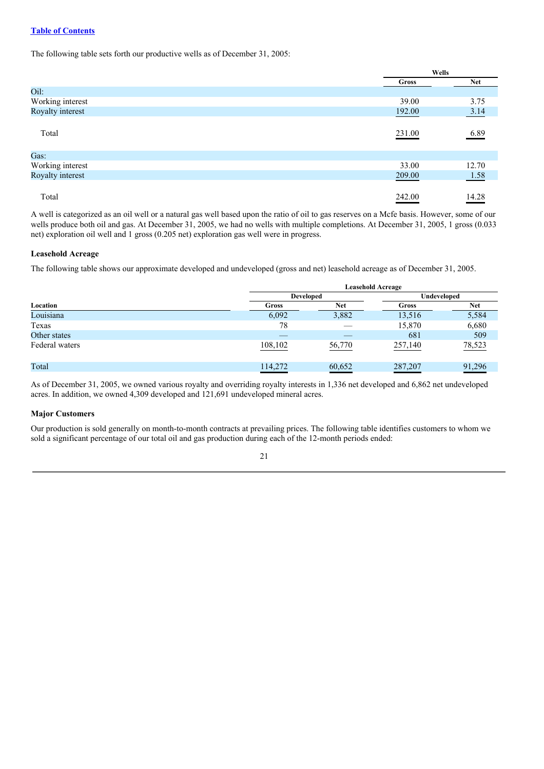The following table sets forth our productive wells as of December 31, 2005:

| | Wells | |
|---|---|---|
| | Gross | Net |
| Oil: | | |
| Working interest | 39.00 | 3.75 |
| Royalty interest | 192.00 | 3.14 |
| Total | 231.00 | 6.89 |
| Gas: | | |
| Working interest | 33.00 | 12.70 |
| Royalty interest | 209.00 | 1.58 |
| Total | 242.00 | 14.28 |

A well is categorized as an oil well or a natural gas well based upon the ratio of oil to gas reserves on a Mcfe basis. However, some of our wells produce both oil and gas. At December 31, 2005, we had no wells with multiple completions. At December 31, 2005, 1 gross (0.033 net) exploration oil well and 1 gross (0.205 net) exploration gas well were in progress.

### Leasehold Acreage

The following table shows our approximate developed and undeveloped (gross and net) leasehold acreage as of December 31, 2005.

| | Leasehold Acreage | | | |
|---|---|---|---|---|
| | Developed | | Undeveloped | |
| Location | Gross | Net | Gross | Net |
| Louisiana | 6,092 | 3,882 | 13,516 | 5,584 |
| Texas | 78 | — | 15,870 | 6,680 |
| Other states | — | — | 681 | 509 |
| Federal waters | 108,102 | 56,770 | 257,140 | 78,523 |
| Total | 114,272 | 60,652 | 287,207 | 91,296 |

As of December 31, 2005, we owned various royalty and overriding royalty interests in 1,336 net developed and 6,862 net undeveloped acres. In addition, we owned 4,309 developed and 121,691 undeveloped mineral acres.

### Major Customers

Our production is sold generally on month-to-month contracts at prevailing prices. The following table identifies customers to whom we sold a significant percentage of our total oil and gas production during each of the 12-month periods ended: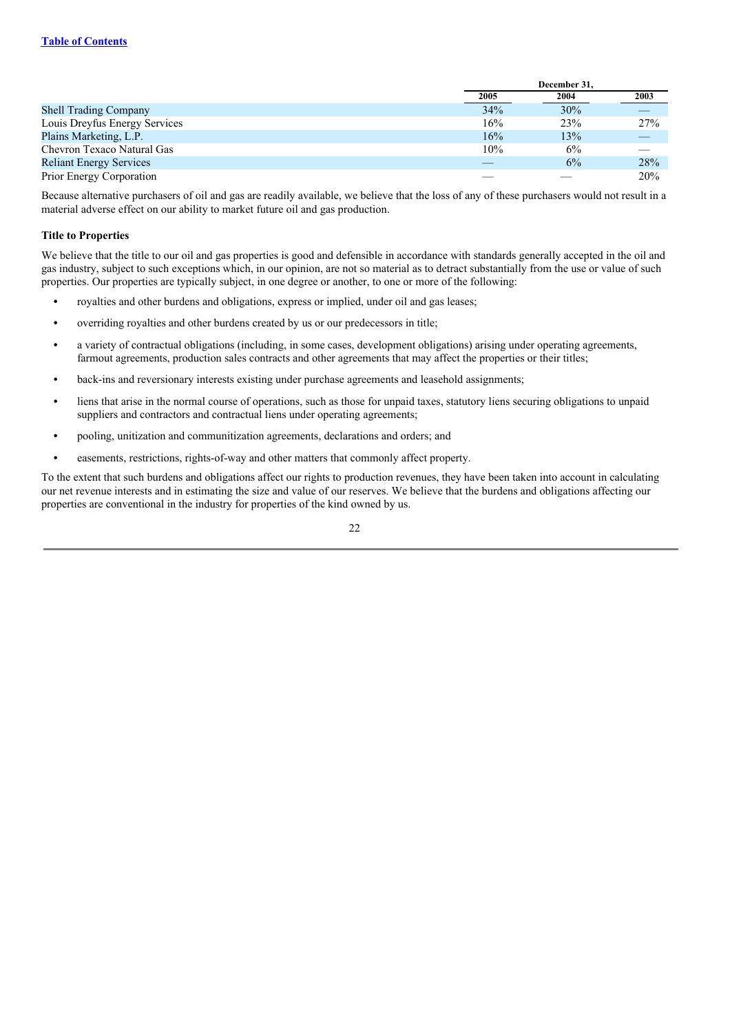| | December 31, | | |
|---|---|---|---|
| | 2005 | 2004 | 2003 |
| Shell Trading Company | 34% | 30% | — |
| Louis Dreyfus Energy Services | 16% | 23% | 27% |
| Plains Marketing, L.P. | 16% | 13% | — |
| Chevron Texaco Natural Gas | 10% | 6% | — |
| Reliant Energy Services | — | 6% | 28% |
| Prior Energy Corporation | — | — | 20% |

Because alternative purchasers of oil and gas are readily available, we believe that the loss of any of these purchasers would not result in a material adverse effect on our ability to market future oil and gas production.

**Title to Properties**

We believe that the title to our oil and gas properties is good and defensible in accordance with standards generally accepted in the oil and gas industry, subject to such exceptions which, in our opinion, are not so material as to detract substantially from the use or value of such properties. Our properties are typically subject, in one degree or another, to one or more of the following:

- royalties and other burdens and obligations, express or implied, under oil and gas leases;
- overriding royalties and other burdens created by us or our predecessors in title;
- a variety of contractual obligations (including, in some cases, development obligations) arising under operating agreements, farmout agreements, production sales contracts and other agreements that may affect the properties or their titles;
- back-ins and reversionary interests existing under purchase agreements and leasehold assignments;
- liens that arise in the normal course of operations, such as those for unpaid taxes, statutory liens securing obligations to unpaid suppliers and contractors and contractual liens under operating agreements;
- pooling, unitization and communitization agreements, declarations and orders; and
- easements, restrictions, rights-of-way and other matters that commonly affect property.

To the extent that such burdens and obligations affect our rights to production revenues, they have been taken into account in calculating our net revenue interests and in estimating the size and value of our reserves. We believe that the burdens and obligations affecting our properties are conventional in the industry for properties of the kind owned by us.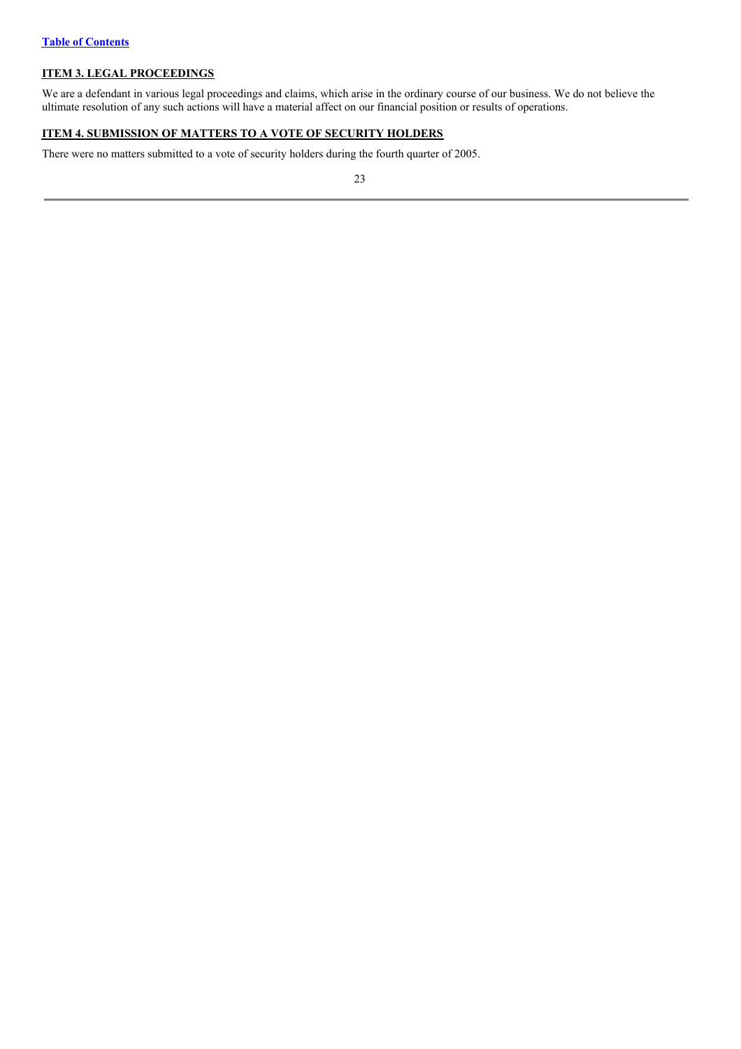## ITEM 3. LEGAL PROCEEDINGS

We are a defendant in various legal proceedings and claims, which arise in the ordinary course of our business. We do not believe the ultimate resolution of any such actions will have a material affect on our financial position or results of operations.

## ITEM 4. SUBMISSION OF MATTERS TO A VOTE OF SECURITY HOLDERS

There were no matters submitted to a vote of security holders during the fourth quarter of 2005.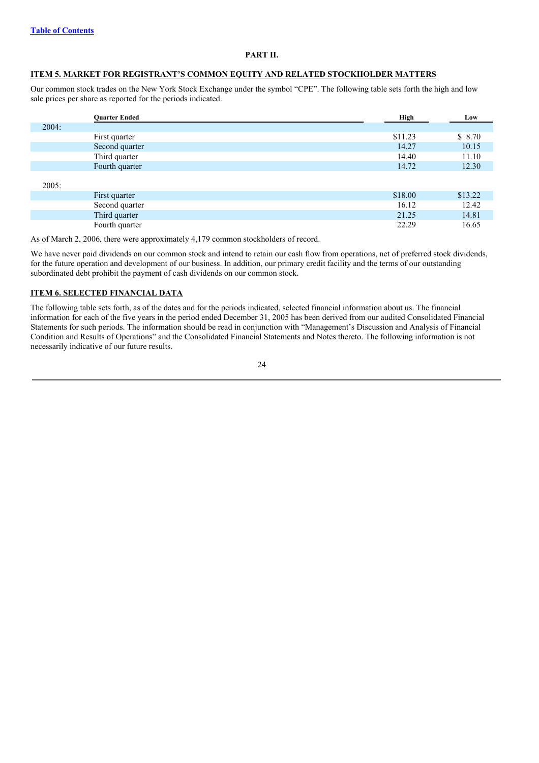## PART II.

## ITEM 5. MARKET FOR REGISTRANT'S COMMON EQUITY AND RELATED STOCKHOLDER MATTERS

Our common stock trades on the New York Stock Exchange under the symbol "CPE". The following table sets forth the high and low sale prices per share as reported for the periods indicated.

| | Quarter Ended | High | Low |
|---|---|---|---|
| 2004: | | | |
| | First quarter | $11.23 | $ 8.70 |
| | Second quarter | 14.27 | 10.15 |
| | Third quarter | 14.40 | 11.10 |
| | Fourth quarter | 14.72 | 12.30 |
| 2005: | | | |
| | First quarter | $18.00 | $13.22 |
| | Second quarter | 16.12 | 12.42 |
| | Third quarter | 21.25 | 14.81 |
| | Fourth quarter | 22.29 | 16.65 |

As of March 2, 2006, there were approximately 4,179 common stockholders of record.

We have never paid dividends on our common stock and intend to retain our cash flow from operations, net of preferred stock dividends, for the future operation and development of our business. In addition, our primary credit facility and the terms of our outstanding subordinated debt prohibit the payment of cash dividends on our common stock.

## ITEM 6. SELECTED FINANCIAL DATA

The following table sets forth, as of the dates and for the periods indicated, selected financial information about us. The financial information for each of the five years in the period ended December 31, 2005 has been derived from our audited Consolidated Financial Statements for such periods. The information should be read in conjunction with "Management's Discussion and Analysis of Financial Condition and Results of Operations" and the Consolidated Financial Statements and Notes thereto. The following information is not necessarily indicative of our future results.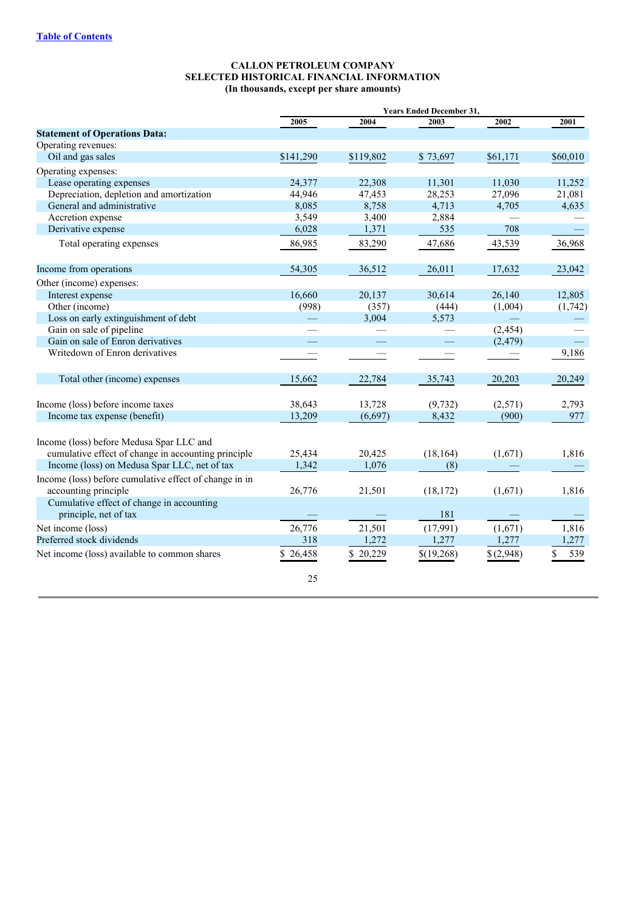[Table of Contents](#)

**CALLON PETROLEUM COMPANY**
**SELECTED HISTORICAL FINANCIAL INFORMATION**
**(In thousands, except per share amounts)**

| | Years Ended December 31, | | | | |
|---|---|---|---|---|---|
| | 2005 | 2004 | 2003 | 2002 | 2001 |
| **Statement of Operations Data:** | | | | | |
| Operating revenues: | | | | | |
| Oil and gas sales | $141,290 | $119,802 | $ 73,697 | $61,171 | $60,010 |
| Operating expenses: | | | | | |
| Lease operating expenses | 24,377 | 22,308 | 11,301 | 11,030 | 11,252 |
| Depreciation, depletion and amortization | 44,946 | 47,453 | 28,253 | 27,096 | 21,081 |
| General and administrative | 8,085 | 8,758 | 4,713 | 4,705 | 4,635 |
| Accretion expense | 3,549 | 3,400 | 2,884 | — | — |
| Derivative expense | 6,028 | 1,371 | 535 | 708 | — |
| Total operating expenses | 86,985 | 83,290 | 47,686 | 43,539 | 36,968 |
| Income from operations | 54,305 | 36,512 | 26,011 | 17,632 | 23,042 |
| Other (income) expenses: | | | | | |
| Interest expense | 16,660 | 20,137 | 30,614 | 26,140 | 12,805 |
| Other (income) | (998) | (357) | (444) | (1,004) | (1,742) |
| Loss on early extinguishment of debt | — | 3,004 | 5,573 | — | — |
| Gain on sale of pipeline | — | — | — | (2,454) | — |
| Gain on sale of Enron derivatives | — | — | — | (2,479) | — |
| Writedown of Enron derivatives | — | — | — | — | 9,186 |
| Total other (income) expenses | 15,662 | 22,784 | 35,743 | 20,203 | 20,249 |
| Income (loss) before income taxes | 38,643 | 13,728 | (9,732) | (2,571) | 2,793 |
| Income tax expense (benefit) | 13,209 | (6,697) | 8,432 | (900) | 977 |
| Income (loss) before Medusa Spar LLC and cumulative effect of change in accounting principle | 25,434 | 20,425 | (18,164) | (1,671) | 1,816 |
| Income (loss) on Medusa Spar LLC, net of tax | 1,342 | 1,076 | (8) | — | — |
| Income (loss) before cumulative effect of change in in accounting principle | 26,776 | 21,501 | (18,172) | (1,671) | 1,816 |
| Cumulative effect of change in accounting principle, net of tax | — | — | 181 | — | — |
| Net income (loss) | 26,776 | 21,501 | (17,991) | (1,671) | 1,816 |
| Preferred stock dividends | 318 | 1,272 | 1,277 | 1,277 | 1,277 |
| Net income (loss) available to common shares | $ 26,458 | $ 20,229 | $(19,268) | $ (2,948) | $ 539 |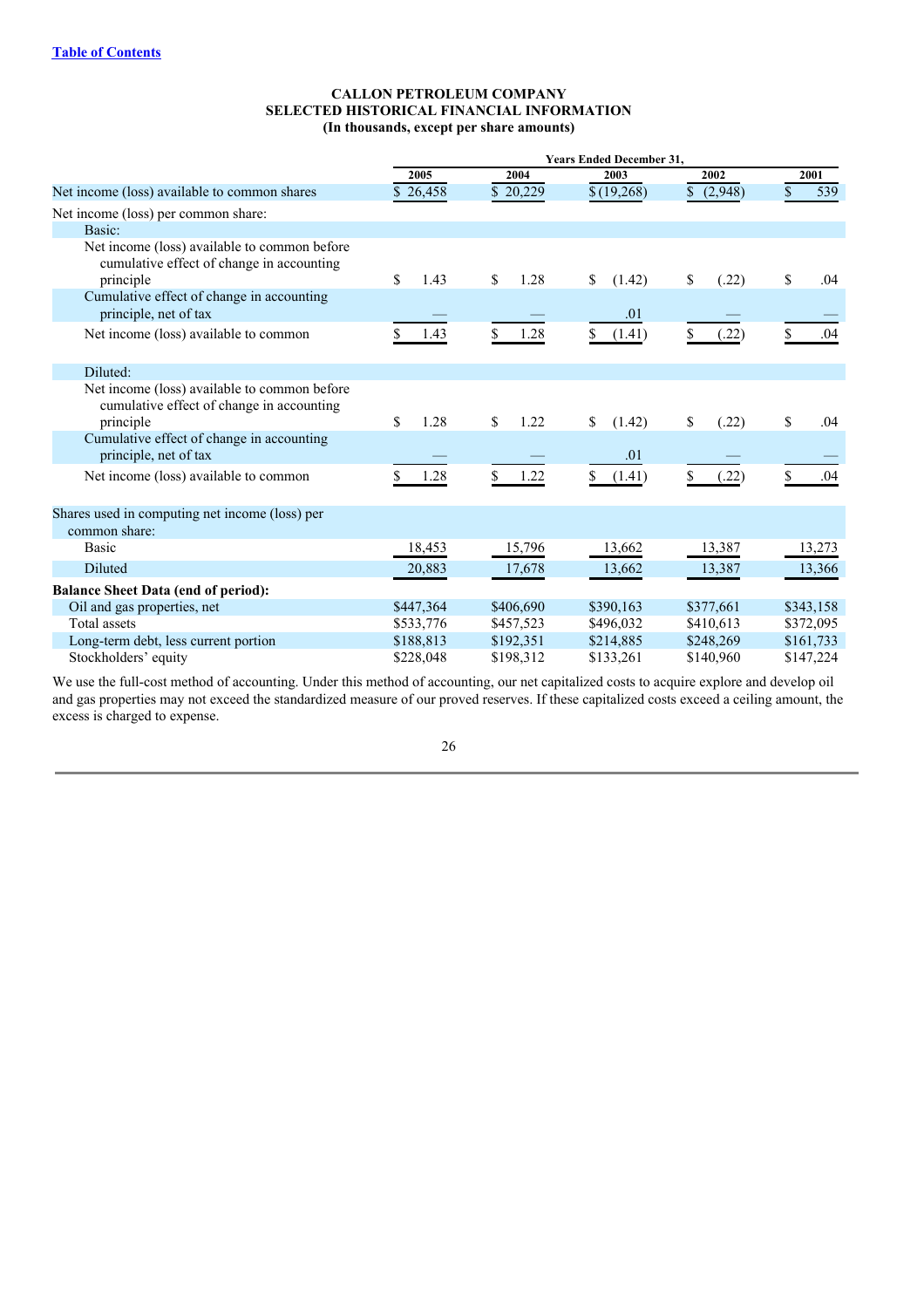**CALLON PETROLEUM COMPANY**
**SELECTED HISTORICAL FINANCIAL INFORMATION**
**(In thousands, except per share amounts)**

| | Years Ended December 31, | | | | |
|---|---|---|---|---|---|
| | 2005 | 2004 | 2003 | 2002 | 2001 |
| Net income (loss) available to common shares | $ 26,458 | $ 20,229 | $ (19,268) | $ (2,948) | $ 539 |
| Net income (loss) per common share: | | | | | |
| Basic: | | | | | |
| Net income (loss) available to common before cumulative effect of change in accounting principle | $ 1.43 | $ 1.28 | $ (1.42) | $ (.22) | $ .04 |
| Cumulative effect of change in accounting principle, net of tax | — | — | .01 | — | — |
| Net income (loss) available to common | $ 1.43 | $ 1.28 | $ (1.41) | $ (.22) | $ .04 |
| Diluted: | | | | | |
| Net income (loss) available to common before cumulative effect of change in accounting principle | $ 1.28 | $ 1.22 | $ (1.42) | $ (.22) | $ .04 |
| Cumulative effect of change in accounting principle, net of tax | — | — | .01 | — | — |
| Net income (loss) available to common | $ 1.28 | $ 1.22 | $ (1.41) | $ (.22) | $ .04 |
| Shares used in computing net income (loss) per common share: | | | | | |
| Basic | 18,453 | 15,796 | 13,662 | 13,387 | 13,273 |
| Diluted | 20,883 | 17,678 | 13,662 | 13,387 | 13,366 |
| **Balance Sheet Data (end of period):** | | | | | |
| Oil and gas properties, net | $447,364 | $406,690 | $390,163 | $377,661 | $343,158 |
| Total assets | $533,776 | $457,523 | $496,032 | $410,613 | $372,095 |
| Long-term debt, less current portion | $188,813 | $192,351 | $214,885 | $248,269 | $161,733 |
| Stockholders' equity | $228,048 | $198,312 | $133,261 | $140,960 | $147,224 |

We use the full-cost method of accounting. Under this method of accounting, our net capitalized costs to acquire explore and develop oil and gas properties may not exceed the standardized measure of our proved reserves. If these capitalized costs exceed a ceiling amount, the excess is charged to expense.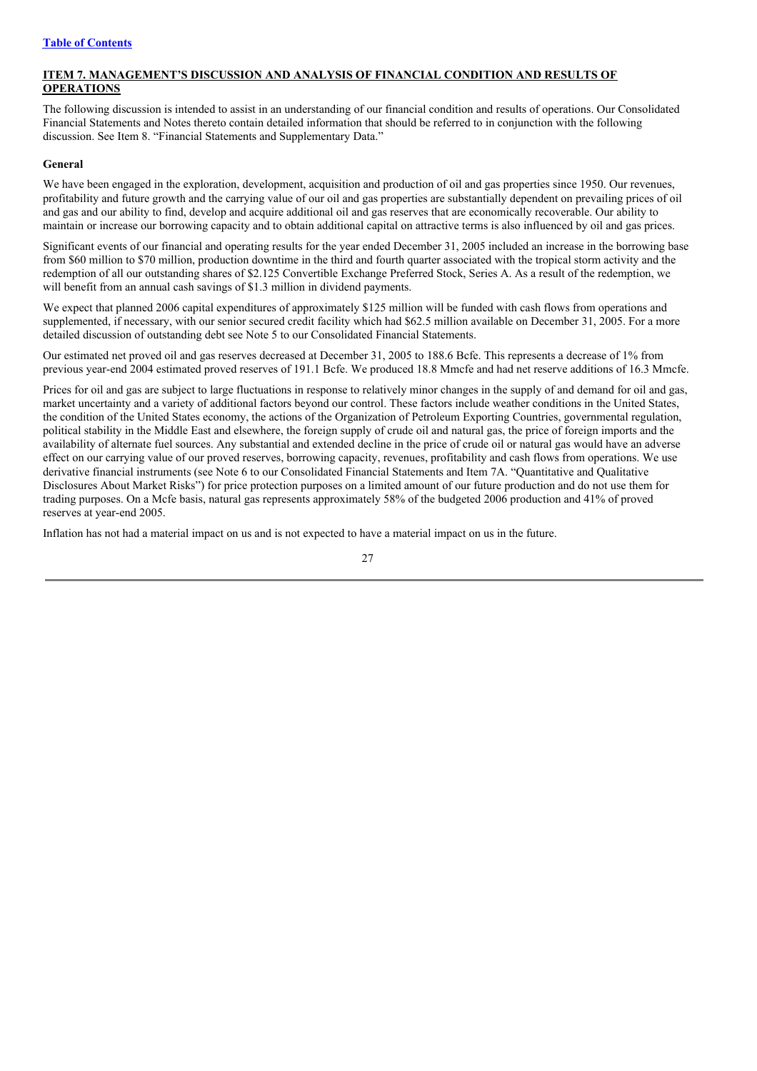[Table of Contents]

## ITEM 7. MANAGEMENT'S DISCUSSION AND ANALYSIS OF FINANCIAL CONDITION AND RESULTS OF OPERATIONS

The following discussion is intended to assist in an understanding of our financial condition and results of operations. Our Consolidated Financial Statements and Notes thereto contain detailed information that should be referred to in conjunction with the following discussion. See Item 8. "Financial Statements and Supplementary Data."

**General**

We have been engaged in the exploration, development, acquisition and production of oil and gas properties since 1950. Our revenues, profitability and future growth and the carrying value of our oil and gas properties are substantially dependent on prevailing prices of oil and gas and our ability to find, develop and acquire additional oil and gas reserves that are economically recoverable. Our ability to maintain or increase our borrowing capacity and to obtain additional capital on attractive terms is also influenced by oil and gas prices.

Significant events of our financial and operating results for the year ended December 31, 2005 included an increase in the borrowing base from $60 million to $70 million, production downtime in the third and fourth quarter associated with the tropical storm activity and the redemption of all our outstanding shares of $2.125 Convertible Exchange Preferred Stock, Series A. As a result of the redemption, we will benefit from an annual cash savings of $1.3 million in dividend payments.

We expect that planned 2006 capital expenditures of approximately $125 million will be funded with cash flows from operations and supplemented, if necessary, with our senior secured credit facility which had $62.5 million available on December 31, 2005. For a more detailed discussion of outstanding debt see Note 5 to our Consolidated Financial Statements.

Our estimated net proved oil and gas reserves decreased at December 31, 2005 to 188.6 Bcfe. This represents a decrease of 1% from previous year-end 2004 estimated proved reserves of 191.1 Bcfe. We produced 18.8 Mmcfe and had net reserve additions of 16.3 Mmcfe.

Prices for oil and gas are subject to large fluctuations in response to relatively minor changes in the supply of and demand for oil and gas, market uncertainty and a variety of additional factors beyond our control. These factors include weather conditions in the United States, the condition of the United States economy, the actions of the Organization of Petroleum Exporting Countries, governmental regulation, political stability in the Middle East and elsewhere, the foreign supply of crude oil and natural gas, the price of foreign imports and the availability of alternate fuel sources. Any substantial and extended decline in the price of crude oil or natural gas would have an adverse effect on our carrying value of our proved reserves, borrowing capacity, revenues, profitability and cash flows from operations. We use derivative financial instruments (see Note 6 to our Consolidated Financial Statements and Item 7A. "Quantitative and Qualitative Disclosures About Market Risks") for price protection purposes on a limited amount of our future production and do not use them for trading purposes. On a Mcfe basis, natural gas represents approximately 58% of the budgeted 2006 production and 41% of proved reserves at year-end 2005.

Inflation has not had a material impact on us and is not expected to have a material impact on us in the future.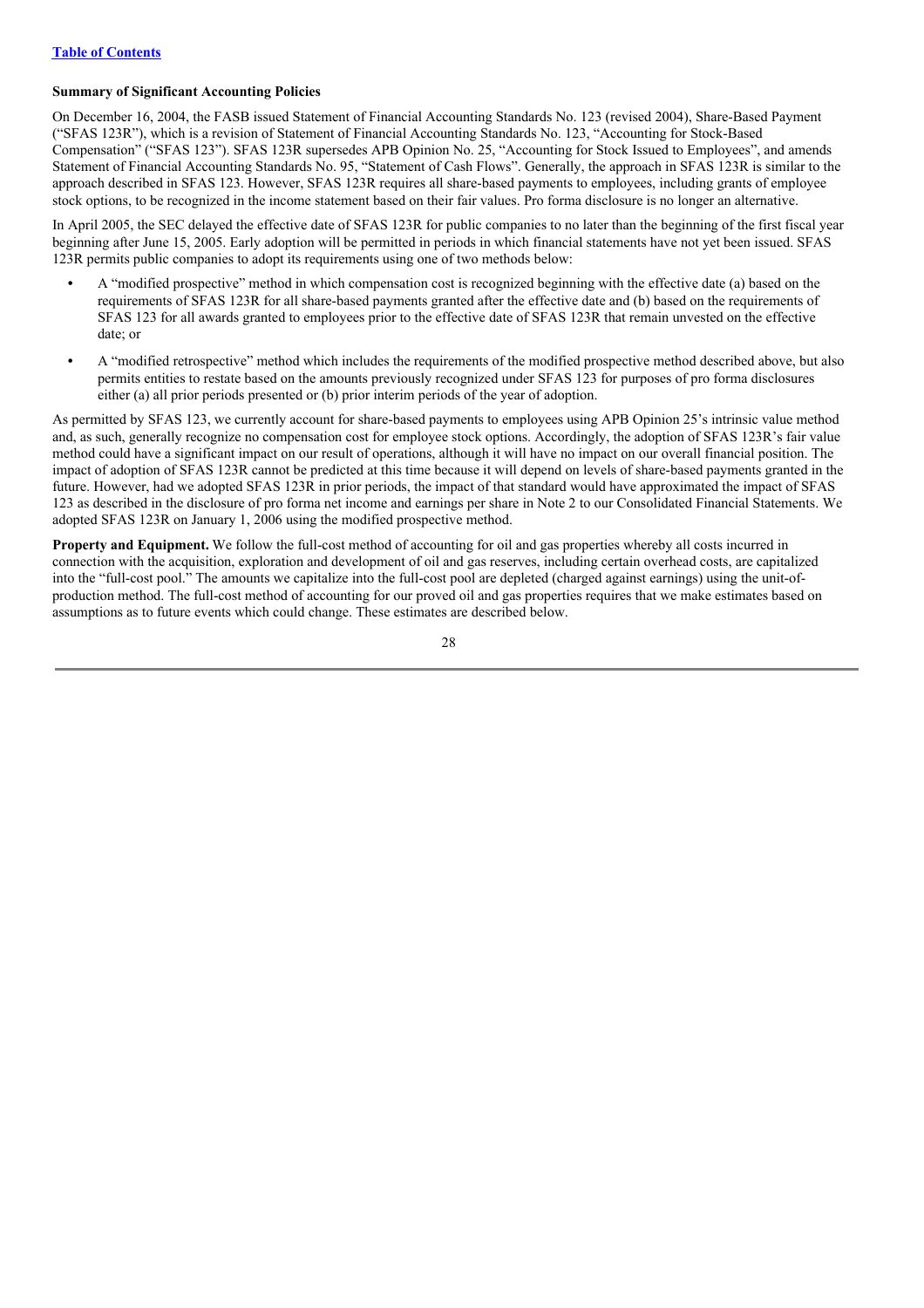**Summary of Significant Accounting Policies**

On December 16, 2004, the FASB issued Statement of Financial Accounting Standards No. 123 (revised 2004), Share-Based Payment ("SFAS 123R"), which is a revision of Statement of Financial Accounting Standards No. 123, "Accounting for Stock-Based Compensation" ("SFAS 123"). SFAS 123R supersedes APB Opinion No. 25, "Accounting for Stock Issued to Employees", and amends Statement of Financial Accounting Standards No. 95, "Statement of Cash Flows". Generally, the approach in SFAS 123R is similar to the approach described in SFAS 123. However, SFAS 123R requires all share-based payments to employees, including grants of employee stock options, to be recognized in the income statement based on their fair values. Pro forma disclosure is no longer an alternative.

In April 2005, the SEC delayed the effective date of SFAS 123R for public companies to no later than the beginning of the first fiscal year beginning after June 15, 2005. Early adoption will be permitted in periods in which financial statements have not yet been issued. SFAS 123R permits public companies to adopt its requirements using one of two methods below:

- A "modified prospective" method in which compensation cost is recognized beginning with the effective date (a) based on the requirements of SFAS 123R for all share-based payments granted after the effective date and (b) based on the requirements of SFAS 123 for all awards granted to employees prior to the effective date of SFAS 123R that remain unvested on the effective date; or
- A "modified retrospective" method which includes the requirements of the modified prospective method described above, but also permits entities to restate based on the amounts previously recognized under SFAS 123 for purposes of pro forma disclosures either (a) all prior periods presented or (b) prior interim periods of the year of adoption.

As permitted by SFAS 123, we currently account for share-based payments to employees using APB Opinion 25's intrinsic value method and, as such, generally recognize no compensation cost for employee stock options. Accordingly, the adoption of SFAS 123R's fair value method could have a significant impact on our result of operations, although it will have no impact on our overall financial position. The impact of adoption of SFAS 123R cannot be predicted at this time because it will depend on levels of share-based payments granted in the future. However, had we adopted SFAS 123R in prior periods, the impact of that standard would have approximated the impact of SFAS 123 as described in the disclosure of pro forma net income and earnings per share in Note 2 to our Consolidated Financial Statements. We adopted SFAS 123R on January 1, 2006 using the modified prospective method.

**Property and Equipment.** We follow the full-cost method of accounting for oil and gas properties whereby all costs incurred in connection with the acquisition, exploration and development of oil and gas reserves, including certain overhead costs, are capitalized into the "full-cost pool." The amounts we capitalize into the full-cost pool are depleted (charged against earnings) using the unit-of-production method. The full-cost method of accounting for our proved oil and gas properties requires that we make estimates based on assumptions as to future events which could change. These estimates are described below.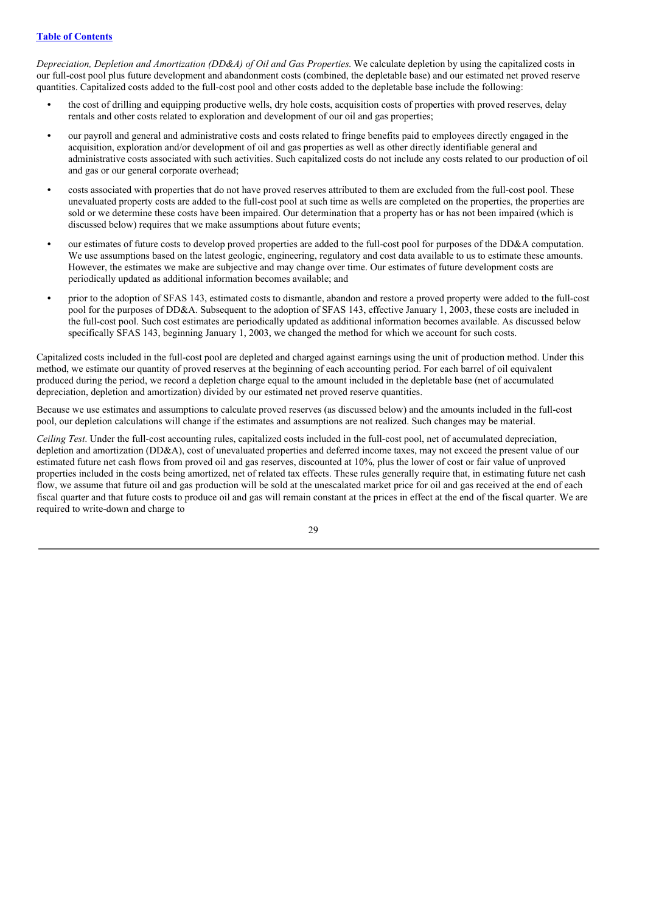*Depreciation, Depletion and Amortization (DD&A) of Oil and Gas Properties.* We calculate depletion by using the capitalized costs in our full-cost pool plus future development and abandonment costs (combined, the depletable base) and our estimated net proved reserve quantities. Capitalized costs added to the full-cost pool and other costs added to the depletable base include the following:

- the cost of drilling and equipping productive wells, dry hole costs, acquisition costs of properties with proved reserves, delay rentals and other costs related to exploration and development of our oil and gas properties;
- our payroll and general and administrative costs and costs related to fringe benefits paid to employees directly engaged in the acquisition, exploration and/or development of oil and gas properties as well as other directly identifiable general and administrative costs associated with such activities. Such capitalized costs do not include any costs related to our production of oil and gas or our general corporate overhead;
- costs associated with properties that do not have proved reserves attributed to them are excluded from the full-cost pool. These unevaluated property costs are added to the full-cost pool at such time as wells are completed on the properties, the properties are sold or we determine these costs have been impaired. Our determination that a property has or has not been impaired (which is discussed below) requires that we make assumptions about future events;
- our estimates of future costs to develop proved properties are added to the full-cost pool for purposes of the DD&A computation. We use assumptions based on the latest geologic, engineering, regulatory and cost data available to us to estimate these amounts. However, the estimates we make are subjective and may change over time. Our estimates of future development costs are periodically updated as additional information becomes available; and
- prior to the adoption of SFAS 143, estimated costs to dismantle, abandon and restore a proved property were added to the full-cost pool for the purposes of DD&A. Subsequent to the adoption of SFAS 143, effective January 1, 2003, these costs are included in the full-cost pool. Such cost estimates are periodically updated as additional information becomes available. As discussed below specifically SFAS 143, beginning January 1, 2003, we changed the method for which we account for such costs.

Capitalized costs included in the full-cost pool are depleted and charged against earnings using the unit of production method. Under this method, we estimate our quantity of proved reserves at the beginning of each accounting period. For each barrel of oil equivalent produced during the period, we record a depletion charge equal to the amount included in the depletable base (net of accumulated depreciation, depletion and amortization) divided by our estimated net proved reserve quantities.

Because we use estimates and assumptions to calculate proved reserves (as discussed below) and the amounts included in the full-cost pool, our depletion calculations will change if the estimates and assumptions are not realized. Such changes may be material.

*Ceiling Test*. Under the full-cost accounting rules, capitalized costs included in the full-cost pool, net of accumulated depreciation, depletion and amortization (DD&A), cost of unevaluated properties and deferred income taxes, may not exceed the present value of our estimated future net cash flows from proved oil and gas reserves, discounted at 10%, plus the lower of cost or fair value of unproved properties included in the costs being amortized, net of related tax effects. These rules generally require that, in estimating future net cash flow, we assume that future oil and gas production will be sold at the unescalated market price for oil and gas received at the end of each fiscal quarter and that future costs to produce oil and gas will remain constant at the prices in effect at the end of the fiscal quarter. We are required to write-down and charge to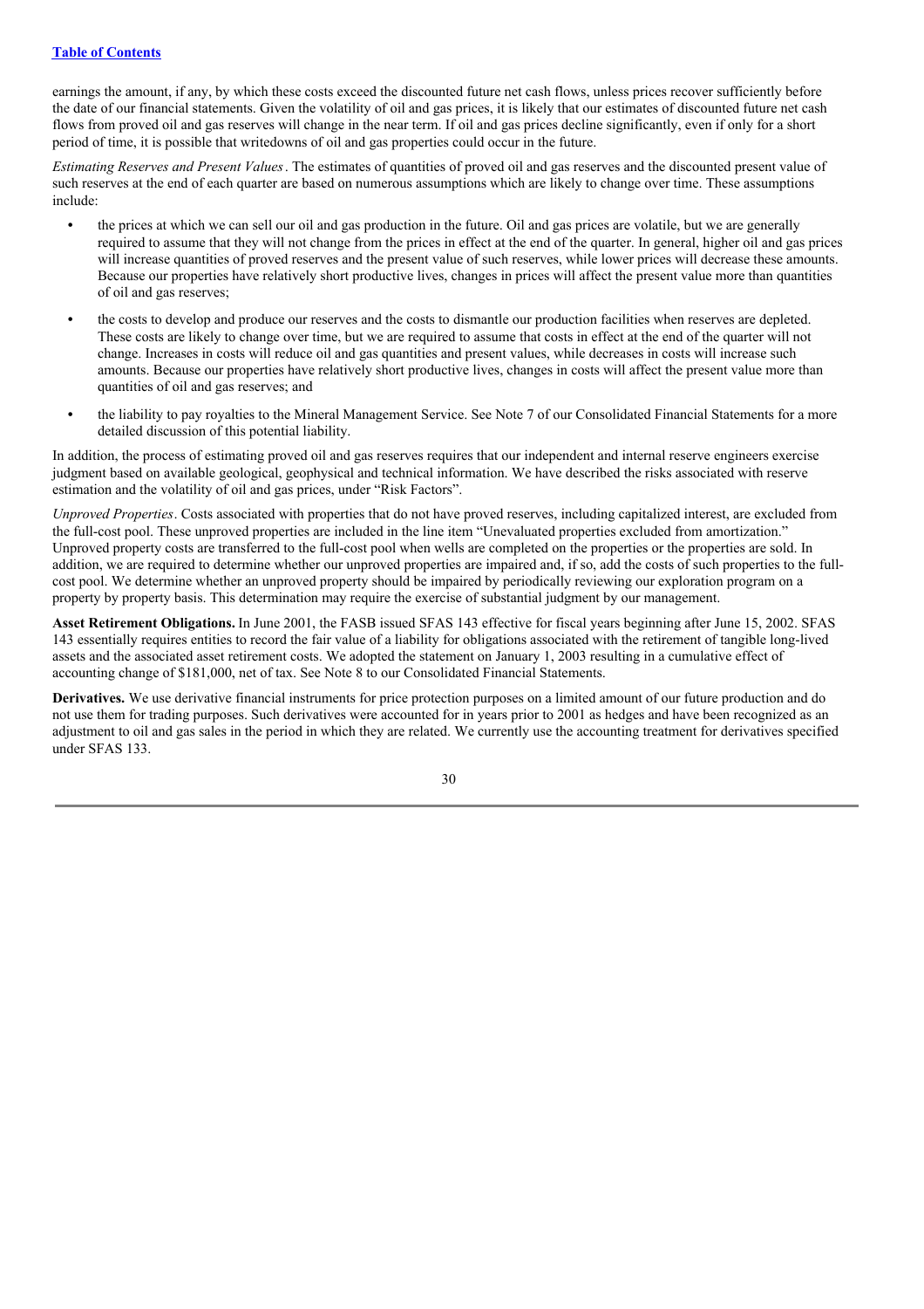earnings the amount, if any, by which these costs exceed the discounted future net cash flows, unless prices recover sufficiently before the date of our financial statements. Given the volatility of oil and gas prices, it is likely that our estimates of discounted future net cash flows from proved oil and gas reserves will change in the near term. If oil and gas prices decline significantly, even if only for a short period of time, it is possible that writedowns of oil and gas properties could occur in the future.

*Estimating Reserves and Present Values*. The estimates of quantities of proved oil and gas reserves and the discounted present value of such reserves at the end of each quarter are based on numerous assumptions which are likely to change over time. These assumptions include:

- the prices at which we can sell our oil and gas production in the future. Oil and gas prices are volatile, but we are generally required to assume that they will not change from the prices in effect at the end of the quarter. In general, higher oil and gas prices will increase quantities of proved reserves and the present value of such reserves, while lower prices will decrease these amounts. Because our properties have relatively short productive lives, changes in prices will affect the present value more than quantities of oil and gas reserves;
- the costs to develop and produce our reserves and the costs to dismantle our production facilities when reserves are depleted. These costs are likely to change over time, but we are required to assume that costs in effect at the end of the quarter will not change. Increases in costs will reduce oil and gas quantities and present values, while decreases in costs will increase such amounts. Because our properties have relatively short productive lives, changes in costs will affect the present value more than quantities of oil and gas reserves; and
- the liability to pay royalties to the Mineral Management Service. See Note 7 of our Consolidated Financial Statements for a more detailed discussion of this potential liability.

In addition, the process of estimating proved oil and gas reserves requires that our independent and internal reserve engineers exercise judgment based on available geological, geophysical and technical information. We have described the risks associated with reserve estimation and the volatility of oil and gas prices, under "Risk Factors".

*Unproved Properties*. Costs associated with properties that do not have proved reserves, including capitalized interest, are excluded from the full-cost pool. These unproved properties are included in the line item "Unevaluated properties excluded from amortization." Unproved property costs are transferred to the full-cost pool when wells are completed on the properties or the properties are sold. In addition, we are required to determine whether our unproved properties are impaired and, if so, add the costs of such properties to the full-cost pool. We determine whether an unproved property should be impaired by periodically reviewing our exploration program on a property by property basis. This determination may require the exercise of substantial judgment by our management.

**Asset Retirement Obligations.** In June 2001, the FASB issued SFAS 143 effective for fiscal years beginning after June 15, 2002. SFAS 143 essentially requires entities to record the fair value of a liability for obligations associated with the retirement of tangible long-lived assets and the associated asset retirement costs. We adopted the statement on January 1, 2003 resulting in a cumulative effect of accounting change of $181,000, net of tax. See Note 8 to our Consolidated Financial Statements.

**Derivatives.** We use derivative financial instruments for price protection purposes on a limited amount of our future production and do not use them for trading purposes. Such derivatives were accounted for in years prior to 2001 as hedges and have been recognized as an adjustment to oil and gas sales in the period in which they are related. We currently use the accounting treatment for derivatives specified under SFAS 133.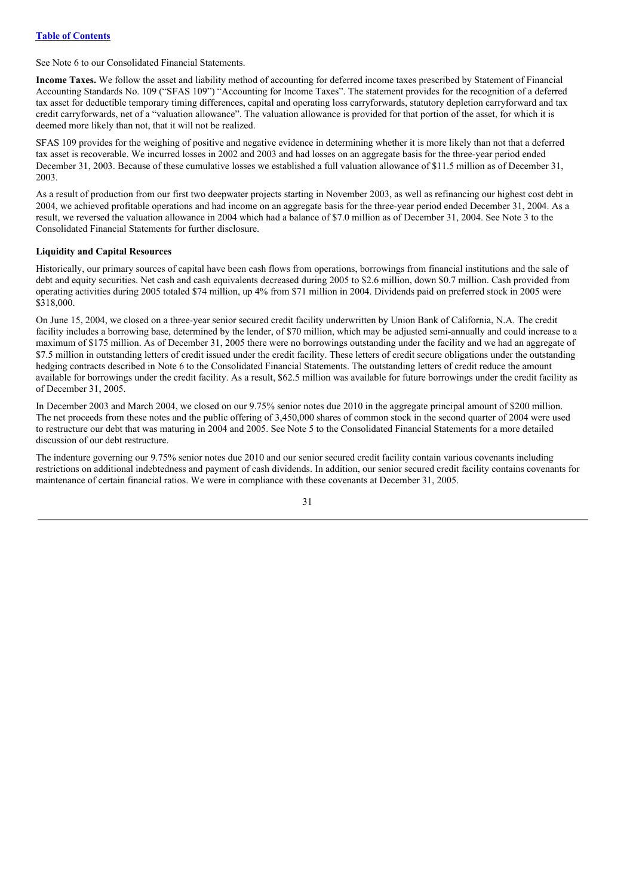See Note 6 to our Consolidated Financial Statements.

**Income Taxes.** We follow the asset and liability method of accounting for deferred income taxes prescribed by Statement of Financial Accounting Standards No. 109 ("SFAS 109") "Accounting for Income Taxes". The statement provides for the recognition of a deferred tax asset for deductible temporary timing differences, capital and operating loss carryforwards, statutory depletion carryforward and tax credit carryforwards, net of a "valuation allowance". The valuation allowance is provided for that portion of the asset, for which it is deemed more likely than not, that it will not be realized.

SFAS 109 provides for the weighing of positive and negative evidence in determining whether it is more likely than not that a deferred tax asset is recoverable. We incurred losses in 2002 and 2003 and had losses on an aggregate basis for the three-year period ended December 31, 2003. Because of these cumulative losses we established a full valuation allowance of $11.5 million as of December 31, 2003.

As a result of production from our first two deepwater projects starting in November 2003, as well as refinancing our highest cost debt in 2004, we achieved profitable operations and had income on an aggregate basis for the three-year period ended December 31, 2004. As a result, we reversed the valuation allowance in 2004 which had a balance of $7.0 million as of December 31, 2004. See Note 3 to the Consolidated Financial Statements for further disclosure.

**Liquidity and Capital Resources**

Historically, our primary sources of capital have been cash flows from operations, borrowings from financial institutions and the sale of debt and equity securities. Net cash and cash equivalents decreased during 2005 to $2.6 million, down $0.7 million. Cash provided from operating activities during 2005 totaled $74 million, up 4% from $71 million in 2004. Dividends paid on preferred stock in 2005 were $318,000.

On June 15, 2004, we closed on a three-year senior secured credit facility underwritten by Union Bank of California, N.A. The credit facility includes a borrowing base, determined by the lender, of $70 million, which may be adjusted semi-annually and could increase to a maximum of $175 million. As of December 31, 2005 there were no borrowings outstanding under the facility and we had an aggregate of $7.5 million in outstanding letters of credit issued under the credit facility. These letters of credit secure obligations under the outstanding hedging contracts described in Note 6 to the Consolidated Financial Statements. The outstanding letters of credit reduce the amount available for borrowings under the credit facility. As a result, $62.5 million was available for future borrowings under the credit facility as of December 31, 2005.

In December 2003 and March 2004, we closed on our 9.75% senior notes due 2010 in the aggregate principal amount of $200 million. The net proceeds from these notes and the public offering of 3,450,000 shares of common stock in the second quarter of 2004 were used to restructure our debt that was maturing in 2004 and 2005. See Note 5 to the Consolidated Financial Statements for a more detailed discussion of our debt restructure.

The indenture governing our 9.75% senior notes due 2010 and our senior secured credit facility contain various covenants including restrictions on additional indebtedness and payment of cash dividends. In addition, our senior secured credit facility contains covenants for maintenance of certain financial ratios. We were in compliance with these covenants at December 31, 2005.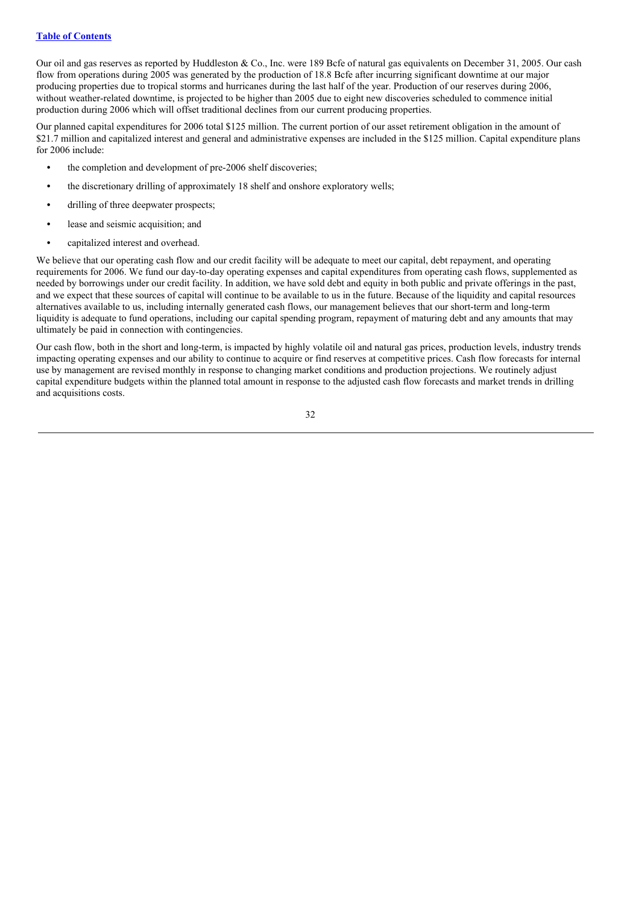Our oil and gas reserves as reported by Huddleston & Co., Inc. were 189 Bcfe of natural gas equivalents on December 31, 2005. Our cash flow from operations during 2005 was generated by the production of 18.8 Bcfe after incurring significant downtime at our major producing properties due to tropical storms and hurricanes during the last half of the year. Production of our reserves during 2006, without weather-related downtime, is projected to be higher than 2005 due to eight new discoveries scheduled to commence initial production during 2006 which will offset traditional declines from our current producing properties.

Our planned capital expenditures for 2006 total $125 million. The current portion of our asset retirement obligation in the amount of $21.7 million and capitalized interest and general and administrative expenses are included in the $125 million. Capital expenditure plans for 2006 include:

- the completion and development of pre-2006 shelf discoveries;
- the discretionary drilling of approximately 18 shelf and onshore exploratory wells;
- drilling of three deepwater prospects;
- lease and seismic acquisition; and
- capitalized interest and overhead.

We believe that our operating cash flow and our credit facility will be adequate to meet our capital, debt repayment, and operating requirements for 2006. We fund our day-to-day operating expenses and capital expenditures from operating cash flows, supplemented as needed by borrowings under our credit facility. In addition, we have sold debt and equity in both public and private offerings in the past, and we expect that these sources of capital will continue to be available to us in the future. Because of the liquidity and capital resources alternatives available to us, including internally generated cash flows, our management believes that our short-term and long-term liquidity is adequate to fund operations, including our capital spending program, repayment of maturing debt and any amounts that may ultimately be paid in connection with contingencies.

Our cash flow, both in the short and long-term, is impacted by highly volatile oil and natural gas prices, production levels, industry trends impacting operating expenses and our ability to continue to acquire or find reserves at competitive prices. Cash flow forecasts for internal use by management are revised monthly in response to changing market conditions and production projections. We routinely adjust capital expenditure budgets within the planned total amount in response to the adjusted cash flow forecasts and market trends in drilling and acquisitions costs.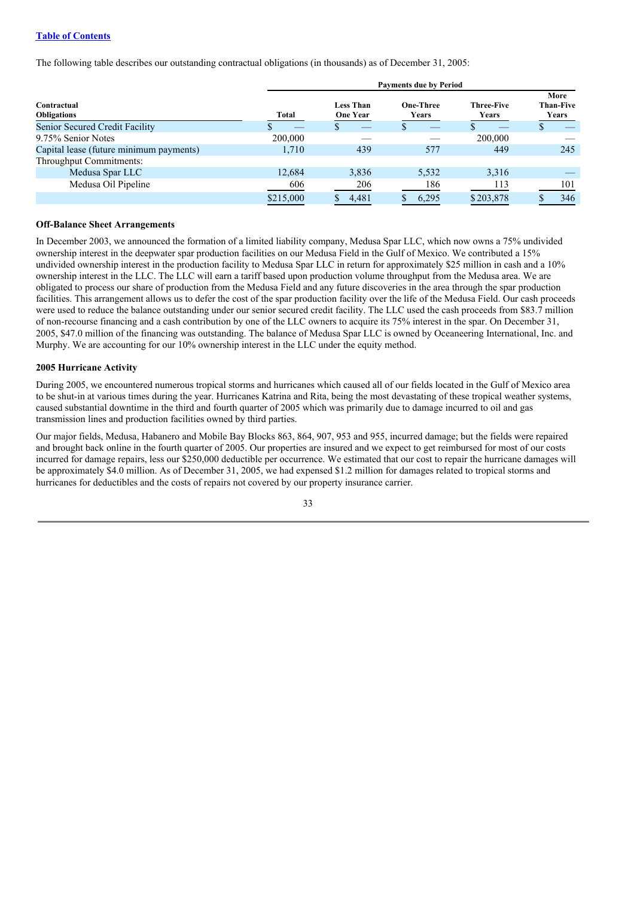The following table describes our outstanding contractual obligations (in thousands) as of December 31, 2005:

| Contractual Obligations | Payments due by Period | | | | |
|---|---|---|---|---|---|
| | Total | Less Than One Year | One-Three Years | Three-Five Years | More Than-Five Years |
| Senior Secured Credit Facility | $ — | $ — | $ — | $ — | $ — |
| 9.75% Senior Notes | 200,000 | — | — | 200,000 | — |
| Capital lease (future minimum payments) | 1,710 | 439 | 577 | 449 | 245 |
| Throughput Commitments: | | | | | |
| Medusa Spar LLC | 12,684 | 3,836 | 5,532 | 3,316 | — |
| Medusa Oil Pipeline | 606 | 206 | 186 | 113 | 101 |
| | $215,000 | $ 4,481 | $ 6,295 | $203,878 | $ 346 |

**Off-Balance Sheet Arrangements**

In December 2003, we announced the formation of a limited liability company, Medusa Spar LLC, which now owns a 75% undivided ownership interest in the deepwater spar production facilities on our Medusa Field in the Gulf of Mexico. We contributed a 15% undivided ownership interest in the production facility to Medusa Spar LLC in return for approximately $25 million in cash and a 10% ownership interest in the LLC. The LLC will earn a tariff based upon production volume throughput from the Medusa area. We are obligated to process our share of production from the Medusa Field and any future discoveries in the area through the spar production facilities. This arrangement allows us to defer the cost of the spar production facility over the life of the Medusa Field. Our cash proceeds were used to reduce the balance outstanding under our senior secured credit facility. The LLC used the cash proceeds from $83.7 million of non-recourse financing and a cash contribution by one of the LLC owners to acquire its 75% interest in the spar. On December 31, 2005, $47.0 million of the financing was outstanding. The balance of Medusa Spar LLC is owned by Oceaneering International, Inc. and Murphy. We are accounting for our 10% ownership interest in the LLC under the equity method.

**2005 Hurricane Activity**

During 2005, we encountered numerous tropical storms and hurricanes which caused all of our fields located in the Gulf of Mexico area to be shut-in at various times during the year. Hurricanes Katrina and Rita, being the most devastating of these tropical weather systems, caused substantial downtime in the third and fourth quarter of 2005 which was primarily due to damage incurred to oil and gas transmission lines and production facilities owned by third parties.

Our major fields, Medusa, Habanero and Mobile Bay Blocks 863, 864, 907, 953 and 955, incurred damage; but the fields were repaired and brought back online in the fourth quarter of 2005. Our properties are insured and we expect to get reimbursed for most of our costs incurred for damage repairs, less our $250,000 deductible per occurrence. We estimated that our cost to repair the hurricane damages will be approximately $4.0 million. As of December 31, 2005, we had expensed $1.2 million for damages related to tropical storms and hurricanes for deductibles and the costs of repairs not covered by our property insurance carrier.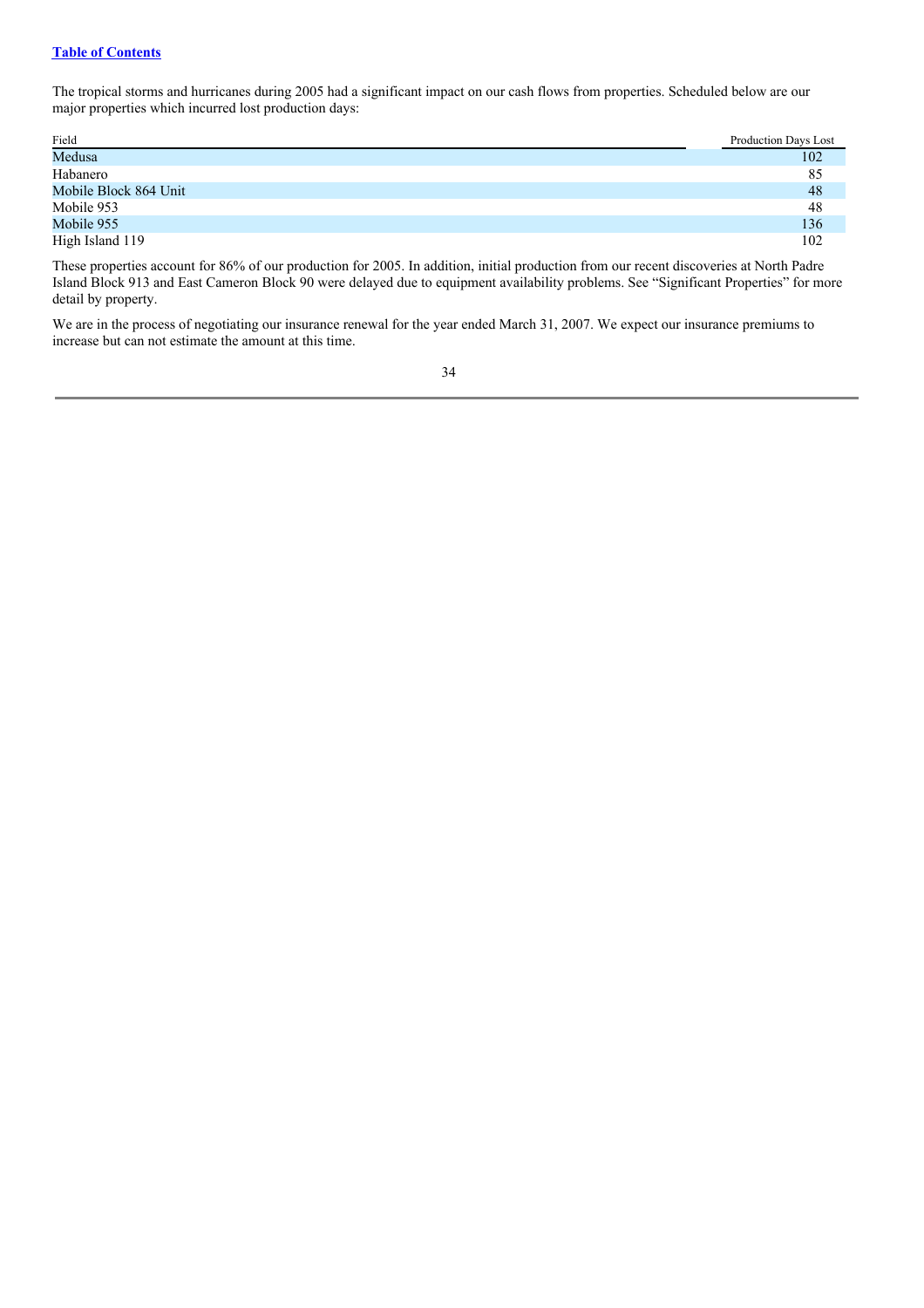[Table of Contents](#)

The tropical storms and hurricanes during 2005 had a significant impact on our cash flows from properties. Scheduled below are our major properties which incurred lost production days:

| Field | Production Days Lost |
| --- | --- |
| Medusa | 102 |
| Habanero | 85 |
| Mobile Block 864 Unit | 48 |
| Mobile 953 | 48 |
| Mobile 955 | 136 |
| High Island 119 | 102 |

These properties account for 86% of our production for 2005. In addition, initial production from our recent discoveries at North Padre Island Block 913 and East Cameron Block 90 were delayed due to equipment availability problems. See "Significant Properties" for more detail by property.

We are in the process of negotiating our insurance renewal for the year ended March 31, 2007. We expect our insurance premiums to increase but can not estimate the amount at this time.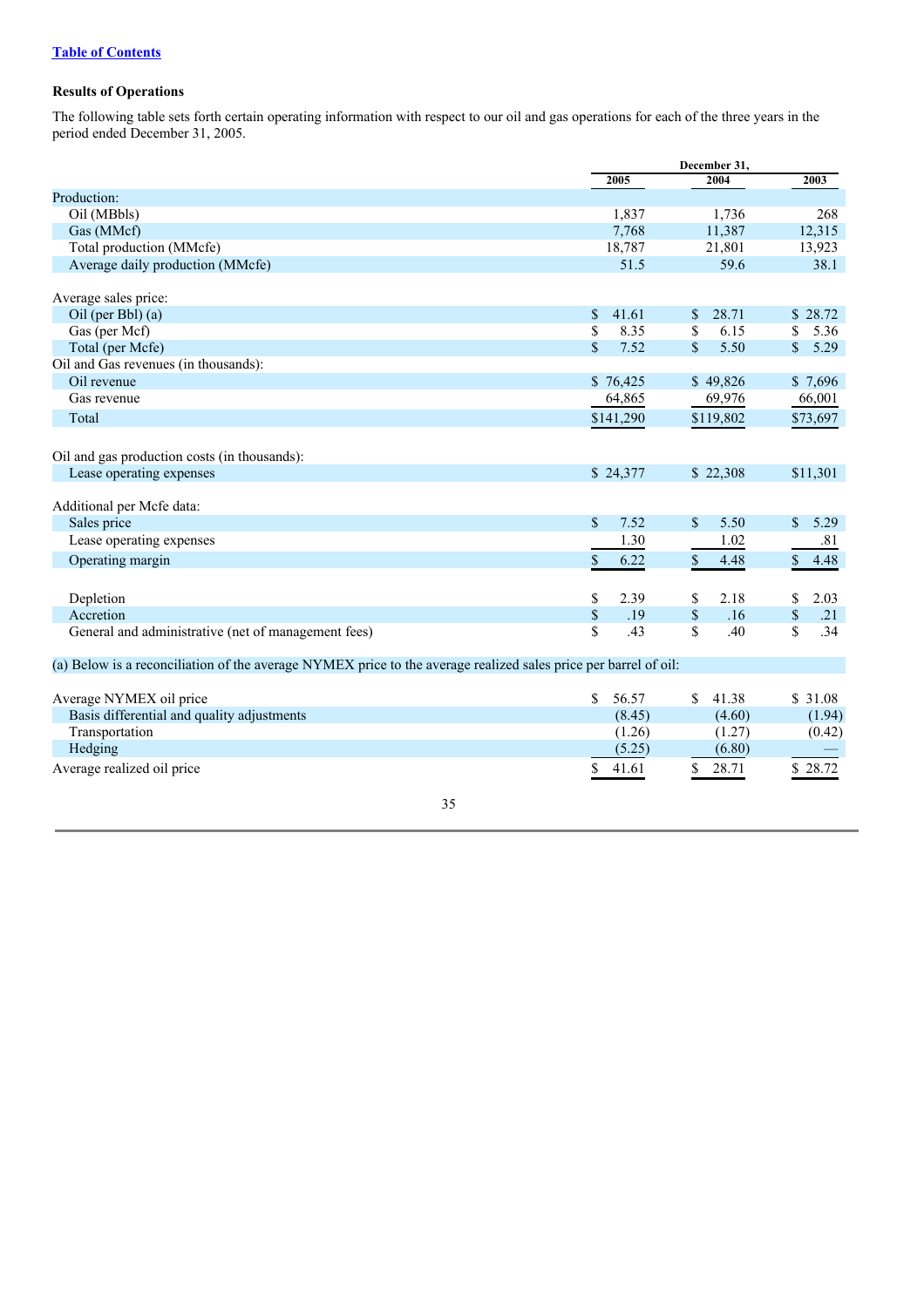[Table of Contents](#)

**Results of Operations**

The following table sets forth certain operating information with respect to our oil and gas operations for each of the three years in the period ended December 31, 2005.

| | December 31, | | |
|---|---|---|---|
| | 2005 | 2004 | 2003 |
| Production: | | | |
| Oil (MBbls) | 1,837 | 1,736 | 268 |
| Gas (MMcf) | 7,768 | 11,387 | 12,315 |
| Total production (MMcfe) | 18,787 | 21,801 | 13,923 |
| Average daily production (MMcfe) | 51.5 | 59.6 | 38.1 |
| | | | |
| Average sales price: | | | |
| Oil (per Bbl) (a) | $ 41.61 | $ 28.71 | $ 28.72 |
| Gas (per Mcf) | $ 8.35 | $ 6.15 | $ 5.36 |
| Total (per Mcfe) | $ 7.52 | $ 5.50 | $ 5.29 |
| Oil and Gas revenues (in thousands): | | | |
| Oil revenue | $ 76,425 | $ 49,826 | $ 7,696 |
| Gas revenue | 64,865 | 69,976 | 66,001 |
| Total | $141,290 | $119,802 | $73,697 |
| | | | |
| Oil and gas production costs (in thousands): | | | |
| Lease operating expenses | $ 24,377 | $ 22,308 | $11,301 |
| | | | |
| Additional per Mcfe data: | | | |
| Sales price | $ 7.52 | $ 5.50 | $ 5.29 |
| Lease operating expenses | 1.30 | 1.02 | .81 |
| Operating margin | $ 6.22 | $ 4.48 | $ 4.48 |
| | | | |
| Depletion | $ 2.39 | $ 2.18 | $ 2.03 |
| Accretion | $ .19 | $ .16 | $ .21 |
| General and administrative (net of management fees) | $ .43 | $ .40 | $ .34 |

(a) Below is a reconciliation of the average NYMEX price to the average realized sales price per barrel of oil:

| | 2005 | 2004 | 2003 |
|---|---|---|---|
| Average NYMEX oil price | $ 56.57 | $ 41.38 | $ 31.08 |
| Basis differential and quality adjustments | (8.45) | (4.60) | (1.94) |
| Transportation | (1.26) | (1.27) | (0.42) |
| Hedging | (5.25) | (6.80) | — |
| Average realized oil price | $ 41.61 | $ 28.71 | $ 28.72 |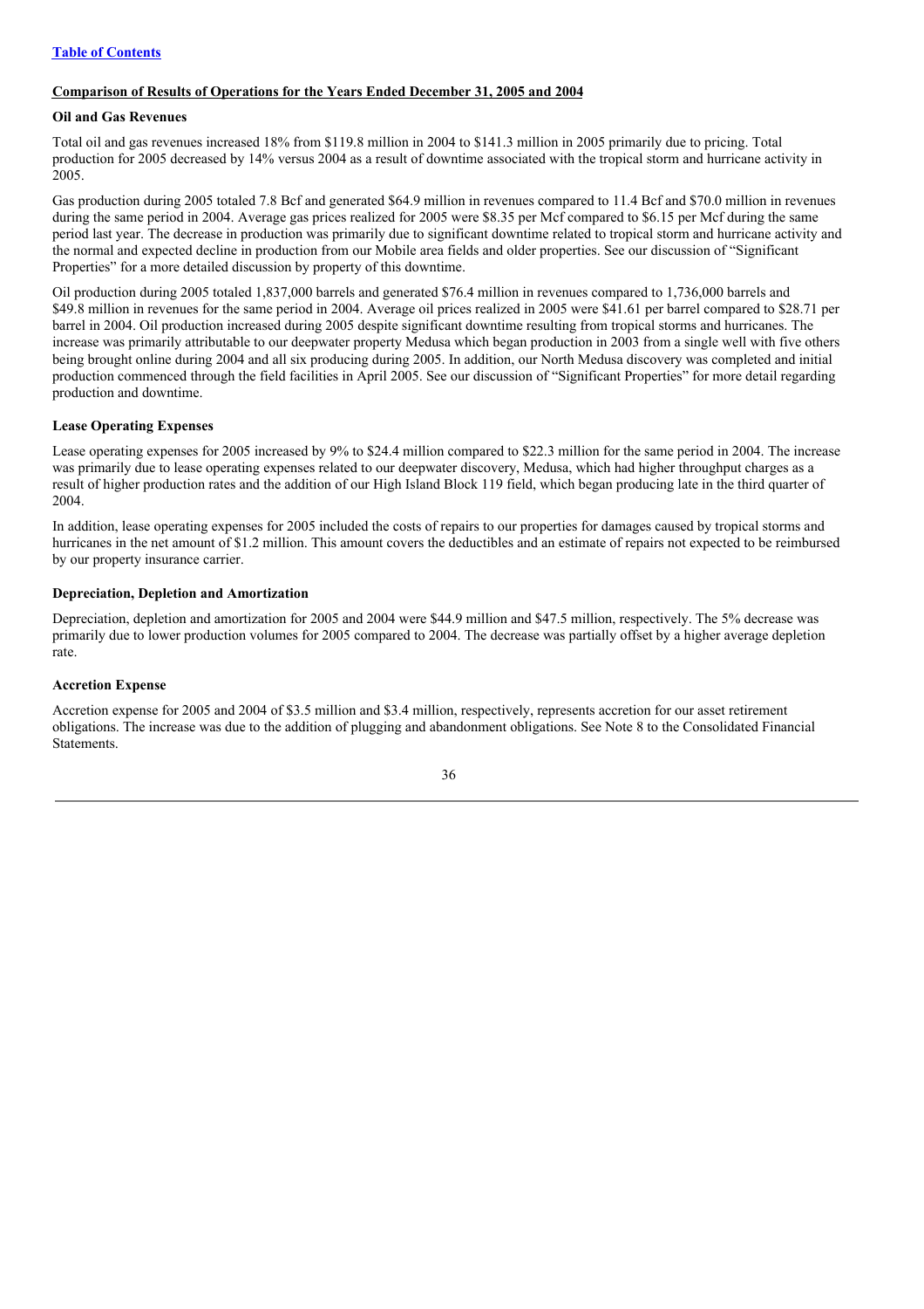## Comparison of Results of Operations for the Years Ended December 31, 2005 and 2004

### Oil and Gas Revenues

Total oil and gas revenues increased 18% from $119.8 million in 2004 to $141.3 million in 2005 primarily due to pricing. Total production for 2005 decreased by 14% versus 2004 as a result of downtime associated with the tropical storm and hurricane activity in 2005.

Gas production during 2005 totaled 7.8 Bcf and generated $64.9 million in revenues compared to 11.4 Bcf and $70.0 million in revenues during the same period in 2004. Average gas prices realized for 2005 were $8.35 per Mcf compared to $6.15 per Mcf during the same period last year. The decrease in production was primarily due to significant downtime related to tropical storm and hurricane activity and the normal and expected decline in production from our Mobile area fields and older properties. See our discussion of "Significant Properties" for a more detailed discussion by property of this downtime.

Oil production during 2005 totaled 1,837,000 barrels and generated $76.4 million in revenues compared to 1,736,000 barrels and $49.8 million in revenues for the same period in 2004. Average oil prices realized in 2005 were $41.61 per barrel compared to $28.71 per barrel in 2004. Oil production increased during 2005 despite significant downtime resulting from tropical storms and hurricanes. The increase was primarily attributable to our deepwater property Medusa which began production in 2003 from a single well with five others being brought online during 2004 and all six producing during 2005. In addition, our North Medusa discovery was completed and initial production commenced through the field facilities in April 2005. See our discussion of "Significant Properties" for more detail regarding production and downtime.

### Lease Operating Expenses

Lease operating expenses for 2005 increased by 9% to $24.4 million compared to $22.3 million for the same period in 2004. The increase was primarily due to lease operating expenses related to our deepwater discovery, Medusa, which had higher throughput charges as a result of higher production rates and the addition of our High Island Block 119 field, which began producing late in the third quarter of 2004.

In addition, lease operating expenses for 2005 included the costs of repairs to our properties for damages caused by tropical storms and hurricanes in the net amount of $1.2 million. This amount covers the deductibles and an estimate of repairs not expected to be reimbursed by our property insurance carrier.

### Depreciation, Depletion and Amortization

Depreciation, depletion and amortization for 2005 and 2004 were $44.9 million and $47.5 million, respectively. The 5% decrease was primarily due to lower production volumes for 2005 compared to 2004. The decrease was partially offset by a higher average depletion rate.

### Accretion Expense

Accretion expense for 2005 and 2004 of $3.5 million and $3.4 million, respectively, represents accretion for our asset retirement obligations. The increase was due to the addition of plugging and abandonment obligations. See Note 8 to the Consolidated Financial Statements.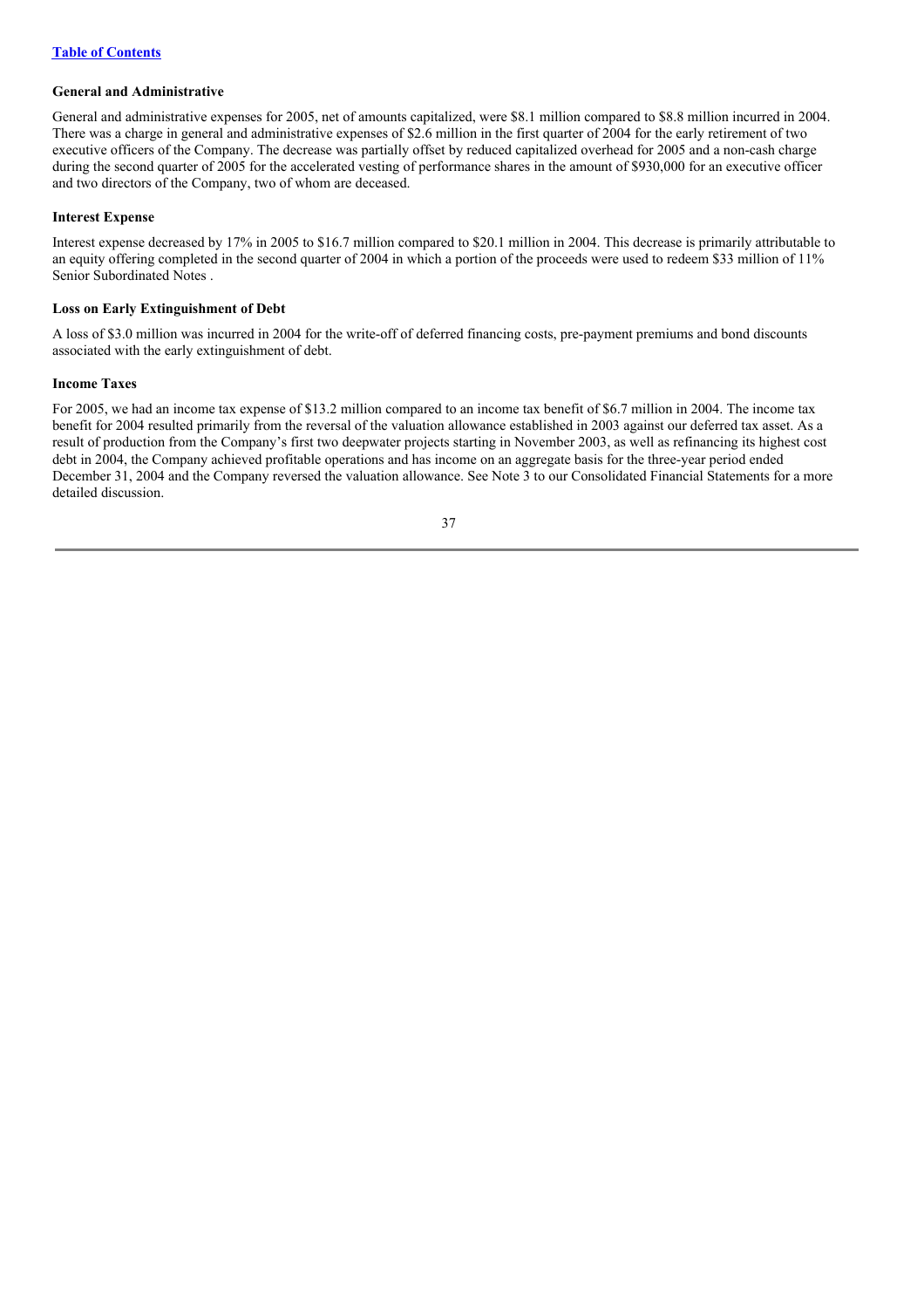#### General and Administrative

General and administrative expenses for 2005, net of amounts capitalized, were $8.1 million compared to $8.8 million incurred in 2004. There was a charge in general and administrative expenses of $2.6 million in the first quarter of 2004 for the early retirement of two executive officers of the Company. The decrease was partially offset by reduced capitalized overhead for 2005 and a non-cash charge during the second quarter of 2005 for the accelerated vesting of performance shares in the amount of $930,000 for an executive officer and two directors of the Company, two of whom are deceased.

#### Interest Expense

Interest expense decreased by 17% in 2005 to $16.7 million compared to $20.1 million in 2004. This decrease is primarily attributable to an equity offering completed in the second quarter of 2004 in which a portion of the proceeds were used to redeem $33 million of 11% Senior Subordinated Notes .

#### Loss on Early Extinguishment of Debt

A loss of $3.0 million was incurred in 2004 for the write-off of deferred financing costs, pre-payment premiums and bond discounts associated with the early extinguishment of debt.

#### Income Taxes

For 2005, we had an income tax expense of $13.2 million compared to an income tax benefit of $6.7 million in 2004. The income tax benefit for 2004 resulted primarily from the reversal of the valuation allowance established in 2003 against our deferred tax asset. As a result of production from the Company's first two deepwater projects starting in November 2003, as well as refinancing its highest cost debt in 2004, the Company achieved profitable operations and has income on an aggregate basis for the three-year period ended December 31, 2004 and the Company reversed the valuation allowance. See Note 3 to our Consolidated Financial Statements for a more detailed discussion.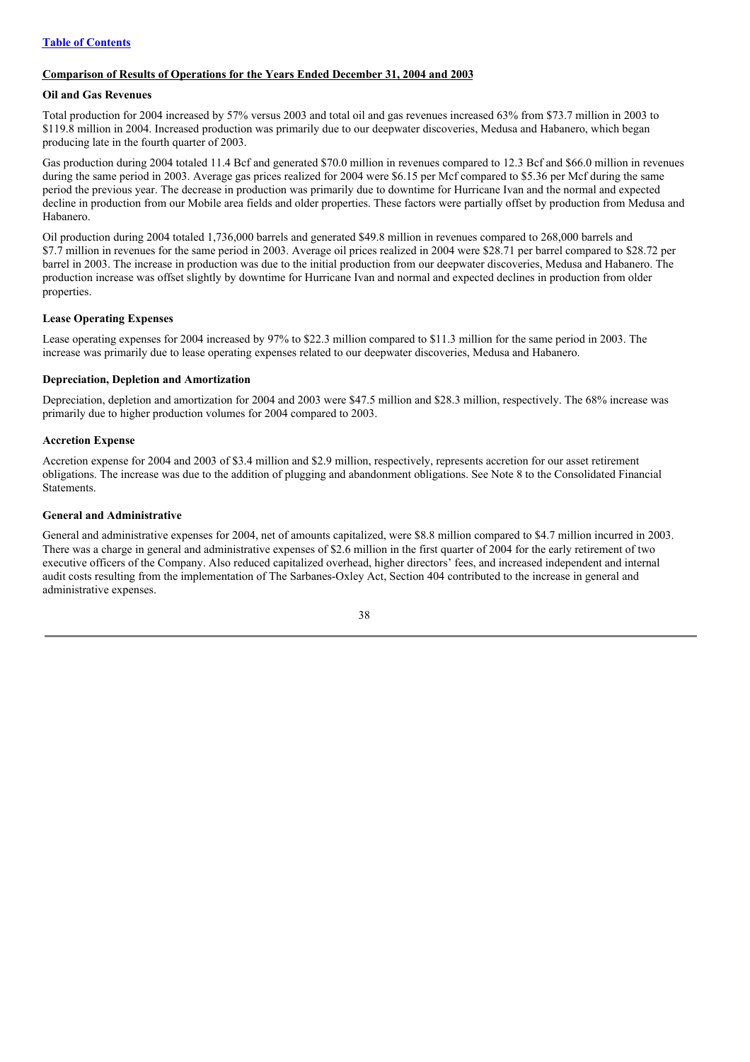[Table of Contents](#)

**Comparison of Results of Operations for the Years Ended December 31, 2004 and 2003**

**Oil and Gas Revenues**

Total production for 2004 increased by 57% versus 2003 and total oil and gas revenues increased 63% from $73.7 million in 2003 to $119.8 million in 2004. Increased production was primarily due to our deepwater discoveries, Medusa and Habanero, which began producing late in the fourth quarter of 2003.

Gas production during 2004 totaled 11.4 Bcf and generated $70.0 million in revenues compared to 12.3 Bcf and $66.0 million in revenues during the same period in 2003. Average gas prices realized for 2004 were $6.15 per Mcf compared to $5.36 per Mcf during the same period the previous year. The decrease in production was primarily due to downtime for Hurricane Ivan and the normal and expected decline in production from our Mobile area fields and older properties. These factors were partially offset by production from Medusa and Habanero.

Oil production during 2004 totaled 1,736,000 barrels and generated $49.8 million in revenues compared to 268,000 barrels and $7.7 million in revenues for the same period in 2003. Average oil prices realized in 2004 were $28.71 per barrel compared to $28.72 per barrel in 2003. The increase in production was due to the initial production from our deepwater discoveries, Medusa and Habanero. The production increase was offset slightly by downtime for Hurricane Ivan and normal and expected declines in production from older properties.

**Lease Operating Expenses**

Lease operating expenses for 2004 increased by 97% to $22.3 million compared to $11.3 million for the same period in 2003. The increase was primarily due to lease operating expenses related to our deepwater discoveries, Medusa and Habanero.

**Depreciation, Depletion and Amortization**

Depreciation, depletion and amortization for 2004 and 2003 were $47.5 million and $28.3 million, respectively. The 68% increase was primarily due to higher production volumes for 2004 compared to 2003.

**Accretion Expense**

Accretion expense for 2004 and 2003 of $3.4 million and $2.9 million, respectively, represents accretion for our asset retirement obligations. The increase was due to the addition of plugging and abandonment obligations. See Note 8 to the Consolidated Financial Statements.

**General and Administrative**

General and administrative expenses for 2004, net of amounts capitalized, were $8.8 million compared to $4.7 million incurred in 2003. There was a charge in general and administrative expenses of $2.6 million in the first quarter of 2004 for the early retirement of two executive officers of the Company. Also reduced capitalized overhead, higher directors' fees, and increased independent and internal audit costs resulting from the implementation of The Sarbanes-Oxley Act, Section 404 contributed to the increase in general and administrative expenses.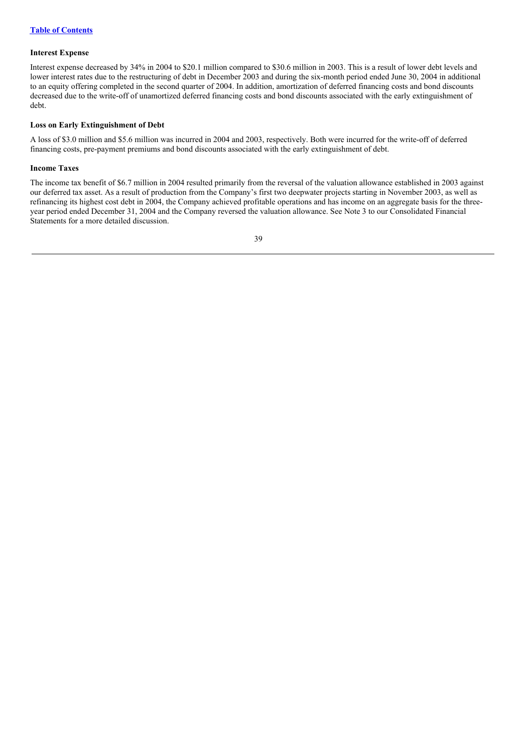**Interest Expense**

Interest expense decreased by 34% in 2004 to $20.1 million compared to $30.6 million in 2003. This is a result of lower debt levels and lower interest rates due to the restructuring of debt in December 2003 and during the six-month period ended June 30, 2004 in additional to an equity offering completed in the second quarter of 2004. In addition, amortization of deferred financing costs and bond discounts decreased due to the write-off of unamortized deferred financing costs and bond discounts associated with the early extinguishment of debt.

**Loss on Early Extinguishment of Debt**

A loss of $3.0 million and $5.6 million was incurred in 2004 and 2003, respectively. Both were incurred for the write-off of deferred financing costs, pre-payment premiums and bond discounts associated with the early extinguishment of debt.

**Income Taxes**

The income tax benefit of $6.7 million in 2004 resulted primarily from the reversal of the valuation allowance established in 2003 against our deferred tax asset. As a result of production from the Company's first two deepwater projects starting in November 2003, as well as refinancing its highest cost debt in 2004, the Company achieved profitable operations and has income on an aggregate basis for the three-year period ended December 31, 2004 and the Company reversed the valuation allowance. See Note 3 to our Consolidated Financial Statements for a more detailed discussion.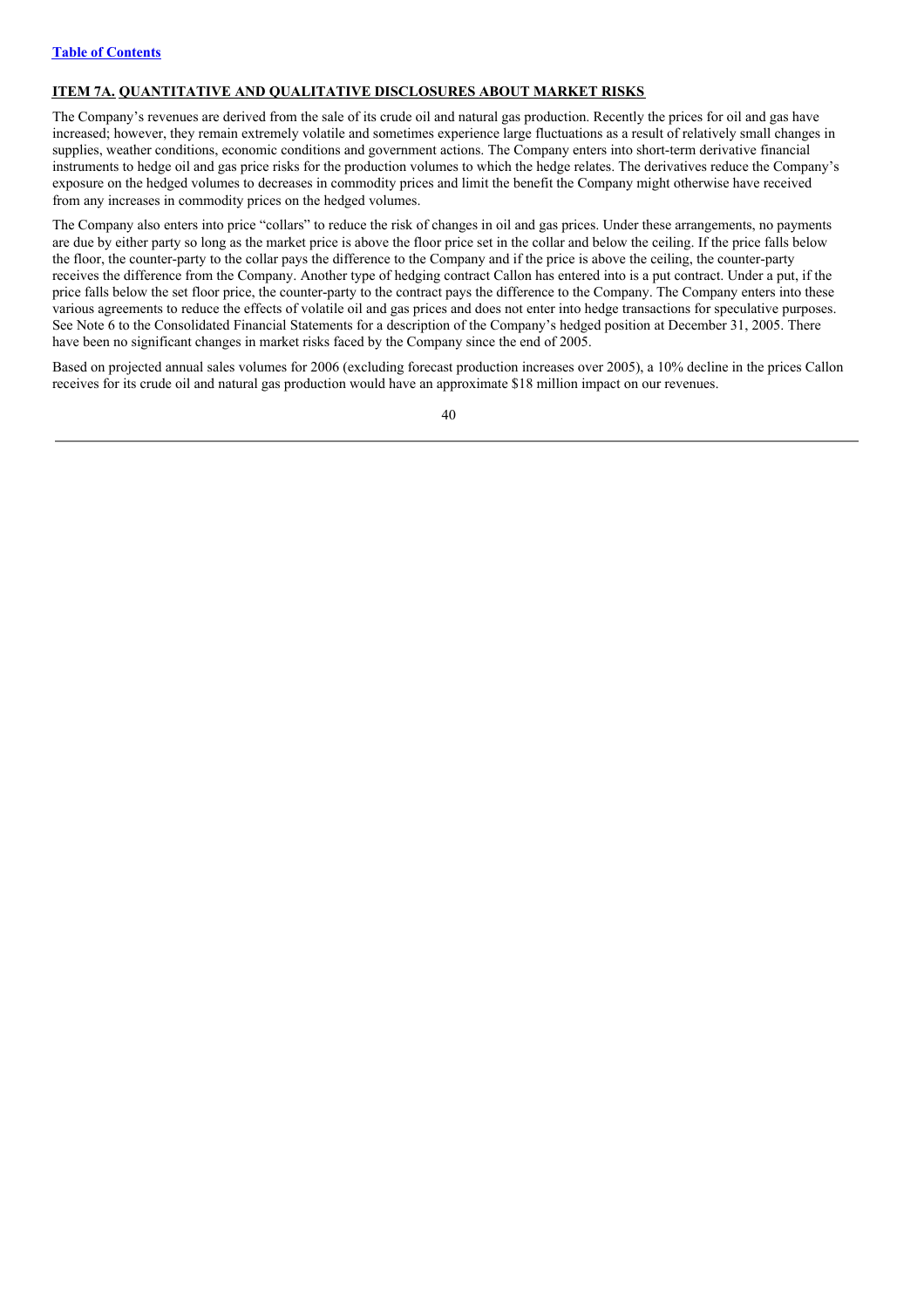## ITEM 7A. QUANTITATIVE AND QUALITATIVE DISCLOSURES ABOUT MARKET RISKS

The Company's revenues are derived from the sale of its crude oil and natural gas production. Recently the prices for oil and gas have increased; however, they remain extremely volatile and sometimes experience large fluctuations as a result of relatively small changes in supplies, weather conditions, economic conditions and government actions. The Company enters into short-term derivative financial instruments to hedge oil and gas price risks for the production volumes to which the hedge relates. The derivatives reduce the Company's exposure on the hedged volumes to decreases in commodity prices and limit the benefit the Company might otherwise have received from any increases in commodity prices on the hedged volumes.

The Company also enters into price "collars" to reduce the risk of changes in oil and gas prices. Under these arrangements, no payments are due by either party so long as the market price is above the floor price set in the collar and below the ceiling. If the price falls below the floor, the counter-party to the collar pays the difference to the Company and if the price is above the ceiling, the counter-party receives the difference from the Company. Another type of hedging contract Callon has entered into is a put contract. Under a put, if the price falls below the set floor price, the counter-party to the contract pays the difference to the Company. The Company enters into these various agreements to reduce the effects of volatile oil and gas prices and does not enter into hedge transactions for speculative purposes. See Note 6 to the Consolidated Financial Statements for a description of the Company's hedged position at December 31, 2005. There have been no significant changes in market risks faced by the Company since the end of 2005.

Based on projected annual sales volumes for 2006 (excluding forecast production increases over 2005), a 10% decline in the prices Callon receives for its crude oil and natural gas production would have an approximate $18 million impact on our revenues.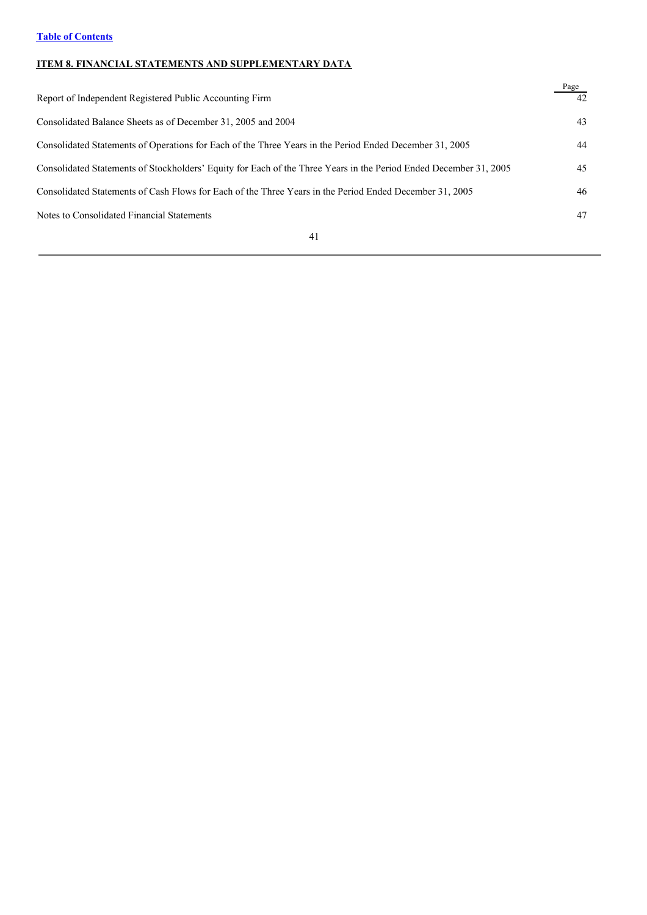[Table of Contents](#)

## ITEM 8. FINANCIAL STATEMENTS AND SUPPLEMENTARY DATA

| | Page |
|---|---|
| Report of Independent Registered Public Accounting Firm | 42 |
| Consolidated Balance Sheets as of December 31, 2005 and 2004 | 43 |
| Consolidated Statements of Operations for Each of the Three Years in the Period Ended December 31, 2005 | 44 |
| Consolidated Statements of Stockholders' Equity for Each of the Three Years in the Period Ended December 31, 2005 | 45 |
| Consolidated Statements of Cash Flows for Each of the Three Years in the Period Ended December 31, 2005 | 46 |
| Notes to Consolidated Financial Statements | 47 |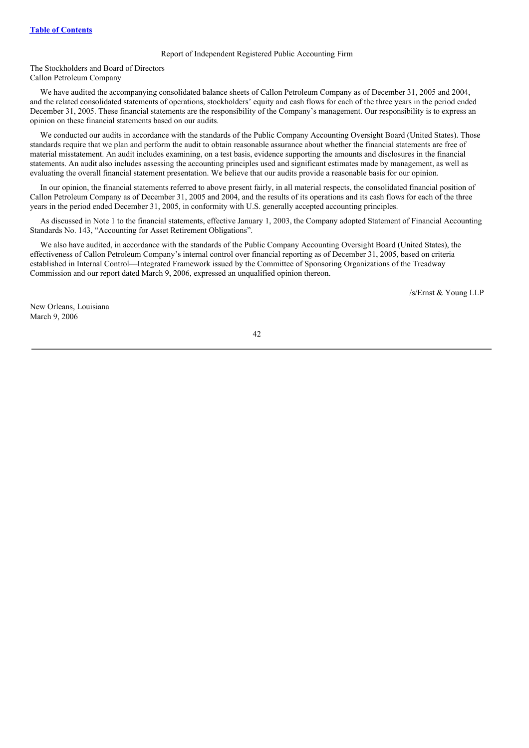Report of Independent Registered Public Accounting Firm

The Stockholders and Board of Directors
Callon Petroleum Company

We have audited the accompanying consolidated balance sheets of Callon Petroleum Company as of December 31, 2005 and 2004, and the related consolidated statements of operations, stockholders' equity and cash flows for each of the three years in the period ended December 31, 2005. These financial statements are the responsibility of the Company's management. Our responsibility is to express an opinion on these financial statements based on our audits.

We conducted our audits in accordance with the standards of the Public Company Accounting Oversight Board (United States). Those standards require that we plan and perform the audit to obtain reasonable assurance about whether the financial statements are free of material misstatement. An audit includes examining, on a test basis, evidence supporting the amounts and disclosures in the financial statements. An audit also includes assessing the accounting principles used and significant estimates made by management, as well as evaluating the overall financial statement presentation. We believe that our audits provide a reasonable basis for our opinion.

In our opinion, the financial statements referred to above present fairly, in all material respects, the consolidated financial position of Callon Petroleum Company as of December 31, 2005 and 2004, and the results of its operations and its cash flows for each of the three years in the period ended December 31, 2005, in conformity with U.S. generally accepted accounting principles.

As discussed in Note 1 to the financial statements, effective January 1, 2003, the Company adopted Statement of Financial Accounting Standards No. 143, "Accounting for Asset Retirement Obligations".

We also have audited, in accordance with the standards of the Public Company Accounting Oversight Board (United States), the effectiveness of Callon Petroleum Company's internal control over financial reporting as of December 31, 2005, based on criteria established in Internal Control—Integrated Framework issued by the Committee of Sponsoring Organizations of the Treadway Commission and our report dated March 9, 2006, expressed an unqualified opinion thereon.

/s/Ernst & Young LLP

New Orleans, Louisiana
March 9, 2006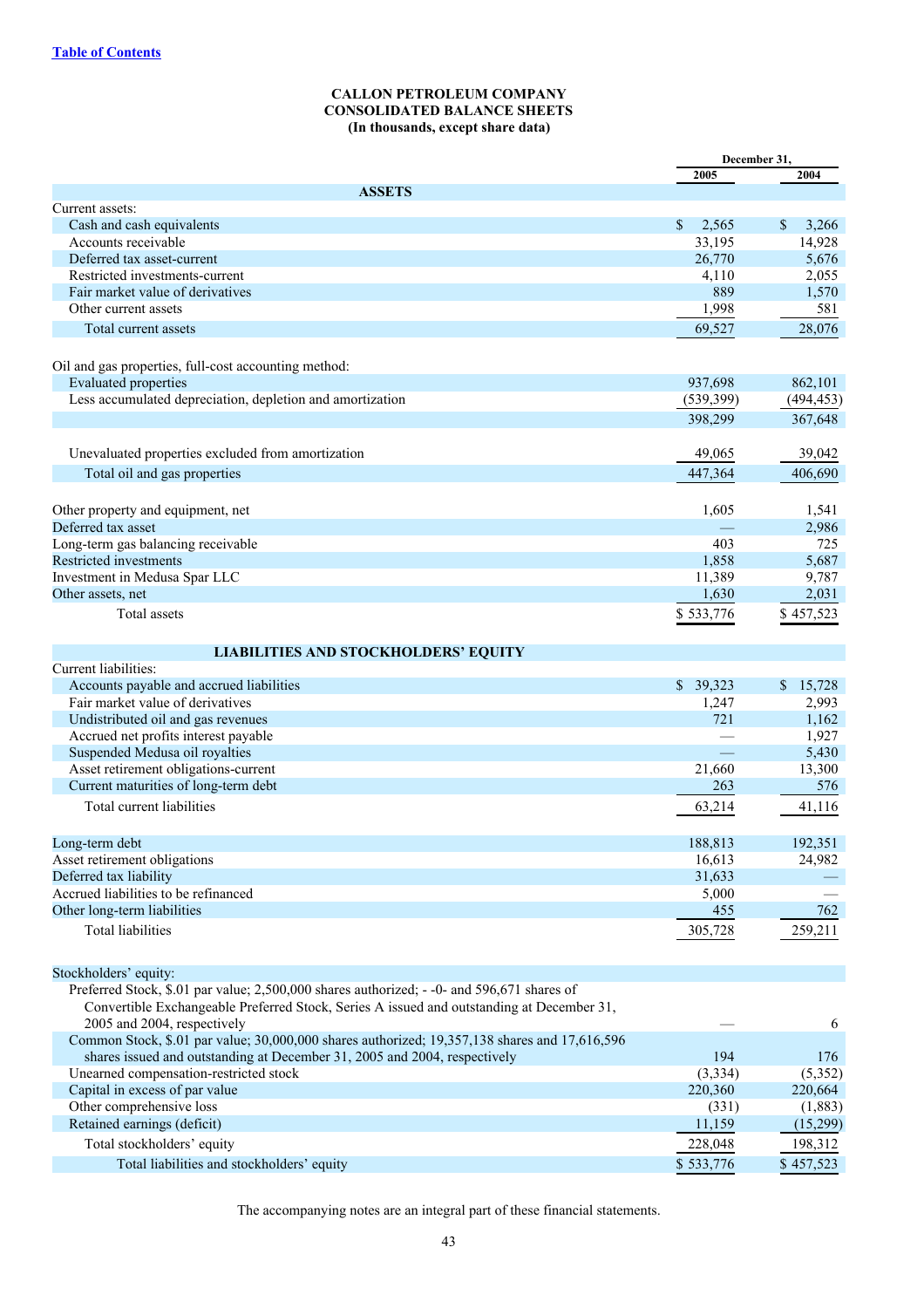**CALLON PETROLEUM COMPANY**
**CONSOLIDATED BALANCE SHEETS**
**(In thousands, except share data)**

| | December 31, | |
|---|---|---|
| | 2005 | 2004 |
| **ASSETS** | | |
| Current assets: | | |
| Cash and cash equivalents | $ 2,565 | $ 3,266 |
| Accounts receivable | 33,195 | 14,928 |
| Deferred tax asset-current | 26,770 | 5,676 |
| Restricted investments-current | 4,110 | 2,055 |
| Fair market value of derivatives | 889 | 1,570 |
| Other current assets | 1,998 | 581 |
| Total current assets | 69,527 | 28,076 |
| Oil and gas properties, full-cost accounting method: | | |
| Evaluated properties | 937,698 | 862,101 |
| Less accumulated depreciation, depletion and amortization | (539,399) | (494,453) |
| | 398,299 | 367,648 |
| Unevaluated properties excluded from amortization | 49,065 | 39,042 |
| Total oil and gas properties | 447,364 | 406,690 |
| Other property and equipment, net | 1,605 | 1,541 |
| Deferred tax asset | — | 2,986 |
| Long-term gas balancing receivable | 403 | 725 |
| Restricted investments | 1,858 | 5,687 |
| Investment in Medusa Spar LLC | 11,389 | 9,787 |
| Other assets, net | 1,630 | 2,031 |
| Total assets | $ 533,776 | $ 457,523 |
| **LIABILITIES AND STOCKHOLDERS' EQUITY** | | |
| Current liabilities: | | |
| Accounts payable and accrued liabilities | $ 39,323 | $ 15,728 |
| Fair market value of derivatives | 1,247 | 2,993 |
| Undistributed oil and gas revenues | 721 | 1,162 |
| Accrued net profits interest payable | — | 1,927 |
| Suspended Medusa oil royalties | — | 5,430 |
| Asset retirement obligations-current | 21,660 | 13,300 |
| Current maturities of long-term debt | 263 | 576 |
| Total current liabilities | 63,214 | 41,116 |
| Long-term debt | 188,813 | 192,351 |
| Asset retirement obligations | 16,613 | 24,982 |
| Deferred tax liability | 31,633 | — |
| Accrued liabilities to be refinanced | 5,000 | — |
| Other long-term liabilities | 455 | 762 |
| Total liabilities | 305,728 | 259,211 |
| Stockholders' equity: | | |
| Preferred Stock, $.01 par value; 2,500,000 shares authorized; - -0- and 596,671 shares of Convertible Exchangeable Preferred Stock, Series A issued and outstanding at December 31, 2005 and 2004, respectively | — | 6 |
| Common Stock, $.01 par value; 30,000,000 shares authorized; 19,357,138 shares and 17,616,596 shares issued and outstanding at December 31, 2005 and 2004, respectively | 194 | 176 |
| Unearned compensation-restricted stock | (3,334) | (5,352) |
| Capital in excess of par value | 220,360 | 220,664 |
| Other comprehensive loss | (331) | (1,883) |
| Retained earnings (deficit) | 11,159 | (15,299) |
| Total stockholders' equity | 228,048 | 198,312 |
| Total liabilities and stockholders' equity | $ 533,776 | $ 457,523 |

The accompanying notes are an integral part of these financial statements.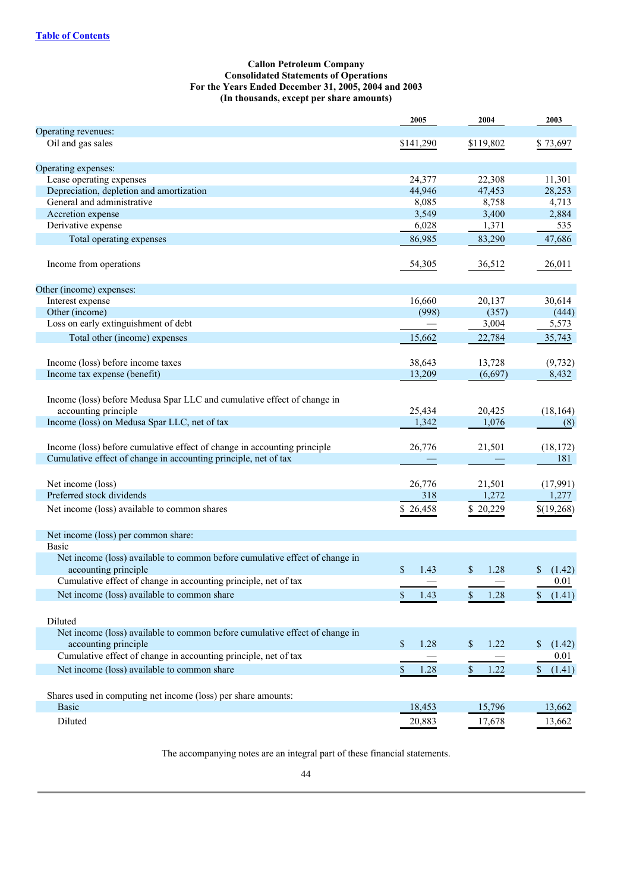[Table of Contents](#)

**Callon Petroleum Company**
**Consolidated Statements of Operations**
**For the Years Ended December 31, 2005, 2004 and 2003**
**(In thousands, except per share amounts)**

| | 2005 | 2004 | 2003 |
|---|---|---|---|
| Operating revenues: | | | |
| Oil and gas sales | $141,290 | $119,802 | $ 73,697 |
| Operating expenses: | | | |
| Lease operating expenses | 24,377 | 22,308 | 11,301 |
| Depreciation, depletion and amortization | 44,946 | 47,453 | 28,253 |
| General and administrative | 8,085 | 8,758 | 4,713 |
| Accretion expense | 3,549 | 3,400 | 2,884 |
| Derivative expense | 6,028 | 1,371 | 535 |
| Total operating expenses | 86,985 | 83,290 | 47,686 |
| Income from operations | 54,305 | 36,512 | 26,011 |
| Other (income) expenses: | | | |
| Interest expense | 16,660 | 20,137 | 30,614 |
| Other (income) | (998) | (357) | (444) |
| Loss on early extinguishment of debt | — | 3,004 | 5,573 |
| Total other (income) expenses | 15,662 | 22,784 | 35,743 |
| Income (loss) before income taxes | 38,643 | 13,728 | (9,732) |
| Income tax expense (benefit) | 13,209 | (6,697) | 8,432 |
| Income (loss) before Medusa Spar LLC and cumulative effect of change in accounting principle | 25,434 | 20,425 | (18,164) |
| Income (loss) on Medusa Spar LLC, net of tax | 1,342 | 1,076 | (8) |
| Income (loss) before cumulative effect of change in accounting principle | 26,776 | 21,501 | (18,172) |
| Cumulative effect of change in accounting principle, net of tax | — | — | 181 |
| Net income (loss) | 26,776 | 21,501 | (17,991) |
| Preferred stock dividends | 318 | 1,272 | 1,277 |
| Net income (loss) available to common shares | $ 26,458 | $ 20,229 | $(19,268) |
| Net income (loss) per common share: | | | |
| Basic | | | |
| Net income (loss) available to common before cumulative effect of change in accounting principle | $ 1.43 | $ 1.28 | $ (1.42) |
| Cumulative effect of change in accounting principle, net of tax | — | — | 0.01 |
| Net income (loss) available to common share | $ 1.43 | $ 1.28 | $ (1.41) |
| Diluted | | | |
| Net income (loss) available to common before cumulative effect of change in accounting principle | $ 1.28 | $ 1.22 | $ (1.42) |
| Cumulative effect of change in accounting principle, net of tax | — | — | 0.01 |
| Net income (loss) available to common share | $ 1.28 | $ 1.22 | $ (1.41) |
| Shares used in computing net income (loss) per share amounts: | | | |
| Basic | 18,453 | 15,796 | 13,662 |
| Diluted | 20,883 | 17,678 | 13,662 |

The accompanying notes are an integral part of these financial statements.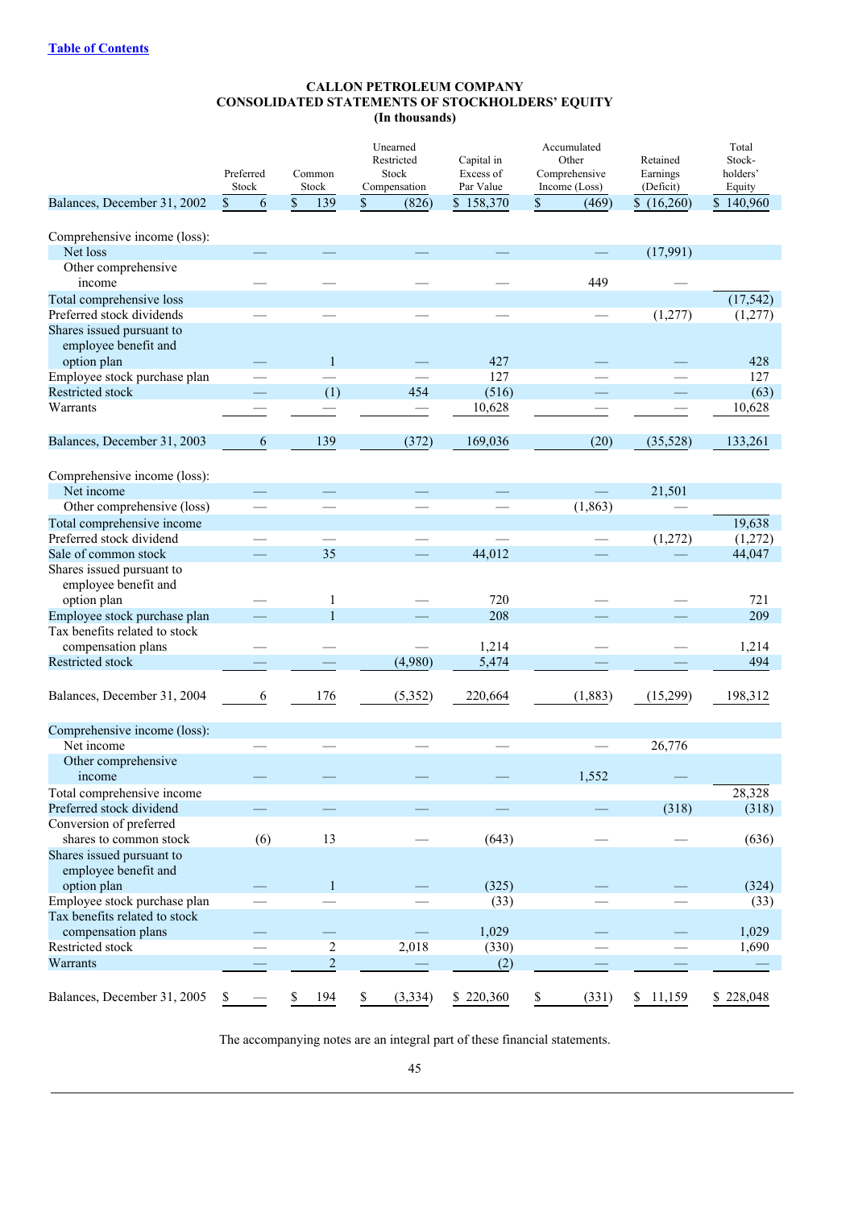[Table of Contents]

# CALLON PETROLEUM COMPANY
## CONSOLIDATED STATEMENTS OF STOCKHOLDERS' EQUITY
### (In thousands)

| | Preferred Stock | Common Stock | Unearned Restricted Stock Compensation | Capital in Excess of Par Value | Accumulated Other Comprehensive Income (Loss) | Retained Earnings (Deficit) | Total Stock-holders' Equity |
|---|---|---|---|---|---|---|---|
| Balances, December 31, 2002 | $ 6 | $ 139 | $ (826) | $ 158,370 | $ (469) | $ (16,260) | $ 140,960 |
| Comprehensive income (loss): | | | | | | | |
| Net loss | — | — | — | — | — | (17,991) | |
| Other comprehensive income | — | — | — | — | 449 | — | |
| Total comprehensive loss | | | | | | | (17,542) |
| Preferred stock dividends | — | — | — | — | — | (1,277) | (1,277) |
| Shares issued pursuant to employee benefit and option plan | — | 1 | — | 427 | — | — | 428 |
| Employee stock purchase plan | — | — | — | 127 | — | — | 127 |
| Restricted stock | — | (1) | 454 | (516) | — | — | (63) |
| Warrants | — | — | — | 10,628 | — | — | 10,628 |
| Balances, December 31, 2003 | 6 | 139 | (372) | 169,036 | (20) | (35,528) | 133,261 |
| Comprehensive income (loss): | | | | | | | |
| Net income | — | — | — | — | — | 21,501 | |
| Other comprehensive (loss) | — | — | — | — | (1,863) | — | |
| Total comprehensive income | | | | | | | 19,638 |
| Preferred stock dividend | — | — | — | — | — | (1,272) | (1,272) |
| Sale of common stock | — | 35 | — | 44,012 | — | — | 44,047 |
| Shares issued pursuant to employee benefit and option plan | — | 1 | — | 720 | — | — | 721 |
| Employee stock purchase plan | — | 1 | — | 208 | — | — | 209 |
| Tax benefits related to stock compensation plans | — | — | — | 1,214 | — | — | 1,214 |
| Restricted stock | — | — | (4,980) | 5,474 | — | — | 494 |
| Balances, December 31, 2004 | 6 | 176 | (5,352) | 220,664 | (1,883) | (15,299) | 198,312 |
| Comprehensive income (loss): | | | | | | | |
| Net income | — | — | — | — | — | 26,776 | |
| Other comprehensive income | — | — | — | — | 1,552 | — | |
| Total comprehensive income | | | | | | | 28,328 |
| Preferred stock dividend | — | — | — | — | — | (318) | (318) |
| Conversion of preferred shares to common stock | (6) | 13 | — | (643) | — | — | (636) |
| Shares issued pursuant to employee benefit and option plan | — | 1 | — | (325) | — | — | (324) |
| Employee stock purchase plan | — | — | — | (33) | — | — | (33) |
| Tax benefits related to stock compensation plans | — | — | — | 1,029 | — | — | 1,029 |
| Restricted stock | — | 2 | 2,018 | (330) | — | — | 1,690 |
| Warrants | — | 2 | — | (2) | — | — | — |
| Balances, December 31, 2005 | $ — | $ 194 | $ (3,334) | $ 220,360 | $ (331) | $ 11,159 | $ 228,048 |

The accompanying notes are an integral part of these financial statements.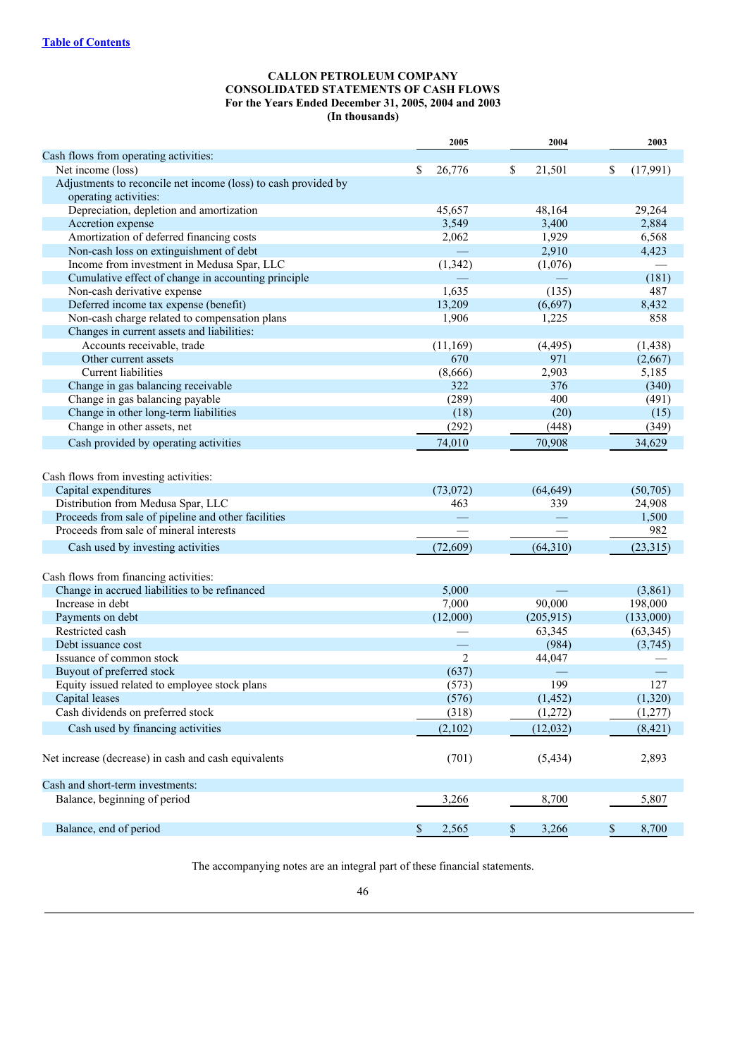[Table of Contents](#)

**CALLON PETROLEUM COMPANY**
**CONSOLIDATED STATEMENTS OF CASH FLOWS**
**For the Years Ended December 31, 2005, 2004 and 2003**
**(In thousands)**

| | 2005 | 2004 | 2003 |
|---|---|---|---|
| Cash flows from operating activities: | | | |
| Net income (loss) | $ 26,776 | $ 21,501 | $ (17,991) |
| Adjustments to reconcile net income (loss) to cash provided by operating activities: | | | |
| Depreciation, depletion and amortization | 45,657 | 48,164 | 29,264 |
| Accretion expense | 3,549 | 3,400 | 2,884 |
| Amortization of deferred financing costs | 2,062 | 1,929 | 6,568 |
| Non-cash loss on extinguishment of debt | — | 2,910 | 4,423 |
| Income from investment in Medusa Spar, LLC | (1,342) | (1,076) | — |
| Cumulative effect of change in accounting principle | — | — | (181) |
| Non-cash derivative expense | 1,635 | (135) | 487 |
| Deferred income tax expense (benefit) | 13,209 | (6,697) | 8,432 |
| Non-cash charge related to compensation plans | 1,906 | 1,225 | 858 |
| Changes in current assets and liabilities: | | | |
| Accounts receivable, trade | (11,169) | (4,495) | (1,438) |
| Other current assets | 670 | 971 | (2,667) |
| Current liabilities | (8,666) | 2,903 | 5,185 |
| Change in gas balancing receivable | 322 | 376 | (340) |
| Change in gas balancing payable | (289) | 400 | (491) |
| Change in other long-term liabilities | (18) | (20) | (15) |
| Change in other assets, net | (292) | (448) | (349) |
| Cash provided by operating activities | 74,010 | 70,908 | 34,629 |
| | | | |
| Cash flows from investing activities: | | | |
| Capital expenditures | (73,072) | (64,649) | (50,705) |
| Distribution from Medusa Spar, LLC | 463 | 339 | 24,908 |
| Proceeds from sale of pipeline and other facilities | — | — | 1,500 |
| Proceeds from sale of mineral interests | — | — | 982 |
| Cash used by investing activities | (72,609) | (64,310) | (23,315) |
| | | | |
| Cash flows from financing activities: | | | |
| Change in accrued liabilities to be refinanced | 5,000 | — | (3,861) |
| Increase in debt | 7,000 | 90,000 | 198,000 |
| Payments on debt | (12,000) | (205,915) | (133,000) |
| Restricted cash | — | 63,345 | (63,345) |
| Debt issuance cost | — | (984) | (3,745) |
| Issuance of common stock | 2 | 44,047 | — |
| Buyout of preferred stock | (637) | — | — |
| Equity issued related to employee stock plans | (573) | 199 | 127 |
| Capital leases | (576) | (1,452) | (1,320) |
| Cash dividends on preferred stock | (318) | (1,272) | (1,277) |
| Cash used by financing activities | (2,102) | (12,032) | (8,421) |
| | | | |
| Net increase (decrease) in cash and cash equivalents | (701) | (5,434) | 2,893 |
| | | | |
| Cash and short-term investments: | | | |
| Balance, beginning of period | 3,266 | 8,700 | 5,807 |
| Balance, end of period | $ 2,565 | $ 3,266 | $ 8,700 |

The accompanying notes are an integral part of these financial statements.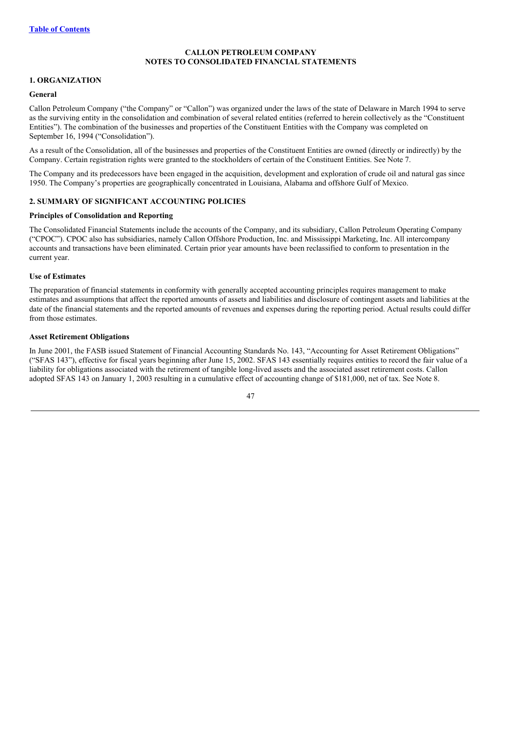Table of Contents

# CALLON PETROLEUM COMPANY
# NOTES TO CONSOLIDATED FINANCIAL STATEMENTS

## 1. ORGANIZATION

### General

Callon Petroleum Company ("the Company" or "Callon") was organized under the laws of the state of Delaware in March 1994 to serve as the surviving entity in the consolidation and combination of several related entities (referred to herein collectively as the "Constituent Entities"). The combination of the businesses and properties of the Constituent Entities with the Company was completed on September 16, 1994 ("Consolidation").

As a result of the Consolidation, all of the businesses and properties of the Constituent Entities are owned (directly or indirectly) by the Company. Certain registration rights were granted to the stockholders of certain of the Constituent Entities. See Note 7.

The Company and its predecessors have been engaged in the acquisition, development and exploration of crude oil and natural gas since 1950. The Company's properties are geographically concentrated in Louisiana, Alabama and offshore Gulf of Mexico.

## 2. SUMMARY OF SIGNIFICANT ACCOUNTING POLICIES

### Principles of Consolidation and Reporting

The Consolidated Financial Statements include the accounts of the Company, and its subsidiary, Callon Petroleum Operating Company ("CPOC"). CPOC also has subsidiaries, namely Callon Offshore Production, Inc. and Mississippi Marketing, Inc. All intercompany accounts and transactions have been eliminated. Certain prior year amounts have been reclassified to conform to presentation in the current year.

### Use of Estimates

The preparation of financial statements in conformity with generally accepted accounting principles requires management to make estimates and assumptions that affect the reported amounts of assets and liabilities and disclosure of contingent assets and liabilities at the date of the financial statements and the reported amounts of revenues and expenses during the reporting period. Actual results could differ from those estimates.

### Asset Retirement Obligations

In June 2001, the FASB issued Statement of Financial Accounting Standards No. 143, "Accounting for Asset Retirement Obligations" ("SFAS 143"), effective for fiscal years beginning after June 15, 2002. SFAS 143 essentially requires entities to record the fair value of a liability for obligations associated with the retirement of tangible long-lived assets and the associated asset retirement costs. Callon adopted SFAS 143 on January 1, 2003 resulting in a cumulative effect of accounting change of $181,000, net of tax. See Note 8.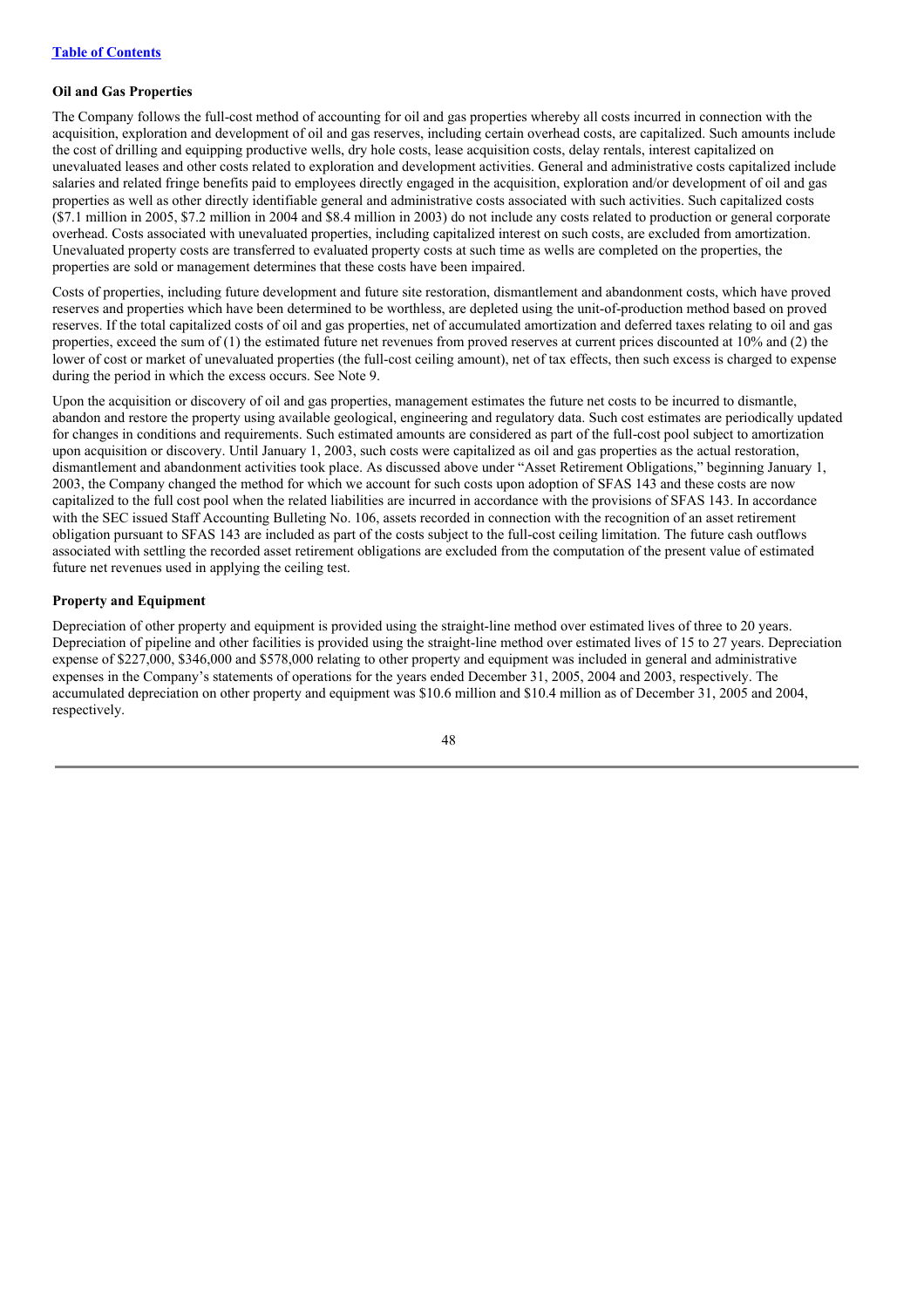#### Oil and Gas Properties

The Company follows the full-cost method of accounting for oil and gas properties whereby all costs incurred in connection with the acquisition, exploration and development of oil and gas reserves, including certain overhead costs, are capitalized. Such amounts include the cost of drilling and equipping productive wells, dry hole costs, lease acquisition costs, delay rentals, interest capitalized on unevaluated leases and other costs related to exploration and development activities. General and administrative costs capitalized include salaries and related fringe benefits paid to employees directly engaged in the acquisition, exploration and/or development of oil and gas properties as well as other directly identifiable general and administrative costs associated with such activities. Such capitalized costs ($7.1 million in 2005, $7.2 million in 2004 and $8.4 million in 2003) do not include any costs related to production or general corporate overhead. Costs associated with unevaluated properties, including capitalized interest on such costs, are excluded from amortization. Unevaluated property costs are transferred to evaluated property costs at such time as wells are completed on the properties, the properties are sold or management determines that these costs have been impaired.

Costs of properties, including future development and future site restoration, dismantlement and abandonment costs, which have proved reserves and properties which have been determined to be worthless, are depleted using the unit-of-production method based on proved reserves. If the total capitalized costs of oil and gas properties, net of accumulated amortization and deferred taxes relating to oil and gas properties, exceed the sum of (1) the estimated future net revenues from proved reserves at current prices discounted at 10% and (2) the lower of cost or market of unevaluated properties (the full-cost ceiling amount), net of tax effects, then such excess is charged to expense during the period in which the excess occurs. See Note 9.

Upon the acquisition or discovery of oil and gas properties, management estimates the future net costs to be incurred to dismantle, abandon and restore the property using available geological, engineering and regulatory data. Such cost estimates are periodically updated for changes in conditions and requirements. Such estimated amounts are considered as part of the full-cost pool subject to amortization upon acquisition or discovery. Until January 1, 2003, such costs were capitalized as oil and gas properties as the actual restoration, dismantlement and abandonment activities took place. As discussed above under "Asset Retirement Obligations," beginning January 1, 2003, the Company changed the method for which we account for such costs upon adoption of SFAS 143 and these costs are now capitalized to the full cost pool when the related liabilities are incurred in accordance with the provisions of SFAS 143. In accordance with the SEC issued Staff Accounting Bulleting No. 106, assets recorded in connection with the recognition of an asset retirement obligation pursuant to SFAS 143 are included as part of the costs subject to the full-cost ceiling limitation. The future cash outflows associated with settling the recorded asset retirement obligations are excluded from the computation of the present value of estimated future net revenues used in applying the ceiling test.

#### Property and Equipment

Depreciation of other property and equipment is provided using the straight-line method over estimated lives of three to 20 years. Depreciation of pipeline and other facilities is provided using the straight-line method over estimated lives of 15 to 27 years. Depreciation expense of $227,000, $346,000 and $578,000 relating to other property and equipment was included in general and administrative expenses in the Company's statements of operations for the years ended December 31, 2005, 2004 and 2003, respectively. The accumulated depreciation on other property and equipment was $10.6 million and $10.4 million as of December 31, 2005 and 2004, respectively.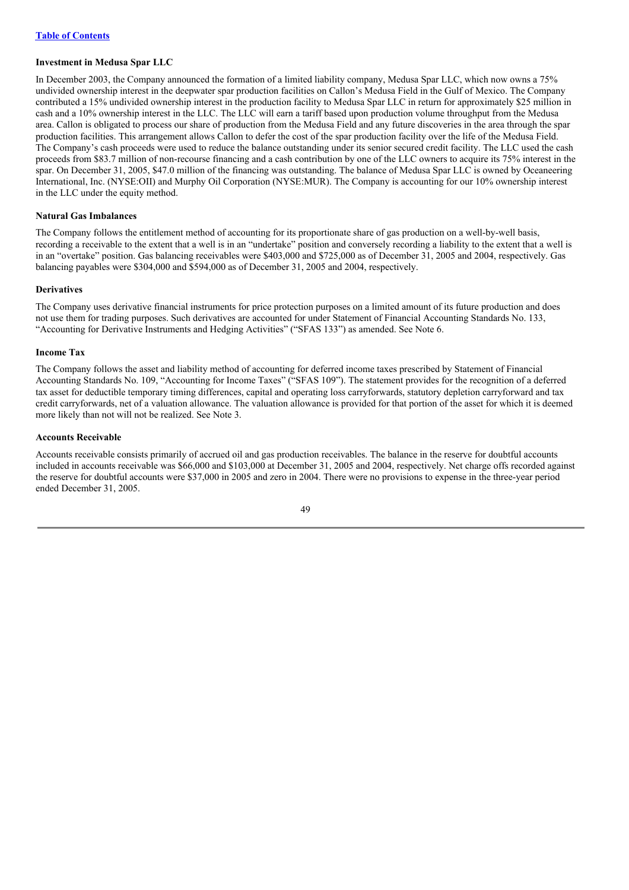### Investment in Medusa Spar LLC

In December 2003, the Company announced the formation of a limited liability company, Medusa Spar LLC, which now owns a 75% undivided ownership interest in the deepwater spar production facilities on Callon's Medusa Field in the Gulf of Mexico. The Company contributed a 15% undivided ownership interest in the production facility to Medusa Spar LLC in return for approximately $25 million in cash and a 10% ownership interest in the LLC. The LLC will earn a tariff based upon production volume throughput from the Medusa area. Callon is obligated to process our share of production from the Medusa Field and any future discoveries in the area through the spar production facilities. This arrangement allows Callon to defer the cost of the spar production facility over the life of the Medusa Field. The Company's cash proceeds were used to reduce the balance outstanding under its senior secured credit facility. The LLC used the cash proceeds from $83.7 million of non-recourse financing and a cash contribution by one of the LLC owners to acquire its 75% interest in the spar. On December 31, 2005, $47.0 million of the financing was outstanding. The balance of Medusa Spar LLC is owned by Oceaneering International, Inc. (NYSE:OII) and Murphy Oil Corporation (NYSE:MUR). The Company is accounting for our 10% ownership interest in the LLC under the equity method.

### Natural Gas Imbalances

The Company follows the entitlement method of accounting for its proportionate share of gas production on a well-by-well basis, recording a receivable to the extent that a well is in an "undertake" position and conversely recording a liability to the extent that a well is in an "overtake" position. Gas balancing receivables were $403,000 and $725,000 as of December 31, 2005 and 2004, respectively. Gas balancing payables were $304,000 and $594,000 as of December 31, 2005 and 2004, respectively.

### Derivatives

The Company uses derivative financial instruments for price protection purposes on a limited amount of its future production and does not use them for trading purposes. Such derivatives are accounted for under Statement of Financial Accounting Standards No. 133, "Accounting for Derivative Instruments and Hedging Activities" ("SFAS 133") as amended. See Note 6.

### Income Tax

The Company follows the asset and liability method of accounting for deferred income taxes prescribed by Statement of Financial Accounting Standards No. 109, "Accounting for Income Taxes" ("SFAS 109"). The statement provides for the recognition of a deferred tax asset for deductible temporary timing differences, capital and operating loss carryforwards, statutory depletion carryforward and tax credit carryforwards, net of a valuation allowance. The valuation allowance is provided for that portion of the asset for which it is deemed more likely than not will not be realized. See Note 3.

### Accounts Receivable

Accounts receivable consists primarily of accrued oil and gas production receivables. The balance in the reserve for doubtful accounts included in accounts receivable was $66,000 and $103,000 at December 31, 2005 and 2004, respectively. Net charge offs recorded against the reserve for doubtful accounts were $37,000 in 2005 and zero in 2004. There were no provisions to expense in the three-year period ended December 31, 2005.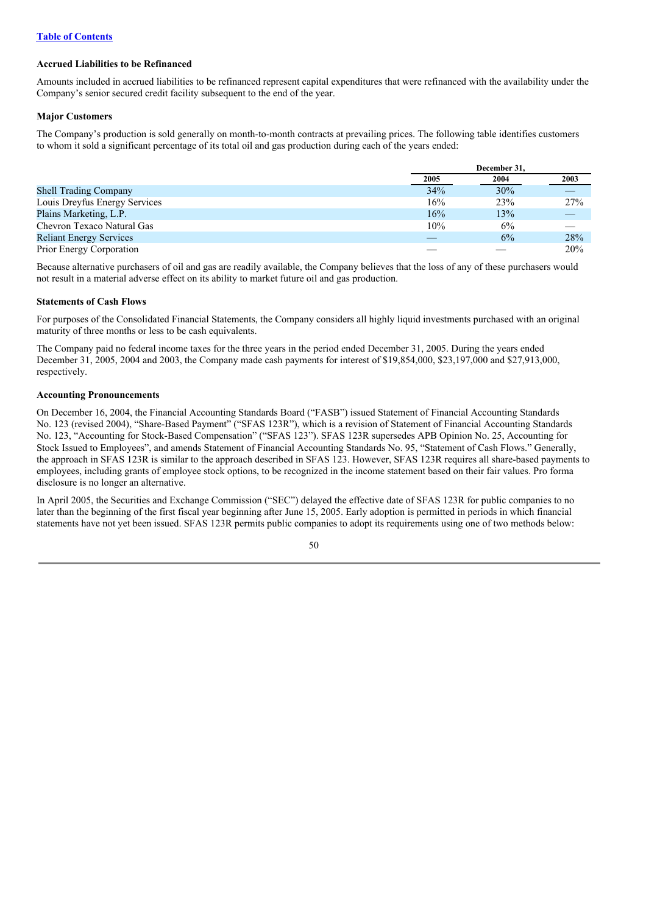#### Accrued Liabilities to be Refinanced

Amounts included in accrued liabilities to be refinanced represent capital expenditures that were refinanced with the availability under the Company's senior secured credit facility subsequent to the end of the year.

#### Major Customers

The Company's production is sold generally on month-to-month contracts at prevailing prices. The following table identifies customers to whom it sold a significant percentage of its total oil and gas production during each of the years ended:

| | December 31, | | |
|---|---|---|---|
| | 2005 | 2004 | 2003 |
| Shell Trading Company | 34% | 30% | — |
| Louis Dreyfus Energy Services | 16% | 23% | 27% |
| Plains Marketing, L.P. | 16% | 13% | — |
| Chevron Texaco Natural Gas | 10% | 6% | — |
| Reliant Energy Services | — | 6% | 28% |
| Prior Energy Corporation | — | — | 20% |

Because alternative purchasers of oil and gas are readily available, the Company believes that the loss of any of these purchasers would not result in a material adverse effect on its ability to market future oil and gas production.

#### Statements of Cash Flows

For purposes of the Consolidated Financial Statements, the Company considers all highly liquid investments purchased with an original maturity of three months or less to be cash equivalents.

The Company paid no federal income taxes for the three years in the period ended December 31, 2005. During the years ended December 31, 2005, 2004 and 2003, the Company made cash payments for interest of $19,854,000, $23,197,000 and $27,913,000, respectively.

#### Accounting Pronouncements

On December 16, 2004, the Financial Accounting Standards Board ("FASB") issued Statement of Financial Accounting Standards No. 123 (revised 2004), "Share-Based Payment" ("SFAS 123R"), which is a revision of Statement of Financial Accounting Standards No. 123, "Accounting for Stock-Based Compensation" ("SFAS 123"). SFAS 123R supersedes APB Opinion No. 25, Accounting for Stock Issued to Employees", and amends Statement of Financial Accounting Standards No. 95, "Statement of Cash Flows." Generally, the approach in SFAS 123R is similar to the approach described in SFAS 123. However, SFAS 123R requires all share-based payments to employees, including grants of employee stock options, to be recognized in the income statement based on their fair values. Pro forma disclosure is no longer an alternative.

In April 2005, the Securities and Exchange Commission ("SEC") delayed the effective date of SFAS 123R for public companies to no later than the beginning of the first fiscal year beginning after June 15, 2005. Early adoption is permitted in periods in which financial statements have not yet been issued. SFAS 123R permits public companies to adopt its requirements using one of two methods below: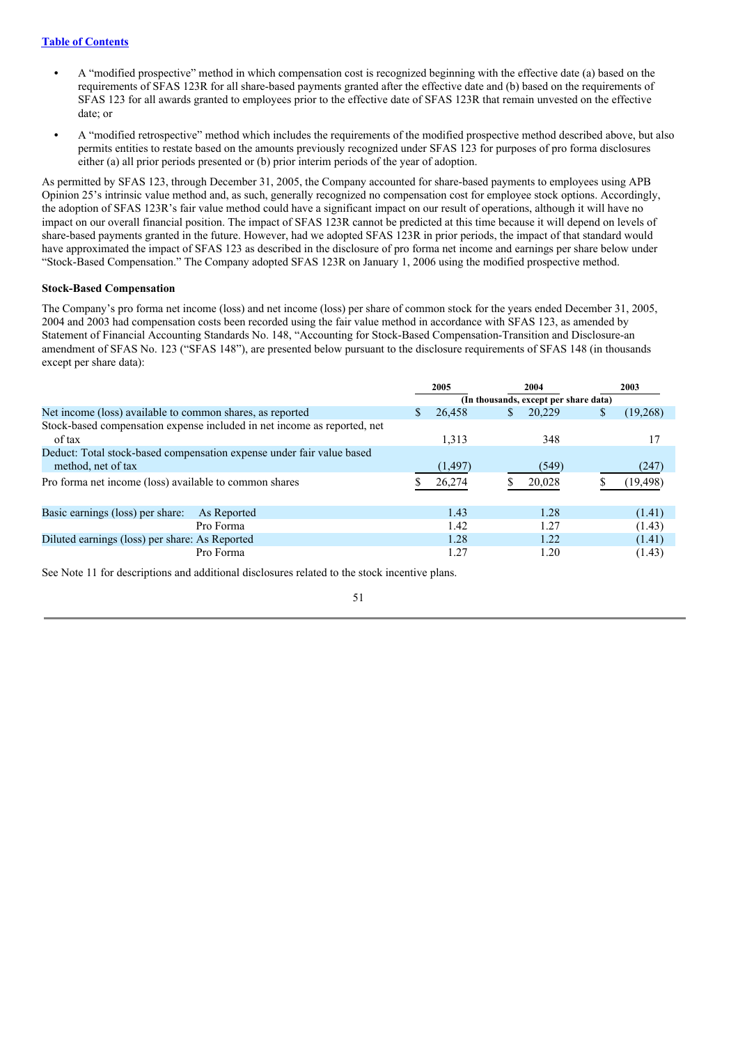- A "modified prospective" method in which compensation cost is recognized beginning with the effective date (a) based on the requirements of SFAS 123R for all share-based payments granted after the effective date and (b) based on the requirements of SFAS 123 for all awards granted to employees prior to the effective date of SFAS 123R that remain unvested on the effective date; or
- A "modified retrospective" method which includes the requirements of the modified prospective method described above, but also permits entities to restate based on the amounts previously recognized under SFAS 123 for purposes of pro forma disclosures either (a) all prior periods presented or (b) prior interim periods of the year of adoption.

As permitted by SFAS 123, through December 31, 2005, the Company accounted for share-based payments to employees using APB Opinion 25's intrinsic value method and, as such, generally recognized no compensation cost for employee stock options. Accordingly, the adoption of SFAS 123R's fair value method could have a significant impact on our result of operations, although it will have no impact on our overall financial position. The impact of SFAS 123R cannot be predicted at this time because it will depend on levels of share-based payments granted in the future. However, had we adopted SFAS 123R in prior periods, the impact of that standard would have approximated the impact of SFAS 123 as described in the disclosure of pro forma net income and earnings per share below under "Stock-Based Compensation." The Company adopted SFAS 123R on January 1, 2006 using the modified prospective method.

**Stock-Based Compensation**

The Company's pro forma net income (loss) and net income (loss) per share of common stock for the years ended December 31, 2005, 2004 and 2003 had compensation costs been recorded using the fair value method in accordance with SFAS 123, as amended by Statement of Financial Accounting Standards No. 148, "Accounting for Stock-Based Compensation-Transition and Disclosure-an amendment of SFAS No. 123 ("SFAS 148"), are presented below pursuant to the disclosure requirements of SFAS 148 (in thousands except per share data):

| | 2005 | 2004 | 2003 |
|---|---|---|---|
| | (In thousands, except per share data) | | |
| Net income (loss) available to common shares, as reported | $ 26,458 | $ 20,229 | $ (19,268) |
| Stock-based compensation expense included in net income as reported, net of tax | 1,313 | 348 | 17 |
| Deduct: Total stock-based compensation expense under fair value based method, net of tax | (1,497) | (549) | (247) |
| Pro forma net income (loss) available to common shares | $ 26,274 | $ 20,028 | $ (19,498) |
| Basic earnings (loss) per share: As Reported | 1.43 | 1.28 | (1.41) |
| Pro Forma | 1.42 | 1.27 | (1.43) |
| Diluted earnings (loss) per share: As Reported | 1.28 | 1.22 | (1.41) |
| Pro Forma | 1.27 | 1.20 | (1.43) |

See Note 11 for descriptions and additional disclosures related to the stock incentive plans.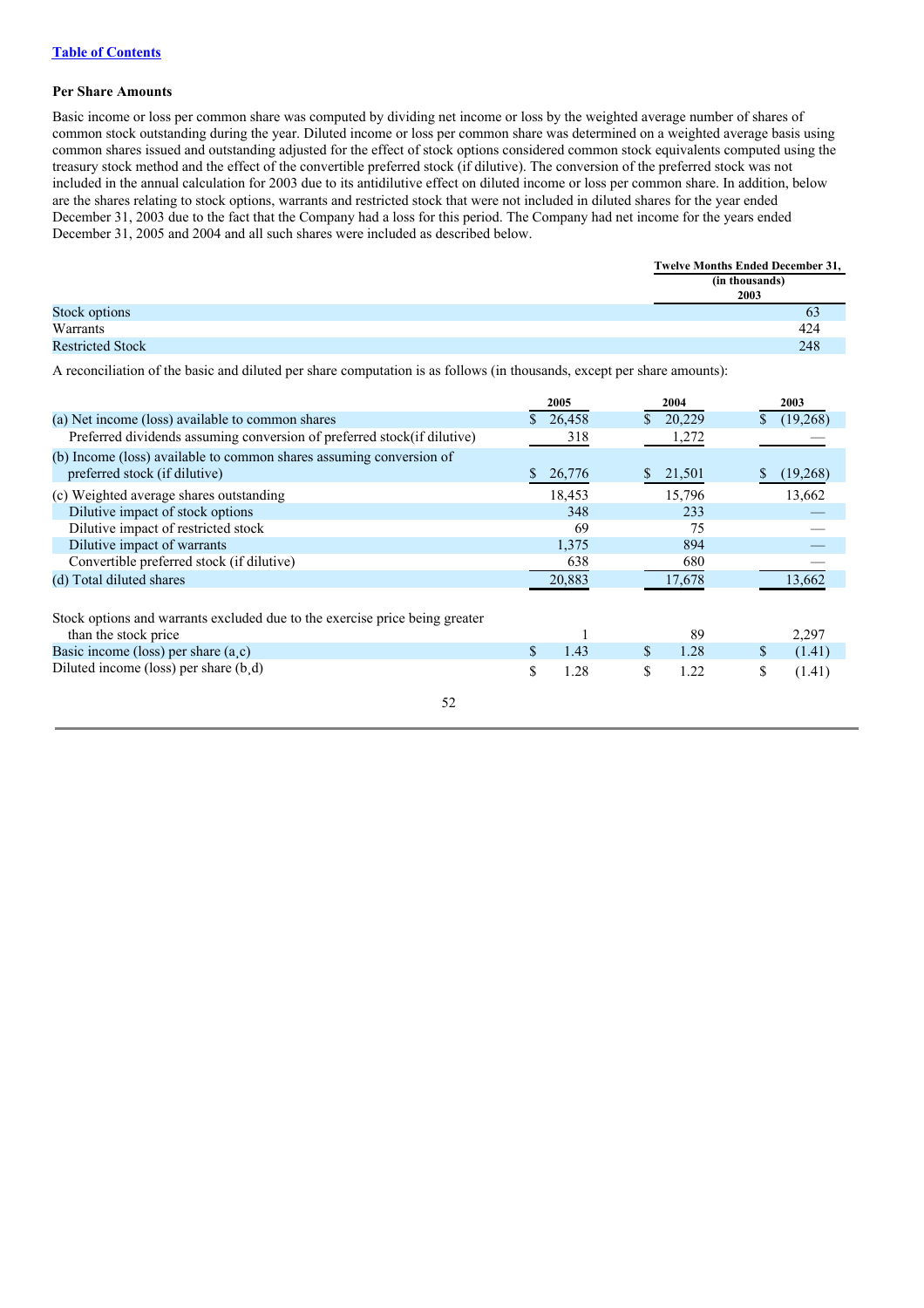[Table of Contents](#)

### Per Share Amounts

Basic income or loss per common share was computed by dividing net income or loss by the weighted average number of shares of common stock outstanding during the year. Diluted income or loss per common share was determined on a weighted average basis using common shares issued and outstanding adjusted for the effect of stock options considered common stock equivalents computed using the treasury stock method and the effect of the convertible preferred stock (if dilutive). The conversion of the preferred stock was not included in the annual calculation for 2003 due to its antidilutive effect on diluted income or loss per common share. In addition, below are the shares relating to stock options, warrants and restricted stock that were not included in diluted shares for the year ended December 31, 2003 due to the fact that the Company had a loss for this period. The Company had net income for the years ended December 31, 2005 and 2004 and all such shares were included as described below.

| | Twelve Months Ended December 31, (in thousands) 2003 |
|---|---|
| Stock options | 63 |
| Warrants | 424 |
| Restricted Stock | 248 |

A reconciliation of the basic and diluted per share computation is as follows (in thousands, except per share amounts):

| | 2005 | 2004 | 2003 |
|---|---|---|---|
| (a) Net income (loss) available to common shares | $ 26,458 | $ 20,229 | $ (19,268) |
| Preferred dividends assuming conversion of preferred stock(if dilutive) | 318 | 1,272 | — |
| (b) Income (loss) available to common shares assuming conversion of preferred stock (if dilutive) | $ 26,776 | $ 21,501 | $ (19,268) |
| (c) Weighted average shares outstanding | 18,453 | 15,796 | 13,662 |
| Dilutive impact of stock options | 348 | 233 | — |
| Dilutive impact of restricted stock | 69 | 75 | — |
| Dilutive impact of warrants | 1,375 | 894 | — |
| Convertible preferred stock (if dilutive) | 638 | 680 | — |
| (d) Total diluted shares | 20,883 | 17,678 | 13,662 |
| Stock options and warrants excluded due to the exercise price being greater than the stock price | 1 | 89 | 2,297 |
| Basic income (loss) per share (a,c) | $ 1.43 | $ 1.28 | $ (1.41) |
| Diluted income (loss) per share (b,d) | $ 1.28 | $ 1.22 | $ (1.41) |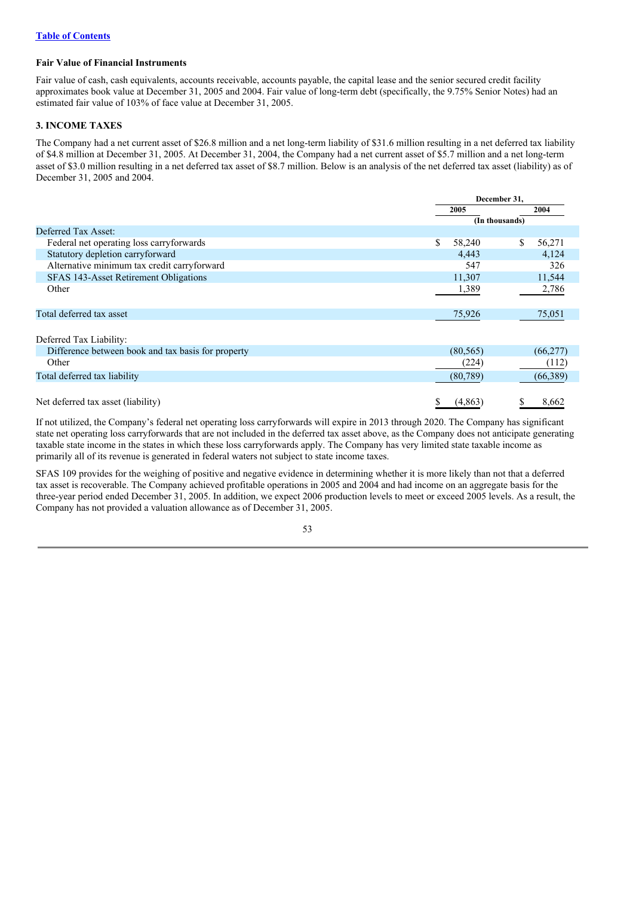**Fair Value of Financial Instruments**

Fair value of cash, cash equivalents, accounts receivable, accounts payable, the capital lease and the senior secured credit facility approximates book value at December 31, 2005 and 2004. Fair value of long-term debt (specifically, the 9.75% Senior Notes) had an estimated fair value of 103% of face value at December 31, 2005.

**3. INCOME TAXES**

The Company had a net current asset of $26.8 million and a net long-term liability of $31.6 million resulting in a net deferred tax liability of $4.8 million at December 31, 2005. At December 31, 2004, the Company had a net current asset of $5.7 million and a net long-term asset of $3.0 million resulting in a net deferred tax asset of $8.7 million. Below is an analysis of the net deferred tax asset (liability) as of December 31, 2005 and 2004.

| | December 31, | |
|---|---|---|
| | 2005 | 2004 |
| | (In thousands) | |
| Deferred Tax Asset: | | |
| Federal net operating loss carryforwards | $ 58,240 | $ 56,271 |
| Statutory depletion carryforward | 4,443 | 4,124 |
| Alternative minimum tax credit carryforward | 547 | 326 |
| SFAS 143-Asset Retirement Obligations | 11,307 | 11,544 |
| Other | 1,389 | 2,786 |
| Total deferred tax asset | 75,926 | 75,051 |
| Deferred Tax Liability: | | |
| Difference between book and tax basis for property | (80,565) | (66,277) |
| Other | (224) | (112) |
| Total deferred tax liability | (80,789) | (66,389) |
| Net deferred tax asset (liability) | $ (4,863) | $ 8,662 |

If not utilized, the Company's federal net operating loss carryforwards will expire in 2013 through 2020. The Company has significant state net operating loss carryforwards that are not included in the deferred tax asset above, as the Company does not anticipate generating taxable state income in the states in which these loss carryforwards apply. The Company has very limited state taxable income as primarily all of its revenue is generated in federal waters not subject to state income taxes.

SFAS 109 provides for the weighing of positive and negative evidence in determining whether it is more likely than not that a deferred tax asset is recoverable. The Company achieved profitable operations in 2005 and 2004 and had income on an aggregate basis for the three-year period ended December 31, 2005. In addition, we expect 2006 production levels to meet or exceed 2005 levels. As a result, the Company has not provided a valuation allowance as of December 31, 2005.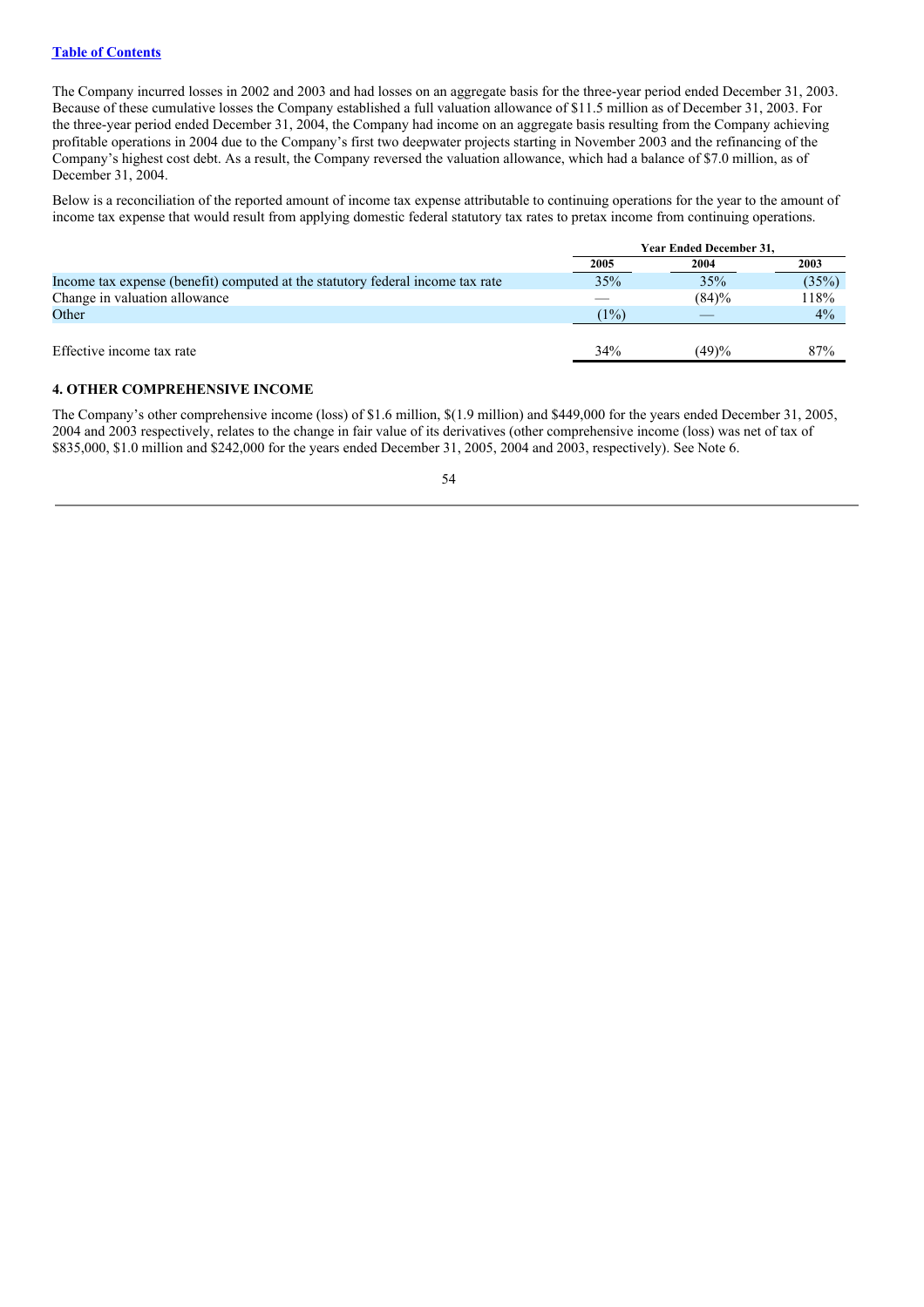The Company incurred losses in 2002 and 2003 and had losses on an aggregate basis for the three-year period ended December 31, 2003. Because of these cumulative losses the Company established a full valuation allowance of $11.5 million as of December 31, 2003. For the three-year period ended December 31, 2004, the Company had income on an aggregate basis resulting from the Company achieving profitable operations in 2004 due to the Company's first two deepwater projects starting in November 2003 and the refinancing of the Company's highest cost debt. As a result, the Company reversed the valuation allowance, which had a balance of $7.0 million, as of December 31, 2004.

Below is a reconciliation of the reported amount of income tax expense attributable to continuing operations for the year to the amount of income tax expense that would result from applying domestic federal statutory tax rates to pretax income from continuing operations.

| | Year Ended December 31, | | |
|---|---|---|---|
| | 2005 | 2004 | 2003 |
| Income tax expense (benefit) computed at the statutory federal income tax rate | 35% | 35% | (35%) |
| Change in valuation allowance | — | (84)% | 118% |
| Other | (1%) | — | 4% |
| Effective income tax rate | 34% | (49)% | 87% |

### 4. OTHER COMPREHENSIVE INCOME

The Company's other comprehensive income (loss) of $1.6 million, $(1.9 million) and $449,000 for the years ended December 31, 2005, 2004 and 2003 respectively, relates to the change in fair value of its derivatives (other comprehensive income (loss) was net of tax of $835,000, $1.0 million and $242,000 for the years ended December 31, 2005, 2004 and 2003, respectively). See Note 6.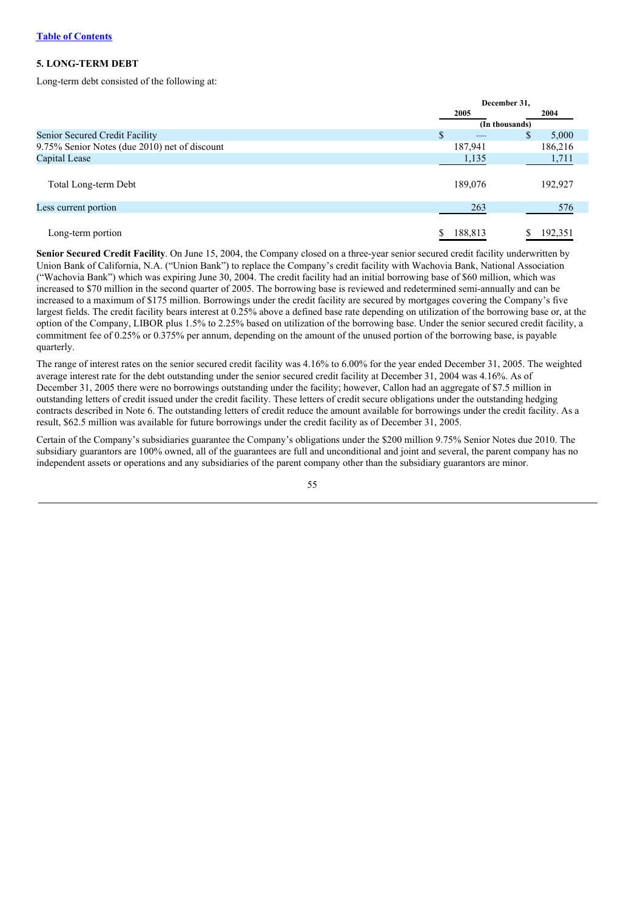[Table of Contents]

## 5. LONG-TERM DEBT

Long-term debt consisted of the following at:

| | December 31, 2005 | December 31, 2004 |
|---|---|---|
| | (In thousands) | |
| Senior Secured Credit Facility | $ — | $ 5,000 |
| 9.75% Senior Notes (due 2010) net of discount | 187,941 | 186,216 |
| Capital Lease | 1,135 | 1,711 |
| Total Long-term Debt | 189,076 | 192,927 |
| Less current portion | 263 | 576 |
| Long-term portion | $ 188,813 | $ 192,351 |

**Senior Secured Credit Facility**. On June 15, 2004, the Company closed on a three-year senior secured credit facility underwritten by Union Bank of California, N.A. ("Union Bank") to replace the Company's credit facility with Wachovia Bank, National Association ("Wachovia Bank") which was expiring June 30, 2004. The credit facility had an initial borrowing base of $60 million, which was increased to $70 million in the second quarter of 2005. The borrowing base is reviewed and redetermined semi-annually and can be increased to a maximum of $175 million. Borrowings under the credit facility are secured by mortgages covering the Company's five largest fields. The credit facility bears interest at 0.25% above a defined base rate depending on utilization of the borrowing base or, at the option of the Company, LIBOR plus 1.5% to 2.25% based on utilization of the borrowing base. Under the senior secured credit facility, a commitment fee of 0.25% or 0.375% per annum, depending on the amount of the unused portion of the borrowing base, is payable quarterly.

The range of interest rates on the senior secured credit facility was 4.16% to 6.00% for the year ended December 31, 2005. The weighted average interest rate for the debt outstanding under the senior secured credit facility at December 31, 2004 was 4.16%. As of December 31, 2005 there were no borrowings outstanding under the facility; however, Callon had an aggregate of $7.5 million in outstanding letters of credit issued under the credit facility. These letters of credit secure obligations under the outstanding hedging contracts described in Note 6. The outstanding letters of credit reduce the amount available for borrowings under the credit facility. As a result, $62.5 million was available for future borrowings under the credit facility as of December 31, 2005.

Certain of the Company's subsidiaries guarantee the Company's obligations under the $200 million 9.75% Senior Notes due 2010. The subsidiary guarantors are 100% owned, all of the guarantees are full and unconditional and joint and several, the parent company has no independent assets or operations and any subsidiaries of the parent company other than the subsidiary guarantors are minor.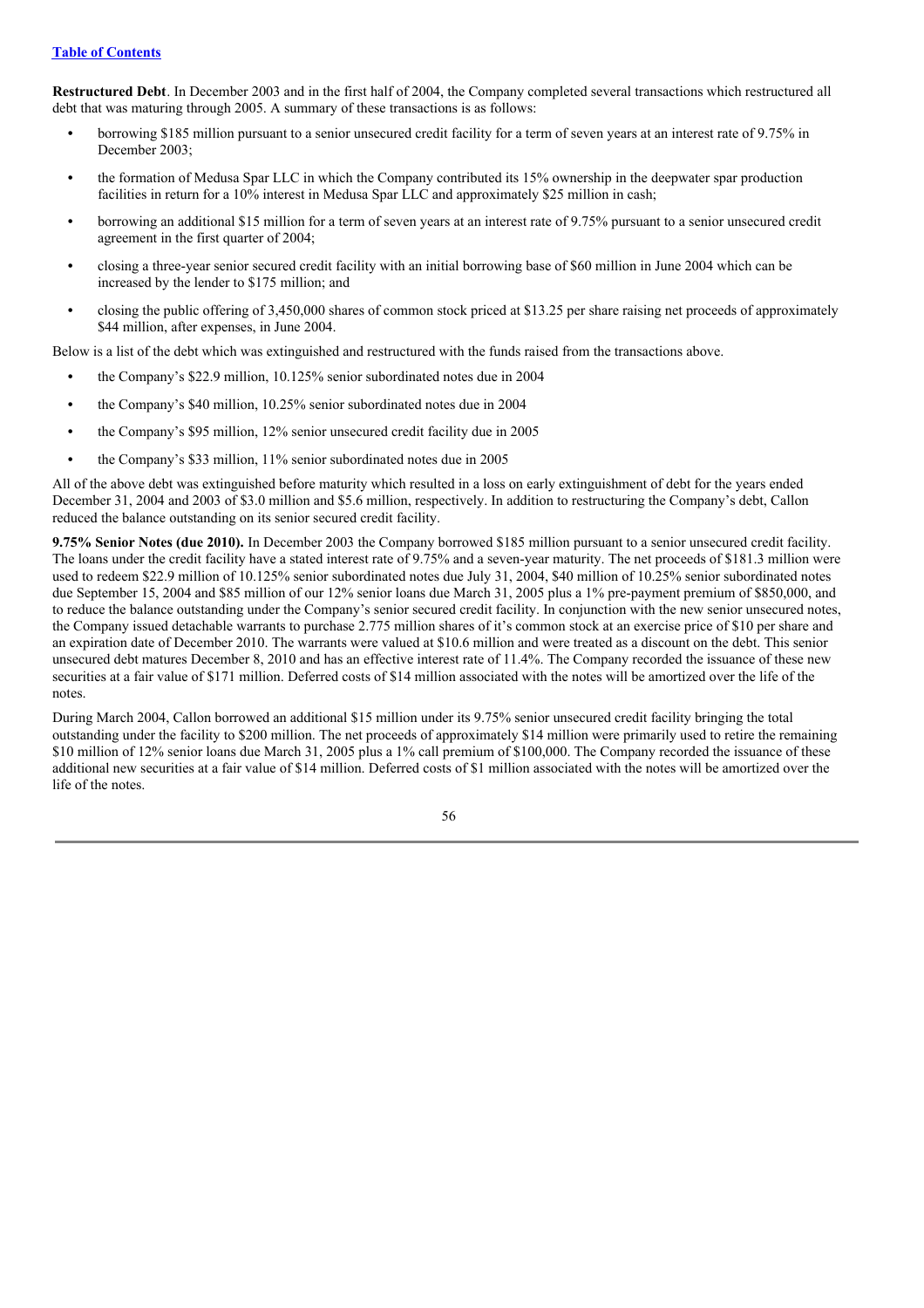**Restructured Debt**. In December 2003 and in the first half of 2004, the Company completed several transactions which restructured all debt that was maturing through 2005. A summary of these transactions is as follows:

- borrowing $185 million pursuant to a senior unsecured credit facility for a term of seven years at an interest rate of 9.75% in December 2003;
- the formation of Medusa Spar LLC in which the Company contributed its 15% ownership in the deepwater spar production facilities in return for a 10% interest in Medusa Spar LLC and approximately $25 million in cash;
- borrowing an additional $15 million for a term of seven years at an interest rate of 9.75% pursuant to a senior unsecured credit agreement in the first quarter of 2004;
- closing a three-year senior secured credit facility with an initial borrowing base of $60 million in June 2004 which can be increased by the lender to $175 million; and
- closing the public offering of 3,450,000 shares of common stock priced at $13.25 per share raising net proceeds of approximately $44 million, after expenses, in June 2004.

Below is a list of the debt which was extinguished and restructured with the funds raised from the transactions above.

- the Company's $22.9 million, 10.125% senior subordinated notes due in 2004
- the Company's $40 million, 10.25% senior subordinated notes due in 2004
- the Company's $95 million, 12% senior unsecured credit facility due in 2005
- the Company's $33 million, 11% senior subordinated notes due in 2005

All of the above debt was extinguished before maturity which resulted in a loss on early extinguishment of debt for the years ended December 31, 2004 and 2003 of $3.0 million and $5.6 million, respectively. In addition to restructuring the Company's debt, Callon reduced the balance outstanding on its senior secured credit facility.

**9.75% Senior Notes (due 2010).** In December 2003 the Company borrowed $185 million pursuant to a senior unsecured credit facility. The loans under the credit facility have a stated interest rate of 9.75% and a seven-year maturity. The net proceeds of $181.3 million were used to redeem $22.9 million of 10.125% senior subordinated notes due July 31, 2004, $40 million of 10.25% senior subordinated notes due September 15, 2004 and $85 million of our 12% senior loans due March 31, 2005 plus a 1% pre-payment premium of $850,000, and to reduce the balance outstanding under the Company's senior secured credit facility. In conjunction with the new senior unsecured notes, the Company issued detachable warrants to purchase 2.775 million shares of it's common stock at an exercise price of $10 per share and an expiration date of December 2010. The warrants were valued at $10.6 million and were treated as a discount on the debt. This senior unsecured debt matures December 8, 2010 and has an effective interest rate of 11.4%. The Company recorded the issuance of these new securities at a fair value of $171 million. Deferred costs of $14 million associated with the notes will be amortized over the life of the notes.

During March 2004, Callon borrowed an additional $15 million under its 9.75% senior unsecured credit facility bringing the total outstanding under the facility to $200 million. The net proceeds of approximately $14 million were primarily used to retire the remaining $10 million of 12% senior loans due March 31, 2005 plus a 1% call premium of $100,000. The Company recorded the issuance of these additional new securities at a fair value of $14 million. Deferred costs of $1 million associated with the notes will be amortized over the life of the notes.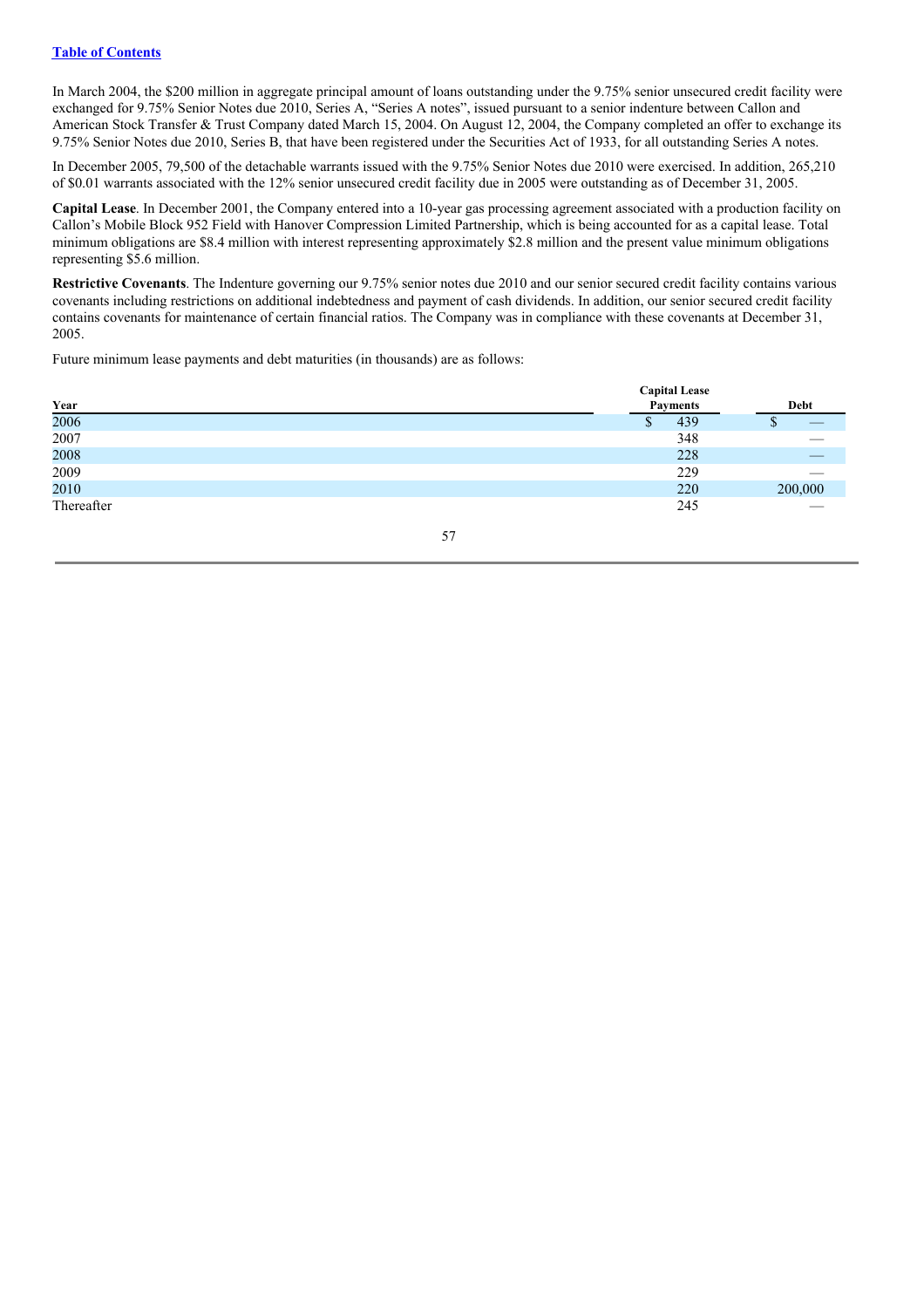In March 2004, the $200 million in aggregate principal amount of loans outstanding under the 9.75% senior unsecured credit facility were exchanged for 9.75% Senior Notes due 2010, Series A, "Series A notes", issued pursuant to a senior indenture between Callon and American Stock Transfer & Trust Company dated March 15, 2004. On August 12, 2004, the Company completed an offer to exchange its 9.75% Senior Notes due 2010, Series B, that have been registered under the Securities Act of 1933, for all outstanding Series A notes.

In December 2005, 79,500 of the detachable warrants issued with the 9.75% Senior Notes due 2010 were exercised. In addition, 265,210 of $0.01 warrants associated with the 12% senior unsecured credit facility due in 2005 were outstanding as of December 31, 2005.

**Capital Lease**. In December 2001, the Company entered into a 10-year gas processing agreement associated with a production facility on Callon's Mobile Block 952 Field with Hanover Compression Limited Partnership, which is being accounted for as a capital lease. Total minimum obligations are $8.4 million with interest representing approximately $2.8 million and the present value minimum obligations representing $5.6 million.

**Restrictive Covenants**. The Indenture governing our 9.75% senior notes due 2010 and our senior secured credit facility contains various covenants including restrictions on additional indebtedness and payment of cash dividends. In addition, our senior secured credit facility contains covenants for maintenance of certain financial ratios. The Company was in compliance with these covenants at December 31, 2005.

Future minimum lease payments and debt maturities (in thousands) are as follows:

| Year | Capital Lease Payments | Debt |
|---|---|---|
| 2006 | $ 439 | $ — |
| 2007 | 348 | — |
| 2008 | 228 | — |
| 2009 | 229 | — |
| 2010 | 220 | 200,000 |
| Thereafter | 245 | — |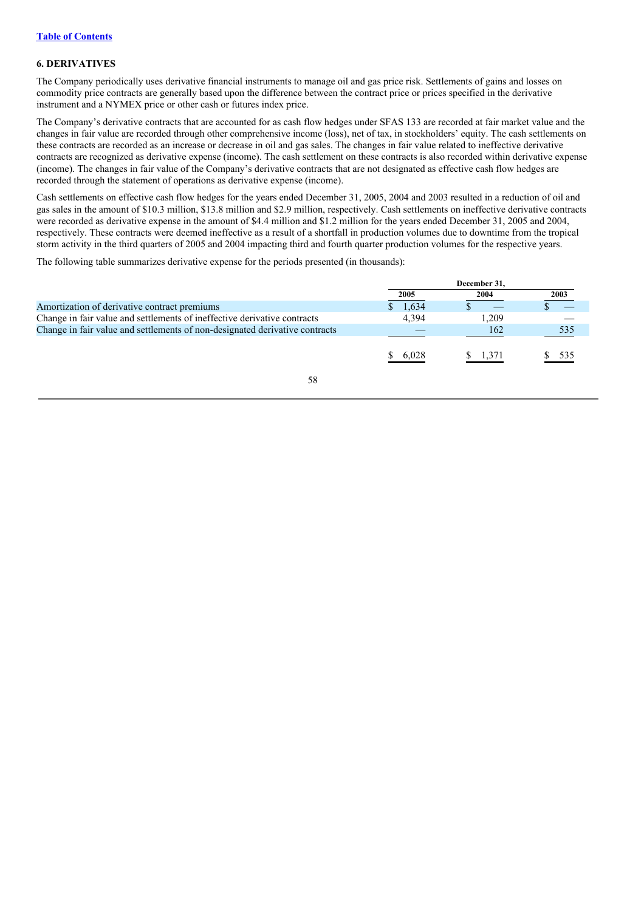## 6. DERIVATIVES

The Company periodically uses derivative financial instruments to manage oil and gas price risk. Settlements of gains and losses on commodity price contracts are generally based upon the difference between the contract price or prices specified in the derivative instrument and a NYMEX price or other cash or futures index price.

The Company's derivative contracts that are accounted for as cash flow hedges under SFAS 133 are recorded at fair market value and the changes in fair value are recorded through other comprehensive income (loss), net of tax, in stockholders' equity. The cash settlements on these contracts are recorded as an increase or decrease in oil and gas sales. The changes in fair value related to ineffective derivative contracts are recognized as derivative expense (income). The cash settlement on these contracts is also recorded within derivative expense (income). The changes in fair value of the Company's derivative contracts that are not designated as effective cash flow hedges are recorded through the statement of operations as derivative expense (income).

Cash settlements on effective cash flow hedges for the years ended December 31, 2005, 2004 and 2003 resulted in a reduction of oil and gas sales in the amount of $10.3 million, $13.8 million and $2.9 million, respectively. Cash settlements on ineffective derivative contracts were recorded as derivative expense in the amount of $4.4 million and $1.2 million for the years ended December 31, 2005 and 2004, respectively. These contracts were deemed ineffective as a result of a shortfall in production volumes due to downtime from the tropical storm activity in the third quarters of 2005 and 2004 impacting third and fourth quarter production volumes for the respective years.

The following table summarizes derivative expense for the periods presented (in thousands):

| | December 31, | | |
|---|---|---|---|
| | 2005 | 2004 | 2003 |
| Amortization of derivative contract premiums | $ 1,634 | $ — | $ — |
| Change in fair value and settlements of ineffective derivative contracts | 4,394 | 1,209 | — |
| Change in fair value and settlements of non-designated derivative contracts | — | 162 | 535 |
| | $ 6,028 | $ 1,371 | $ 535 |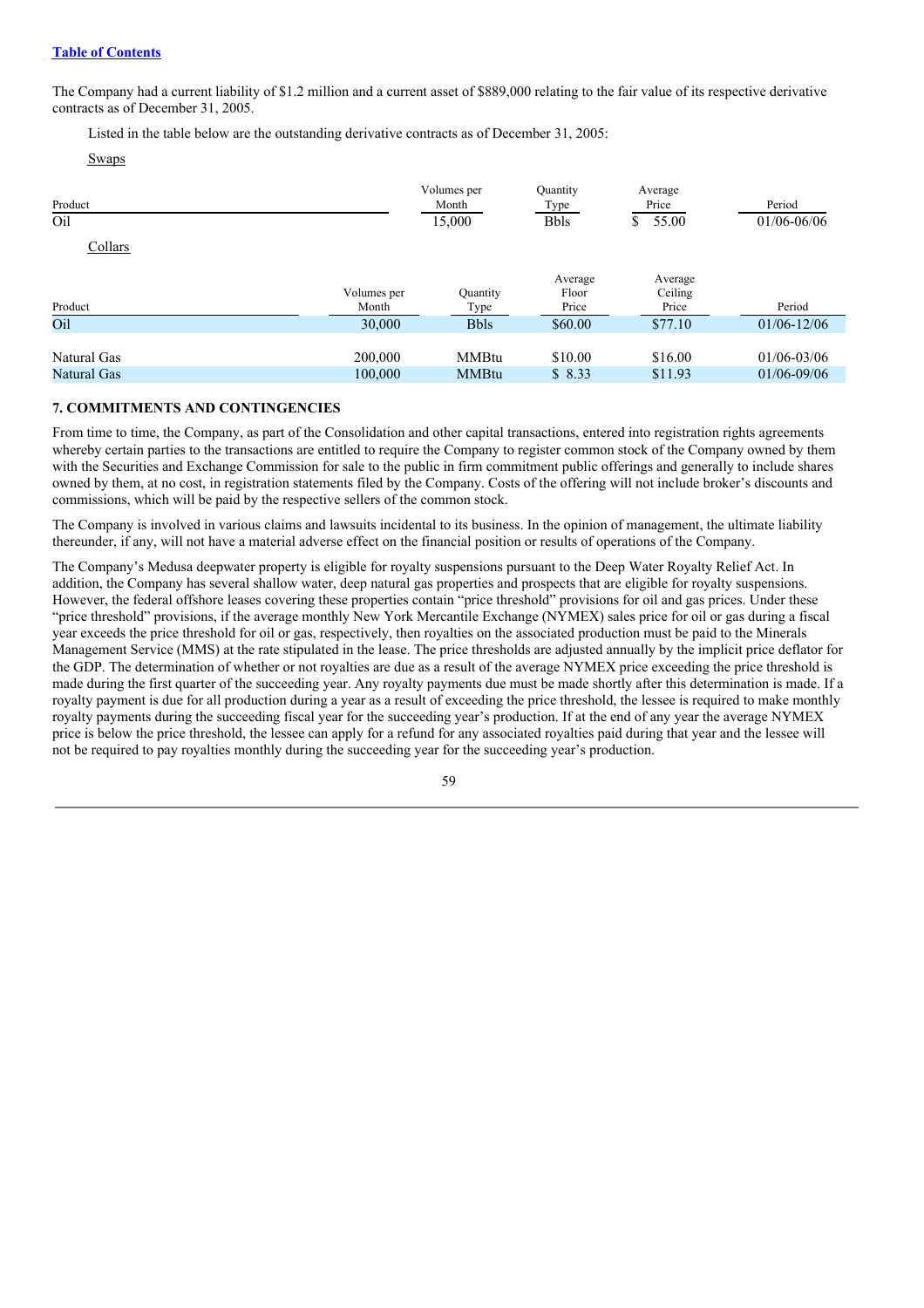The Company had a current liability of $1.2 million and a current asset of $889,000 relating to the fair value of its respective derivative contracts as of December 31, 2005.

Listed in the table below are the outstanding derivative contracts as of December 31, 2005:

Swaps

| Product | Volumes per Month | Quantity Type | Average Price | Period |
|---|---|---|---|---|
| Oil | 15,000 | Bbls | $ 55.00 | 01/06-06/06 |

Collars

| Product | Volumes per Month | Quantity Type | Average Floor Price | Average Ceiling Price | Period |
|---|---|---|---|---|---|
| Oil | 30,000 | Bbls | $60.00 | $77.10 | 01/06-12/06 |
| Natural Gas | 200,000 | MMBtu | $10.00 | $16.00 | 01/06-03/06 |
| Natural Gas | 100,000 | MMBtu | $ 8.33 | $11.93 | 01/06-09/06 |

## 7. COMMITMENTS AND CONTINGENCIES

From time to time, the Company, as part of the Consolidation and other capital transactions, entered into registration rights agreements whereby certain parties to the transactions are entitled to require the Company to register common stock of the Company owned by them with the Securities and Exchange Commission for sale to the public in firm commitment public offerings and generally to include shares owned by them, at no cost, in registration statements filed by the Company. Costs of the offering will not include broker's discounts and commissions, which will be paid by the respective sellers of the common stock.

The Company is involved in various claims and lawsuits incidental to its business. In the opinion of management, the ultimate liability thereunder, if any, will not have a material adverse effect on the financial position or results of operations of the Company.

The Company's Medusa deepwater property is eligible for royalty suspensions pursuant to the Deep Water Royalty Relief Act. In addition, the Company has several shallow water, deep natural gas properties and prospects that are eligible for royalty suspensions. However, the federal offshore leases covering these properties contain "price threshold" provisions for oil and gas prices. Under these "price threshold" provisions, if the average monthly New York Mercantile Exchange (NYMEX) sales price for oil or gas during a fiscal year exceeds the price threshold for oil or gas, respectively, then royalties on the associated production must be paid to the Minerals Management Service (MMS) at the rate stipulated in the lease. The price thresholds are adjusted annually by the implicit price deflator for the GDP. The determination of whether or not royalties are due as a result of the average NYMEX price exceeding the price threshold is made during the first quarter of the succeeding year. Any royalty payments due must be made shortly after this determination is made. If a royalty payment is due for all production during a year as a result of exceeding the price threshold, the lessee is required to make monthly royalty payments during the succeeding fiscal year for the succeeding year's production. If at the end of any year the average NYMEX price is below the price threshold, the lessee can apply for a refund for any associated royalties paid during that year and the lessee will not be required to pay royalties monthly during the succeeding year for the succeeding year's production.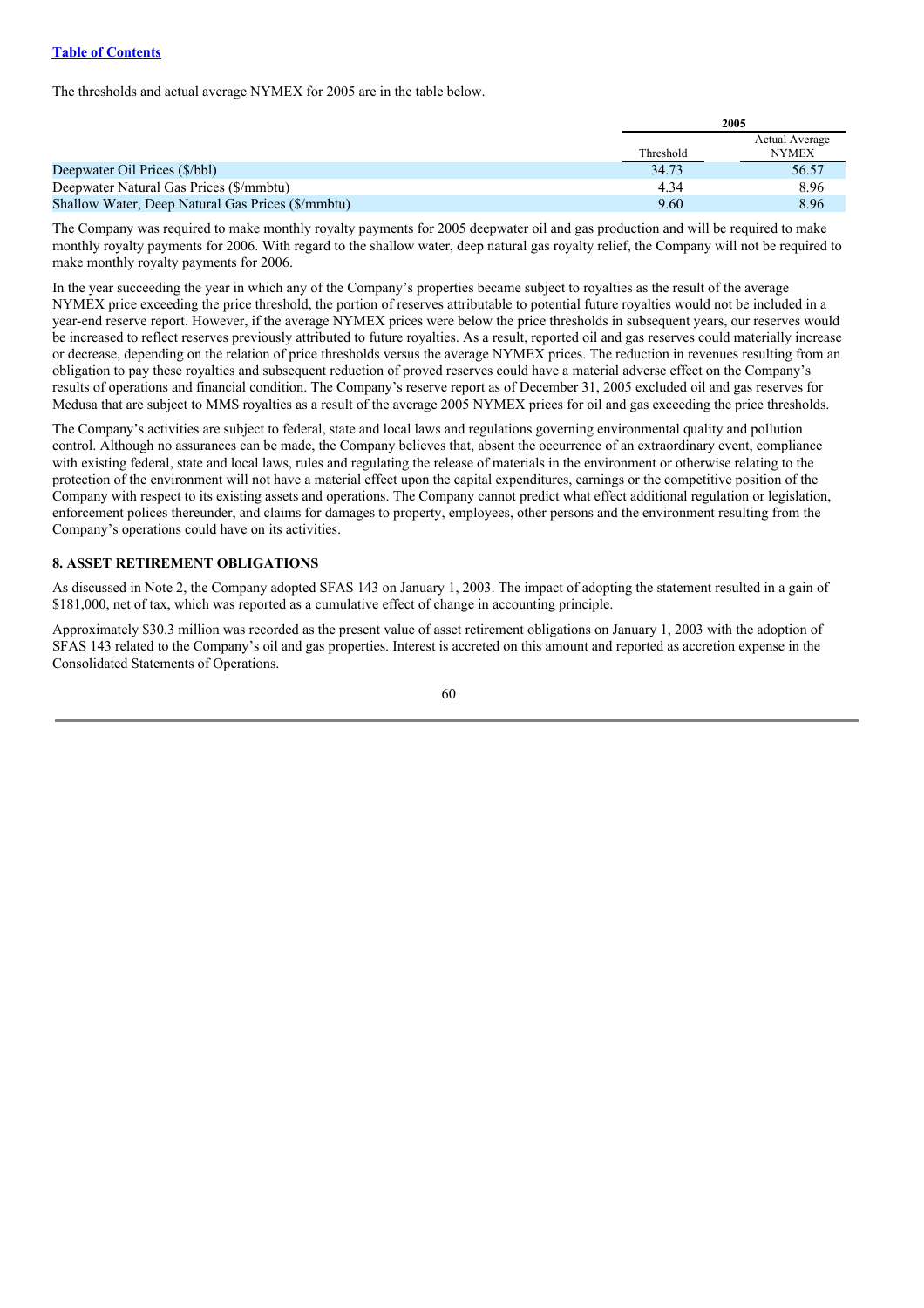The thresholds and actual average NYMEX for 2005 are in the table below.

| | 2005 | |
|---|---|---|
| | Threshold | Actual Average NYMEX |
| Deepwater Oil Prices ($/bbl) | 34.73 | 56.57 |
| Deepwater Natural Gas Prices ($/mmbtu) | 4.34 | 8.96 |
| Shallow Water, Deep Natural Gas Prices ($/mmbtu) | 9.60 | 8.96 |

The Company was required to make monthly royalty payments for 2005 deepwater oil and gas production and will be required to make monthly royalty payments for 2006. With regard to the shallow water, deep natural gas royalty relief, the Company will not be required to make monthly royalty payments for 2006.

In the year succeeding the year in which any of the Company's properties became subject to royalties as the result of the average NYMEX price exceeding the price threshold, the portion of reserves attributable to potential future royalties would not be included in a year-end reserve report. However, if the average NYMEX prices were below the price thresholds in subsequent years, our reserves would be increased to reflect reserves previously attributed to future royalties. As a result, reported oil and gas reserves could materially increase or decrease, depending on the relation of price thresholds versus the average NYMEX prices. The reduction in revenues resulting from an obligation to pay these royalties and subsequent reduction of proved reserves could have a material adverse effect on the Company's results of operations and financial condition. The Company's reserve report as of December 31, 2005 excluded oil and gas reserves for Medusa that are subject to MMS royalties as a result of the average 2005 NYMEX prices for oil and gas exceeding the price thresholds.

The Company's activities are subject to federal, state and local laws and regulations governing environmental quality and pollution control. Although no assurances can be made, the Company believes that, absent the occurrence of an extraordinary event, compliance with existing federal, state and local laws, rules and regulating the release of materials in the environment or otherwise relating to the protection of the environment will not have a material effect upon the capital expenditures, earnings or the competitive position of the Company with respect to its existing assets and operations. The Company cannot predict what effect additional regulation or legislation, enforcement polices thereunder, and claims for damages to property, employees, other persons and the environment resulting from the Company's operations could have on its activities.

### 8. ASSET RETIREMENT OBLIGATIONS

As discussed in Note 2, the Company adopted SFAS 143 on January 1, 2003. The impact of adopting the statement resulted in a gain of $181,000, net of tax, which was reported as a cumulative effect of change in accounting principle.

Approximately $30.3 million was recorded as the present value of asset retirement obligations on January 1, 2003 with the adoption of SFAS 143 related to the Company's oil and gas properties. Interest is accreted on this amount and reported as accretion expense in the Consolidated Statements of Operations.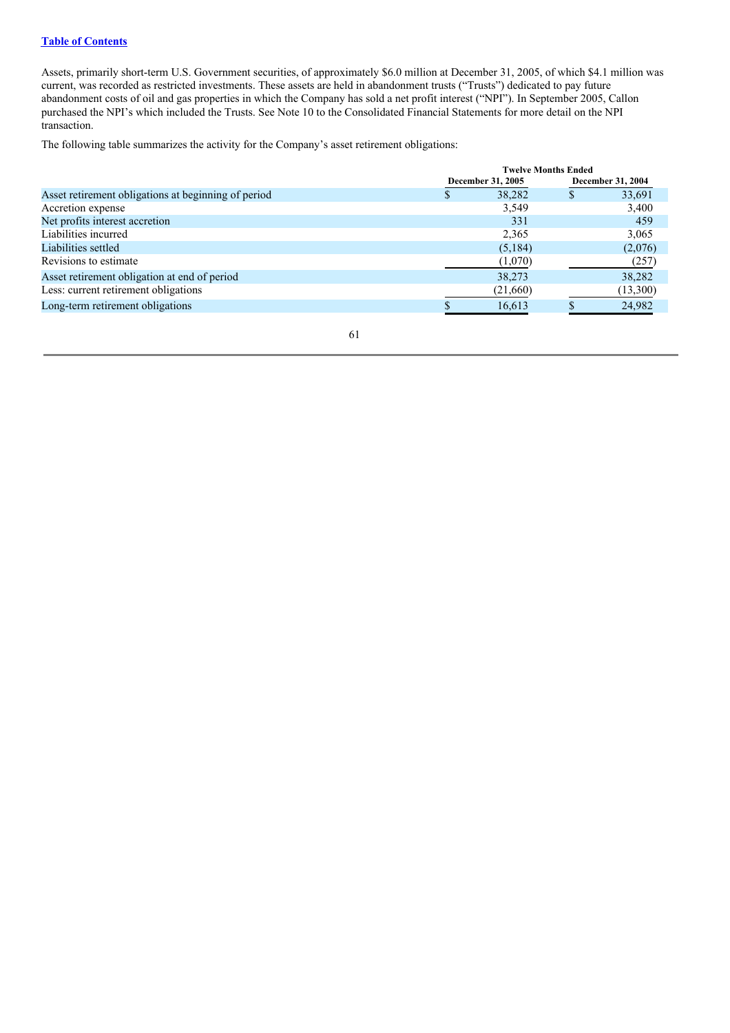[Table of Contents](#)

Assets, primarily short-term U.S. Government securities, of approximately $6.0 million at December 31, 2005, of which $4.1 million was current, was recorded as restricted investments. These assets are held in abandonment trusts ("Trusts") dedicated to pay future abandonment costs of oil and gas properties in which the Company has sold a net profit interest ("NPI"). In September 2005, Callon purchased the NPI's which included the Trusts. See Note 10 to the Consolidated Financial Statements for more detail on the NPI transaction.

The following table summarizes the activity for the Company's asset retirement obligations:

| | Twelve Months Ended | |
|---|---|---|
| | December 31, 2005 | December 31, 2004 |
| Asset retirement obligations at beginning of period | $ 38,282 | $ 33,691 |
| Accretion expense | 3,549 | 3,400 |
| Net profits interest accretion | 331 | 459 |
| Liabilities incurred | 2,365 | 3,065 |
| Liabilities settled | (5,184) | (2,076) |
| Revisions to estimate | (1,070) | (257) |
| Asset retirement obligation at end of period | 38,273 | 38,282 |
| Less: current retirement obligations | (21,660) | (13,300) |
| Long-term retirement obligations | $ 16,613 | $ 24,982 |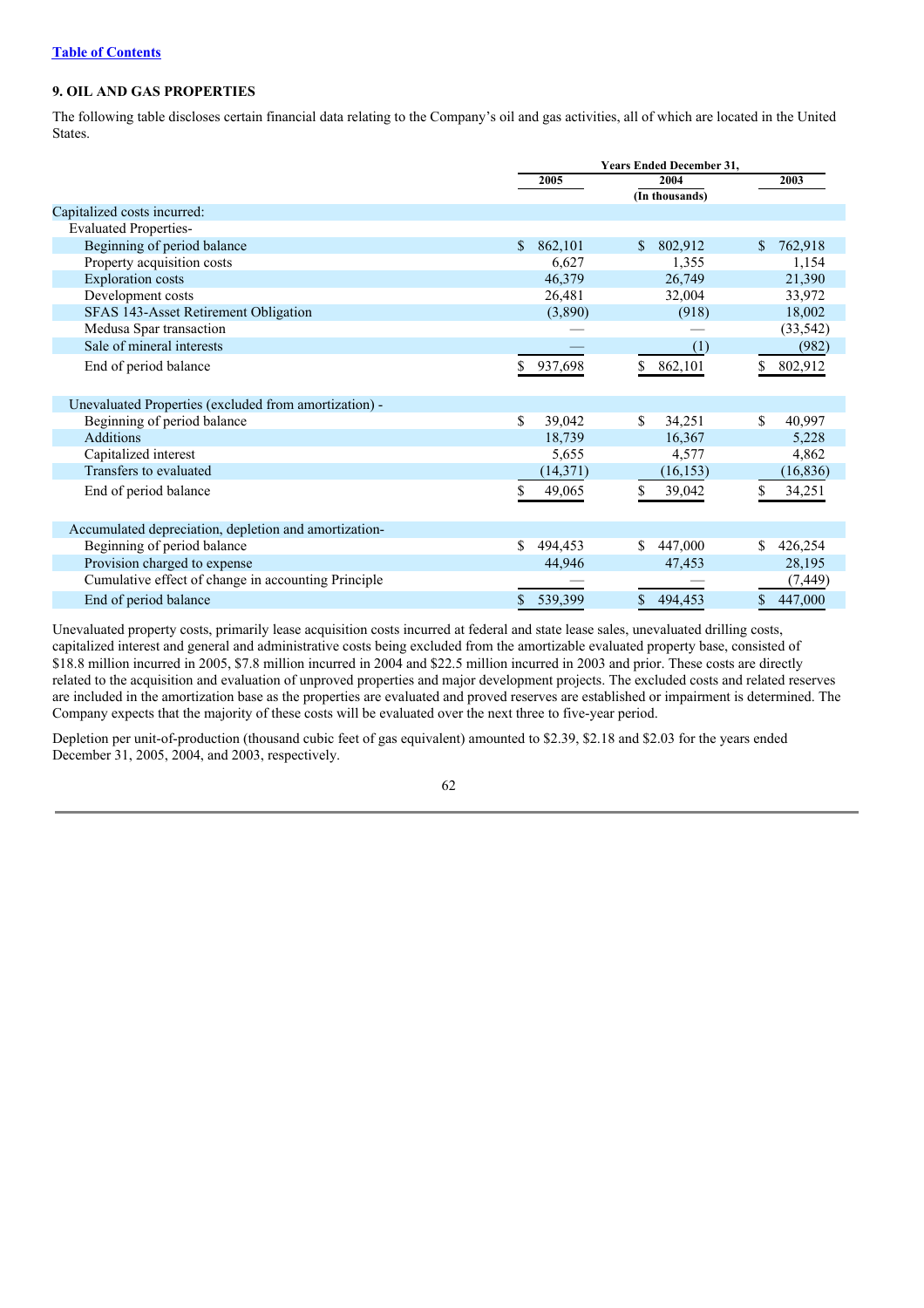### 9. OIL AND GAS PROPERTIES

The following table discloses certain financial data relating to the Company's oil and gas activities, all of which are located in the United States.

| | Years Ended December 31, | | |
|---|---|---|---|
| | 2005 | 2004 | 2003 |
| | | (In thousands) | |
| Capitalized costs incurred: | | | |
| Evaluated Properties- | | | |
| Beginning of period balance | $ 862,101 | $ 802,912 | $ 762,918 |
| Property acquisition costs | 6,627 | 1,355 | 1,154 |
| Exploration costs | 46,379 | 26,749 | 21,390 |
| Development costs | 26,481 | 32,004 | 33,972 |
| SFAS 143-Asset Retirement Obligation | (3,890) | (918) | 18,002 |
| Medusa Spar transaction | — | — | (33,542) |
| Sale of mineral interests | — | (1) | (982) |
| End of period balance | $ 937,698 | $ 862,101 | $ 802,912 |
| Unevaluated Properties (excluded from amortization) - | | | |
| Beginning of period balance | $ 39,042 | $ 34,251 | $ 40,997 |
| Additions | 18,739 | 16,367 | 5,228 |
| Capitalized interest | 5,655 | 4,577 | 4,862 |
| Transfers to evaluated | (14,371) | (16,153) | (16,836) |
| End of period balance | $ 49,065 | $ 39,042 | $ 34,251 |
| Accumulated depreciation, depletion and amortization- | | | |
| Beginning of period balance | $ 494,453 | $ 447,000 | $ 426,254 |
| Provision charged to expense | 44,946 | 47,453 | 28,195 |
| Cumulative effect of change in accounting Principle | — | — | (7,449) |
| End of period balance | $ 539,399 | $ 494,453 | $ 447,000 |

Unevaluated property costs, primarily lease acquisition costs incurred at federal and state lease sales, unevaluated drilling costs, capitalized interest and general and administrative costs being excluded from the amortizable evaluated property base, consisted of $18.8 million incurred in 2005, $7.8 million incurred in 2004 and $22.5 million incurred in 2003 and prior. These costs are directly related to the acquisition and evaluation of unproved properties and major development projects. The excluded costs and related reserves are included in the amortization base as the properties are evaluated and proved reserves are established or impairment is determined. The Company expects that the majority of these costs will be evaluated over the next three to five-year period.

Depletion per unit-of-production (thousand cubic feet of gas equivalent) amounted to $2.39, $2.18 and $2.03 for the years ended December 31, 2005, 2004, and 2003, respectively.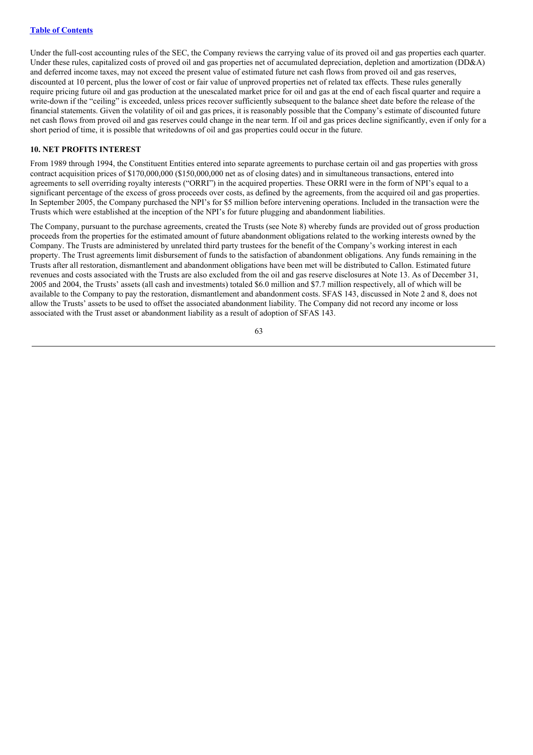Under the full-cost accounting rules of the SEC, the Company reviews the carrying value of its proved oil and gas properties each quarter. Under these rules, capitalized costs of proved oil and gas properties net of accumulated depreciation, depletion and amortization (DD&A) and deferred income taxes, may not exceed the present value of estimated future net cash flows from proved oil and gas reserves, discounted at 10 percent, plus the lower of cost or fair value of unproved properties net of related tax effects. These rules generally require pricing future oil and gas production at the unescalated market price for oil and gas at the end of each fiscal quarter and require a write-down if the "ceiling" is exceeded, unless prices recover sufficiently subsequent to the balance sheet date before the release of the financial statements. Given the volatility of oil and gas prices, it is reasonably possible that the Company's estimate of discounted future net cash flows from proved oil and gas reserves could change in the near term. If oil and gas prices decline significantly, even if only for a short period of time, it is possible that writedowns of oil and gas properties could occur in the future.

#### 10. NET PROFITS INTEREST

From 1989 through 1994, the Constituent Entities entered into separate agreements to purchase certain oil and gas properties with gross contract acquisition prices of $170,000,000 ($150,000,000 net as of closing dates) and in simultaneous transactions, entered into agreements to sell overriding royalty interests ("ORRI") in the acquired properties. These ORRI were in the form of NPI's equal to a significant percentage of the excess of gross proceeds over costs, as defined by the agreements, from the acquired oil and gas properties. In September 2005, the Company purchased the NPI's for $5 million before intervening operations. Included in the transaction were the Trusts which were established at the inception of the NPI's for future plugging and abandonment liabilities.

The Company, pursuant to the purchase agreements, created the Trusts (see Note 8) whereby funds are provided out of gross production proceeds from the properties for the estimated amount of future abandonment obligations related to the working interests owned by the Company. The Trusts are administered by unrelated third party trustees for the benefit of the Company's working interest in each property. The Trust agreements limit disbursement of funds to the satisfaction of abandonment obligations. Any funds remaining in the Trusts after all restoration, dismantlement and abandonment obligations have been met will be distributed to Callon. Estimated future revenues and costs associated with the Trusts are also excluded from the oil and gas reserve disclosures at Note 13. As of December 31, 2005 and 2004, the Trusts' assets (all cash and investments) totaled $6.0 million and $7.7 million respectively, all of which will be available to the Company to pay the restoration, dismantlement and abandonment costs. SFAS 143, discussed in Note 2 and 8, does not allow the Trusts' assets to be used to offset the associated abandonment liability. The Company did not record any income or loss associated with the Trust asset or abandonment liability as a result of adoption of SFAS 143.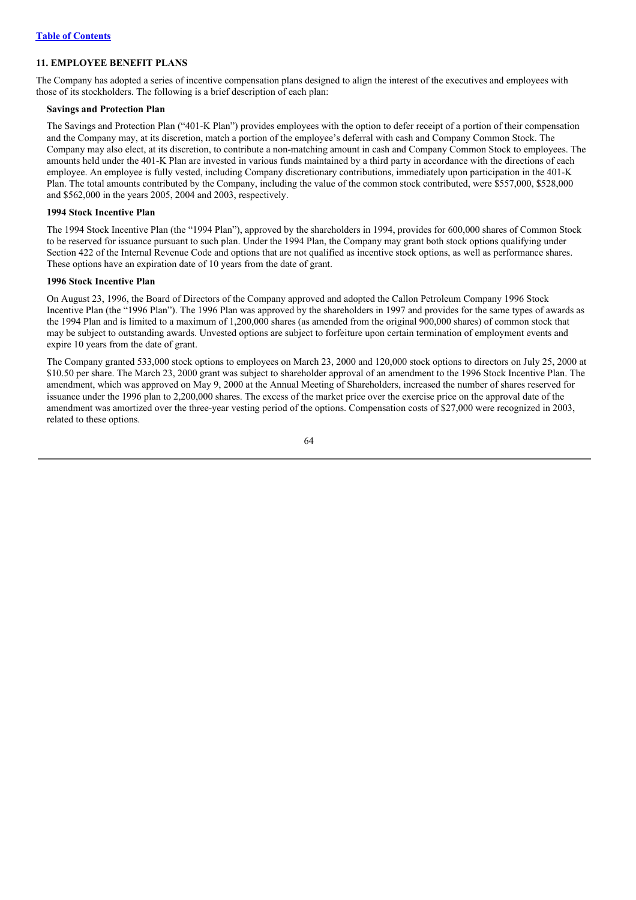## 11. EMPLOYEE BENEFIT PLANS

The Company has adopted a series of incentive compensation plans designed to align the interest of the executives and employees with those of its stockholders. The following is a brief description of each plan:

### Savings and Protection Plan

The Savings and Protection Plan ("401-K Plan") provides employees with the option to defer receipt of a portion of their compensation and the Company may, at its discretion, match a portion of the employee's deferral with cash and Company Common Stock. The Company may also elect, at its discretion, to contribute a non-matching amount in cash and Company Common Stock to employees. The amounts held under the 401-K Plan are invested in various funds maintained by a third party in accordance with the directions of each employee. An employee is fully vested, including Company discretionary contributions, immediately upon participation in the 401-K Plan. The total amounts contributed by the Company, including the value of the common stock contributed, were $557,000, $528,000 and $562,000 in the years 2005, 2004 and 2003, respectively.

### 1994 Stock Incentive Plan

The 1994 Stock Incentive Plan (the "1994 Plan"), approved by the shareholders in 1994, provides for 600,000 shares of Common Stock to be reserved for issuance pursuant to such plan. Under the 1994 Plan, the Company may grant both stock options qualifying under Section 422 of the Internal Revenue Code and options that are not qualified as incentive stock options, as well as performance shares. These options have an expiration date of 10 years from the date of grant.

### 1996 Stock Incentive Plan

On August 23, 1996, the Board of Directors of the Company approved and adopted the Callon Petroleum Company 1996 Stock Incentive Plan (the "1996 Plan"). The 1996 Plan was approved by the shareholders in 1997 and provides for the same types of awards as the 1994 Plan and is limited to a maximum of 1,200,000 shares (as amended from the original 900,000 shares) of common stock that may be subject to outstanding awards. Unvested options are subject to forfeiture upon certain termination of employment events and expire 10 years from the date of grant.

The Company granted 533,000 stock options to employees on March 23, 2000 and 120,000 stock options to directors on July 25, 2000 at $10.50 per share. The March 23, 2000 grant was subject to shareholder approval of an amendment to the 1996 Stock Incentive Plan. The amendment, which was approved on May 9, 2000 at the Annual Meeting of Shareholders, increased the number of shares reserved for issuance under the 1996 plan to 2,200,000 shares. The excess of the market price over the exercise price on the approval date of the amendment was amortized over the three-year vesting period of the options. Compensation costs of $27,000 were recognized in 2003, related to these options.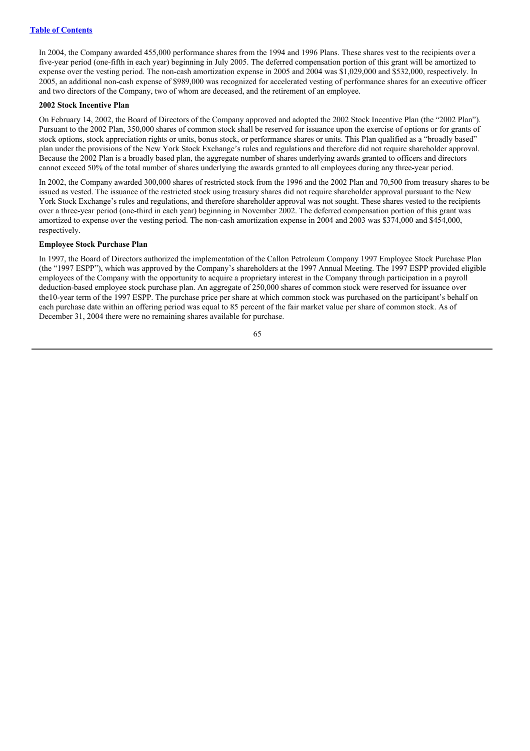In 2004, the Company awarded 455,000 performance shares from the 1994 and 1996 Plans. These shares vest to the recipients over a five-year period (one-fifth in each year) beginning in July 2005. The deferred compensation portion of this grant will be amortized to expense over the vesting period. The non-cash amortization expense in 2005 and 2004 was $1,029,000 and $532,000, respectively. In 2005, an additional non-cash expense of $989,000 was recognized for accelerated vesting of performance shares for an executive officer and two directors of the Company, two of whom are deceased, and the retirement of an employee.

**2002 Stock Incentive Plan**

On February 14, 2002, the Board of Directors of the Company approved and adopted the 2002 Stock Incentive Plan (the "2002 Plan"). Pursuant to the 2002 Plan, 350,000 shares of common stock shall be reserved for issuance upon the exercise of options or for grants of stock options, stock appreciation rights or units, bonus stock, or performance shares or units. This Plan qualified as a "broadly based" plan under the provisions of the New York Stock Exchange's rules and regulations and therefore did not require shareholder approval. Because the 2002 Plan is a broadly based plan, the aggregate number of shares underlying awards granted to officers and directors cannot exceed 50% of the total number of shares underlying the awards granted to all employees during any three-year period.

In 2002, the Company awarded 300,000 shares of restricted stock from the 1996 and the 2002 Plan and 70,500 from treasury shares to be issued as vested. The issuance of the restricted stock using treasury shares did not require shareholder approval pursuant to the New York Stock Exchange's rules and regulations, and therefore shareholder approval was not sought. These shares vested to the recipients over a three-year period (one-third in each year) beginning in November 2002. The deferred compensation portion of this grant was amortized to expense over the vesting period. The non-cash amortization expense in 2004 and 2003 was $374,000 and $454,000, respectively.

**Employee Stock Purchase Plan**

In 1997, the Board of Directors authorized the implementation of the Callon Petroleum Company 1997 Employee Stock Purchase Plan (the "1997 ESPP"), which was approved by the Company's shareholders at the 1997 Annual Meeting. The 1997 ESPP provided eligible employees of the Company with the opportunity to acquire a proprietary interest in the Company through participation in a payroll deduction-based employee stock purchase plan. An aggregate of 250,000 shares of common stock were reserved for issuance over the10-year term of the 1997 ESPP. The purchase price per share at which common stock was purchased on the participant's behalf on each purchase date within an offering period was equal to 85 percent of the fair market value per share of common stock. As of December 31, 2004 there were no remaining shares available for purchase.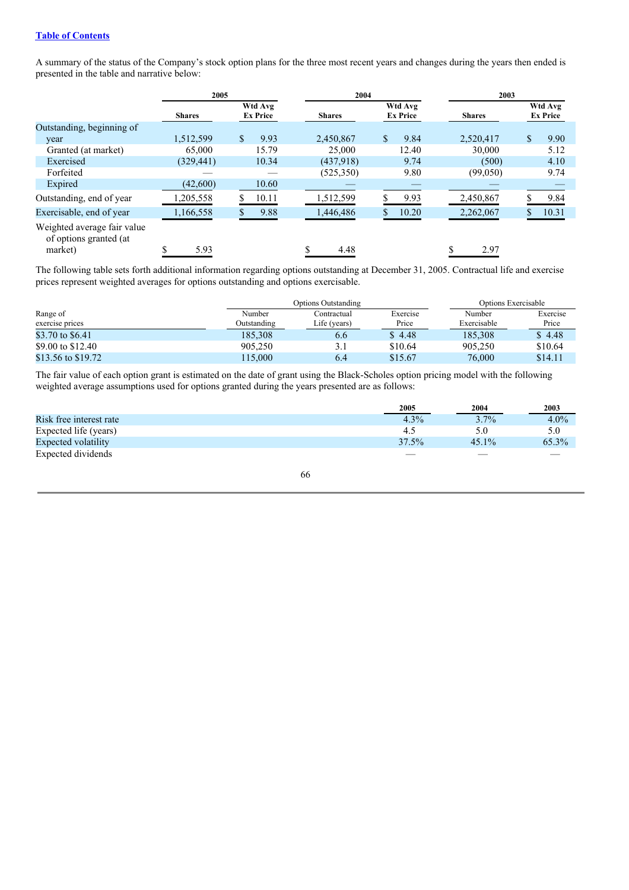[Table of Contents](#)

A summary of the status of the Company's stock option plans for the three most recent years and changes during the years then ended is presented in the table and narrative below:

| | 2005 | | 2004 | | 2003 | |
|---|---|---|---|---|---|---|
| | Shares | Wtd Avg Ex Price | Shares | Wtd Avg Ex Price | Shares | Wtd Avg Ex Price |
| Outstanding, beginning of year | 1,512,599 | $ 9.93 | 2,450,867 | $ 9.84 | 2,520,417 | $ 9.90 |
| Granted (at market) | 65,000 | 15.79 | 25,000 | 12.40 | 30,000 | 5.12 |
| Exercised | (329,441) | 10.34 | (437,918) | 9.74 | (500) | 4.10 |
| Forfeited | — | — | (525,350) | 9.80 | (99,050) | 9.74 |
| Expired | (42,600) | 10.60 | — | — | — | — |
| Outstanding, end of year | 1,205,558 | $ 10.11 | 1,512,599 | $ 9.93 | 2,450,867 | $ 9.84 |
| Exercisable, end of year | 1,166,558 | $ 9.88 | 1,446,486 | $ 10.20 | 2,262,067 | $ 10.31 |
| Weighted average fair value of options granted (at market) | $ 5.93 | | $ 4.48 | | $ 2.97 | |

The following table sets forth additional information regarding options outstanding at December 31, 2005. Contractual life and exercise prices represent weighted averages for options outstanding and options exercisable.

| | Options Outstanding | | | Options Exercisable | |
|---|---|---|---|---|---|
| Range of exercise prices | Number Outstanding | Contractual Life (years) | Exercise Price | Number Exercisable | Exercise Price |
| $3.70 to $6.41 | 185,308 | 6.6 | $ 4.48 | 185,308 | $ 4.48 |
| $9.00 to $12.40 | 905,250 | 3.1 | $10.64 | 905,250 | $10.64 |
| $13.56 to $19.72 | 115,000 | 6.4 | $15.67 | 76,000 | $14.11 |

The fair value of each option grant is estimated on the date of grant using the Black-Scholes option pricing model with the following weighted average assumptions used for options granted during the years presented are as follows:

| | 2005 | 2004 | 2003 |
|---|---|---|---|
| Risk free interest rate | 4.3% | 3.7% | 4.0% |
| Expected life (years) | 4.5 | 5.0 | 5.0 |
| Expected volatility | 37.5% | 45.1% | 65.3% |
| Expected dividends | — | — | — |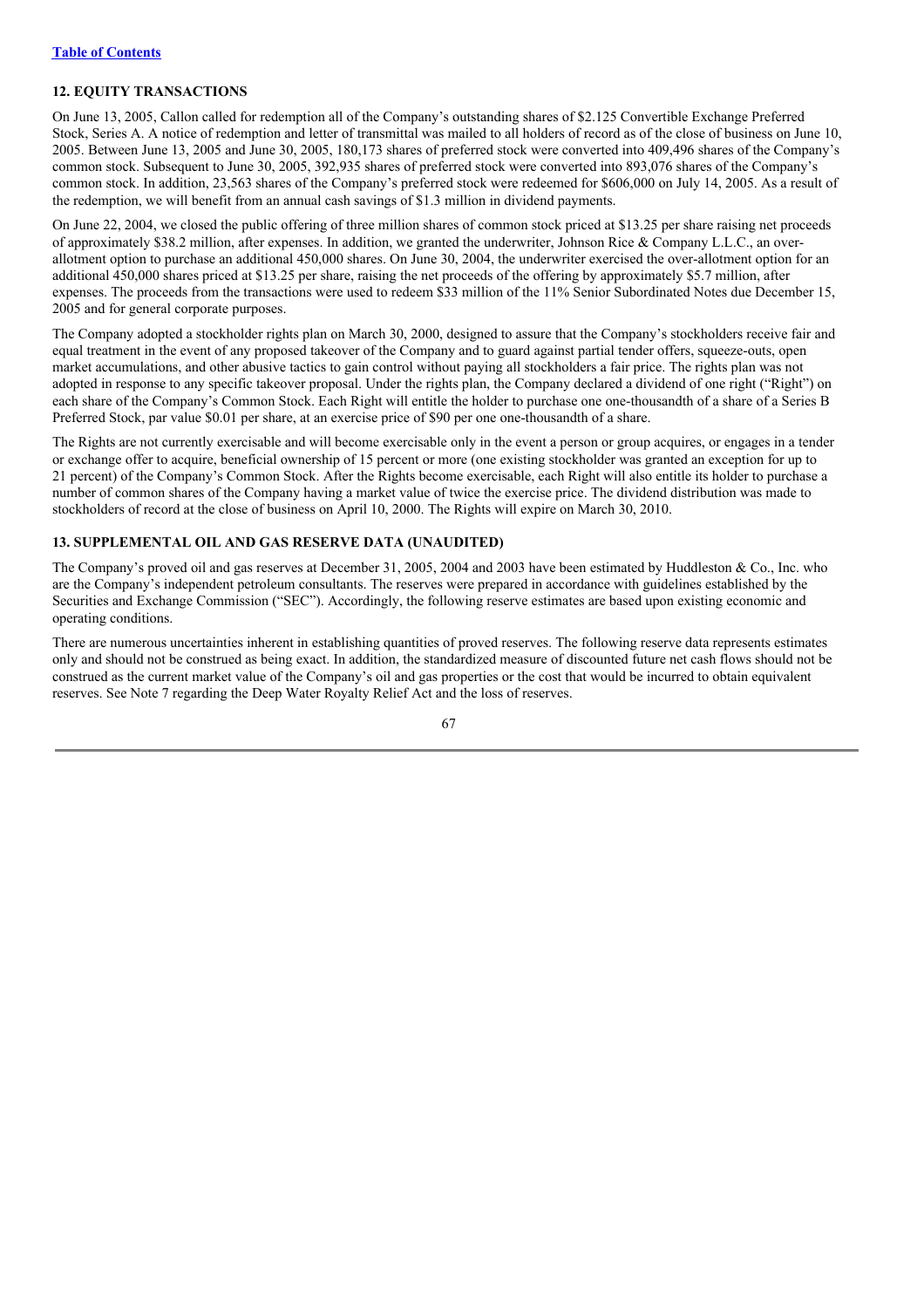**Table of Contents**

### 12. EQUITY TRANSACTIONS

On June 13, 2005, Callon called for redemption all of the Company's outstanding shares of $2.125 Convertible Exchange Preferred Stock, Series A. A notice of redemption and letter of transmittal was mailed to all holders of record as of the close of business on June 10, 2005. Between June 13, 2005 and June 30, 2005, 180,173 shares of preferred stock were converted into 409,496 shares of the Company's common stock. Subsequent to June 30, 2005, 392,935 shares of preferred stock were converted into 893,076 shares of the Company's common stock. In addition, 23,563 shares of the Company's preferred stock were redeemed for $606,000 on July 14, 2005. As a result of the redemption, we will benefit from an annual cash savings of $1.3 million in dividend payments.

On June 22, 2004, we closed the public offering of three million shares of common stock priced at $13.25 per share raising net proceeds of approximately $38.2 million, after expenses. In addition, we granted the underwriter, Johnson Rice & Company L.L.C., an over-allotment option to purchase an additional 450,000 shares. On June 30, 2004, the underwriter exercised the over-allotment option for an additional 450,000 shares priced at $13.25 per share, raising the net proceeds of the offering by approximately $5.7 million, after expenses. The proceeds from the transactions were used to redeem $33 million of the 11% Senior Subordinated Notes due December 15, 2005 and for general corporate purposes.

The Company adopted a stockholder rights plan on March 30, 2000, designed to assure that the Company's stockholders receive fair and equal treatment in the event of any proposed takeover of the Company and to guard against partial tender offers, squeeze-outs, open market accumulations, and other abusive tactics to gain control without paying all stockholders a fair price. The rights plan was not adopted in response to any specific takeover proposal. Under the rights plan, the Company declared a dividend of one right ("Right") on each share of the Company's Common Stock. Each Right will entitle the holder to purchase one one-thousandth of a share of a Series B Preferred Stock, par value $0.01 per share, at an exercise price of $90 per one one-thousandth of a share.

The Rights are not currently exercisable and will become exercisable only in the event a person or group acquires, or engages in a tender or exchange offer to acquire, beneficial ownership of 15 percent or more (one existing stockholder was granted an exception for up to 21 percent) of the Company's Common Stock. After the Rights become exercisable, each Right will also entitle its holder to purchase a number of common shares of the Company having a market value of twice the exercise price. The dividend distribution was made to stockholders of record at the close of business on April 10, 2000. The Rights will expire on March 30, 2010.

### 13. SUPPLEMENTAL OIL AND GAS RESERVE DATA (UNAUDITED)

The Company's proved oil and gas reserves at December 31, 2005, 2004 and 2003 have been estimated by Huddleston & Co., Inc. who are the Company's independent petroleum consultants. The reserves were prepared in accordance with guidelines established by the Securities and Exchange Commission ("SEC"). Accordingly, the following reserve estimates are based upon existing economic and operating conditions.

There are numerous uncertainties inherent in establishing quantities of proved reserves. The following reserve data represents estimates only and should not be construed as being exact. In addition, the standardized measure of discounted future net cash flows should not be construed as the current market value of the Company's oil and gas properties or the cost that would be incurred to obtain equivalent reserves. See Note 7 regarding the Deep Water Royalty Relief Act and the loss of reserves.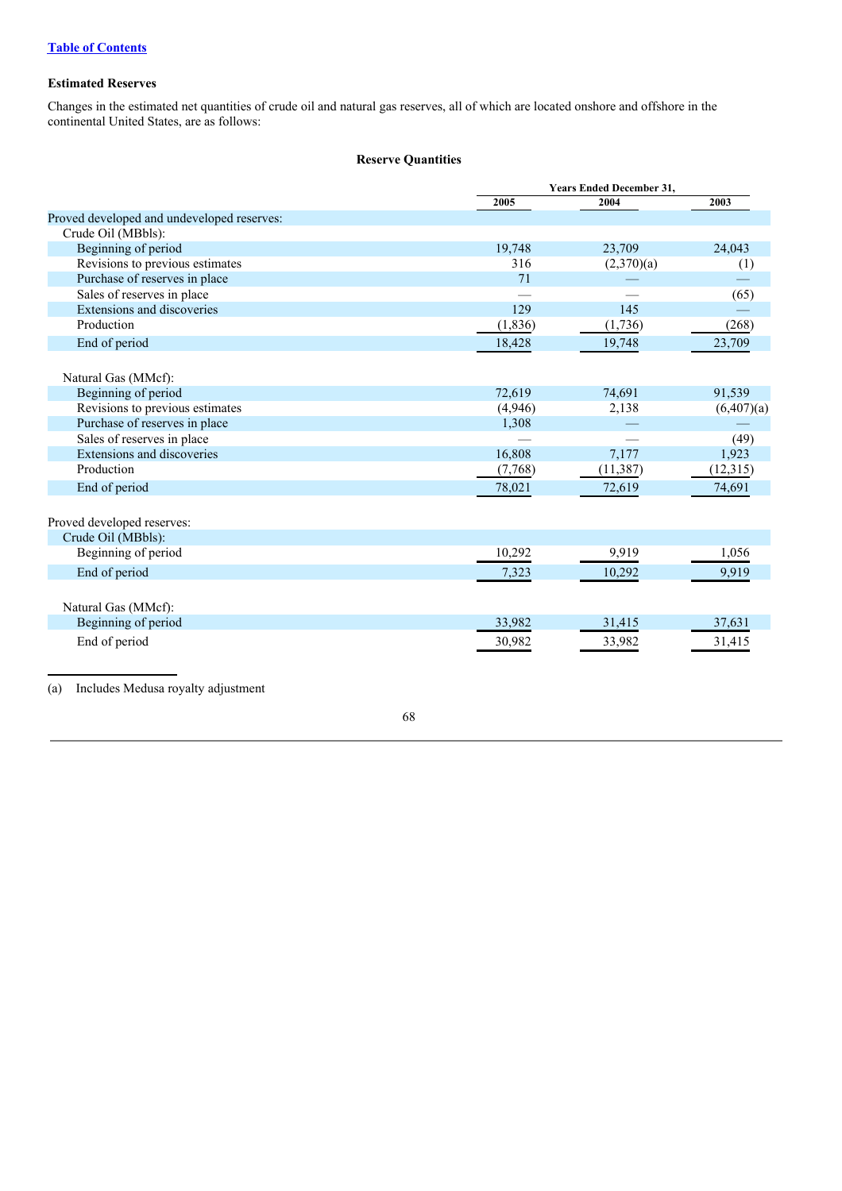[Table of Contents](#)

**Estimated Reserves**

Changes in the estimated net quantities of crude oil and natural gas reserves, all of which are located onshore and offshore in the continental United States, are as follows:

**Reserve Quantities**

| | Years Ended December 31, | | |
|---|---|---|---|
| | 2005 | 2004 | 2003 |
| Proved developed and undeveloped reserves: | | | |
| Crude Oil (MBbls): | | | |
| Beginning of period | 19,748 | 23,709 | 24,043 |
| Revisions to previous estimates | 316 | (2,370)(a) | (1) |
| Purchase of reserves in place | 71 | — | — |
| Sales of reserves in place | — | — | (65) |
| Extensions and discoveries | 129 | 145 | — |
| Production | (1,836) | (1,736) | (268) |
| End of period | 18,428 | 19,748 | 23,709 |
| Natural Gas (MMcf): | | | |
| Beginning of period | 72,619 | 74,691 | 91,539 |
| Revisions to previous estimates | (4,946) | 2,138 | (6,407)(a) |
| Purchase of reserves in place | 1,308 | — | — |
| Sales of reserves in place | — | — | (49) |
| Extensions and discoveries | 16,808 | 7,177 | 1,923 |
| Production | (7,768) | (11,387) | (12,315) |
| End of period | 78,021 | 72,619 | 74,691 |
| Proved developed reserves: | | | |
| Crude Oil (MBbls): | | | |
| Beginning of period | 10,292 | 9,919 | 1,056 |
| End of period | 7,323 | 10,292 | 9,919 |
| Natural Gas (MMcf): | | | |
| Beginning of period | 33,982 | 31,415 | 37,631 |
| End of period | 30,982 | 33,982 | 31,415 |

(a) Includes Medusa royalty adjustment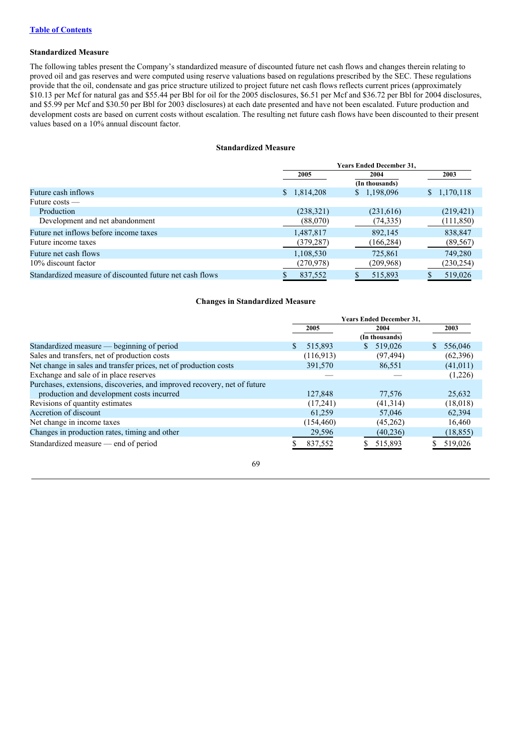Table of Contents

### Standardized Measure

The following tables present the Company's standardized measure of discounted future net cash flows and changes therein relating to proved oil and gas reserves and were computed using reserve valuations based on regulations prescribed by the SEC. These regulations provide that the oil, condensate and gas price structure utilized to project future net cash flows reflects current prices (approximately $10.13 per Mcf for natural gas and $55.44 per Bbl for oil for the 2005 disclosures, $6.51 per Mcf and $36.72 per Bbl for 2004 disclosures, and $5.99 per Mcf and $30.50 per Bbl for 2003 disclosures) at each date presented and have not been escalated. Future production and development costs are based on current costs without escalation. The resulting net future cash flows have been discounted to their present values based on a 10% annual discount factor.

**Standardized Measure**

| | Years Ended December 31, | | |
|---|---|---|---|
| | 2005 | 2004 | 2003 |
| | | (In thousands) | |
| Future cash inflows | $ 1,814,208 | $ 1,198,096 | $ 1,170,118 |
| Future costs — | | | |
| Production | (238,321) | (231,616) | (219,421) |
| Development and net abandonment | (88,070) | (74,335) | (111,850) |
| Future net inflows before income taxes | 1,487,817 | 892,145 | 838,847 |
| Future income taxes | (379,287) | (166,284) | (89,567) |
| Future net cash flows | 1,108,530 | 725,861 | 749,280 |
| 10% discount factor | (270,978) | (209,968) | (230,254) |
| Standardized measure of discounted future net cash flows | $ 837,552 | $ 515,893 | $ 519,026 |

**Changes in Standardized Measure**

| | Years Ended December 31, | | |
|---|---|---|---|
| | 2005 | 2004 | 2003 |
| | | (In thousands) | |
| Standardized measure — beginning of period | $ 515,893 | $ 519,026 | $ 556,046 |
| Sales and transfers, net of production costs | (116,913) | (97,494) | (62,396) |
| Net change in sales and transfer prices, net of production costs | 391,570 | 86,551 | (41,011) |
| Exchange and sale of in place reserves | — | — | (1,226) |
| Purchases, extensions, discoveries, and improved recovery, net of future production and development costs incurred | 127,848 | 77,576 | 25,632 |
| Revisions of quantity estimates | (17,241) | (41,314) | (18,018) |
| Accretion of discount | 61,259 | 57,046 | 62,394 |
| Net change in income taxes | (154,460) | (45,262) | 16,460 |
| Changes in production rates, timing and other | 29,596 | (40,236) | (18,855) |
| Standardized measure — end of period | $ 837,552 | $ 515,893 | $ 519,026 |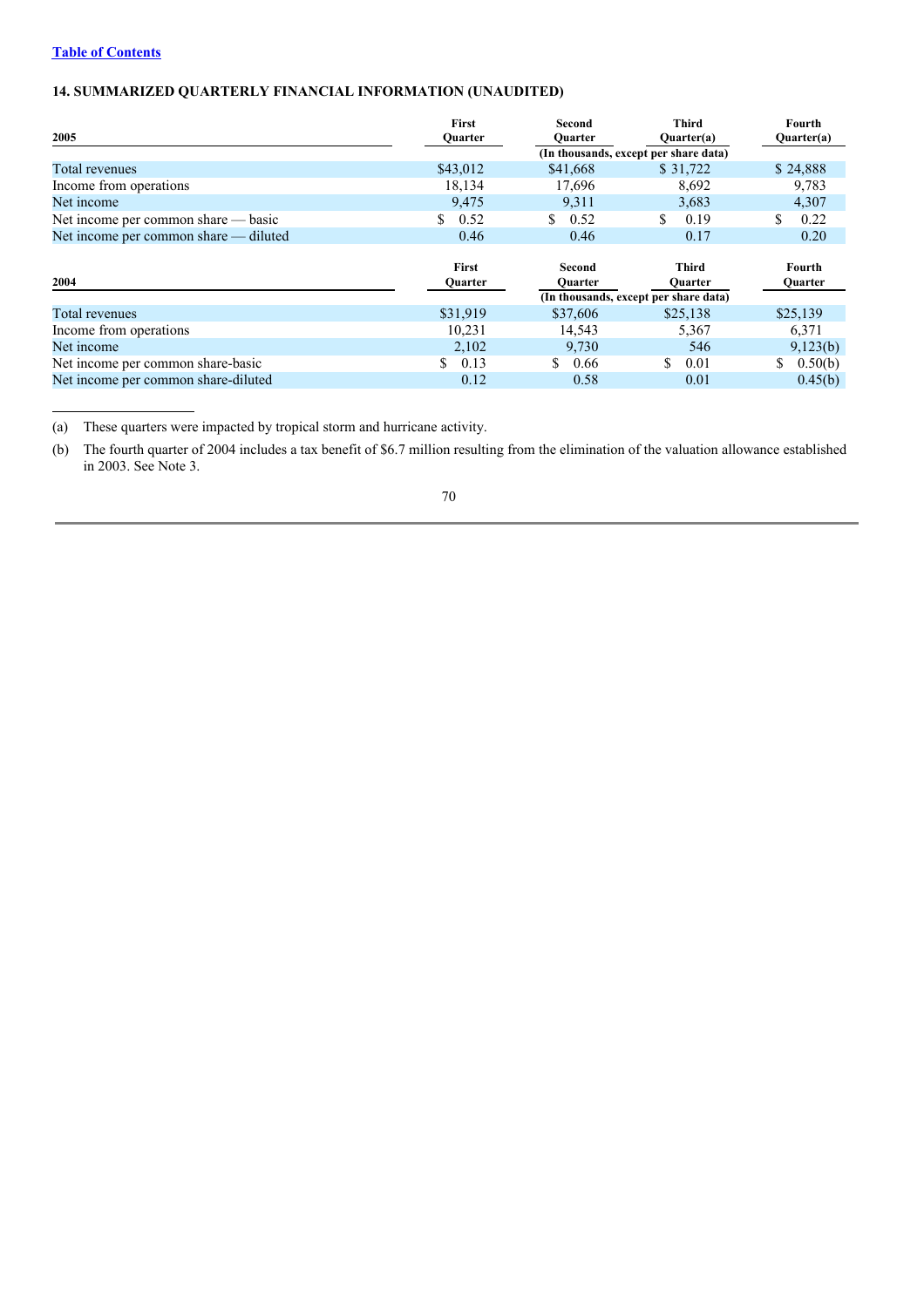## 14. SUMMARIZED QUARTERLY FINANCIAL INFORMATION (UNAUDITED)

| 2005 | First Quarter | Second Quarter | Third Quarter(a) | Fourth Quarter(a) |
|---|---|---|---|---|
| | | (In thousands, except per share data) | | |
| Total revenues | $43,012 | $41,668 | $ 31,722 | $ 24,888 |
| Income from operations | 18,134 | 17,696 | 8,692 | 9,783 |
| Net income | 9,475 | 9,311 | 3,683 | 4,307 |
| Net income per common share — basic | $ 0.52 | $ 0.52 | $ 0.19 | $ 0.22 |
| Net income per common share — diluted | 0.46 | 0.46 | 0.17 | 0.20 |

| 2004 | First Quarter | Second Quarter | Third Quarter | Fourth Quarter |
|---|---|---|---|---|
| | | (In thousands, except per share data) | | |
| Total revenues | $31,919 | $37,606 | $25,138 | $25,139 |
| Income from operations | 10,231 | 14,543 | 5,367 | 6,371 |
| Net income | 2,102 | 9,730 | 546 | 9,123(b) |
| Net income per common share-basic | $ 0.13 | $ 0.66 | $ 0.01 | $ 0.50(b) |
| Net income per common share-diluted | 0.12 | 0.58 | 0.01 | 0.45(b) |

(a) These quarters were impacted by tropical storm and hurricane activity.

(b) The fourth quarter of 2004 includes a tax benefit of $6.7 million resulting from the elimination of the valuation allowance established in 2003. See Note 3.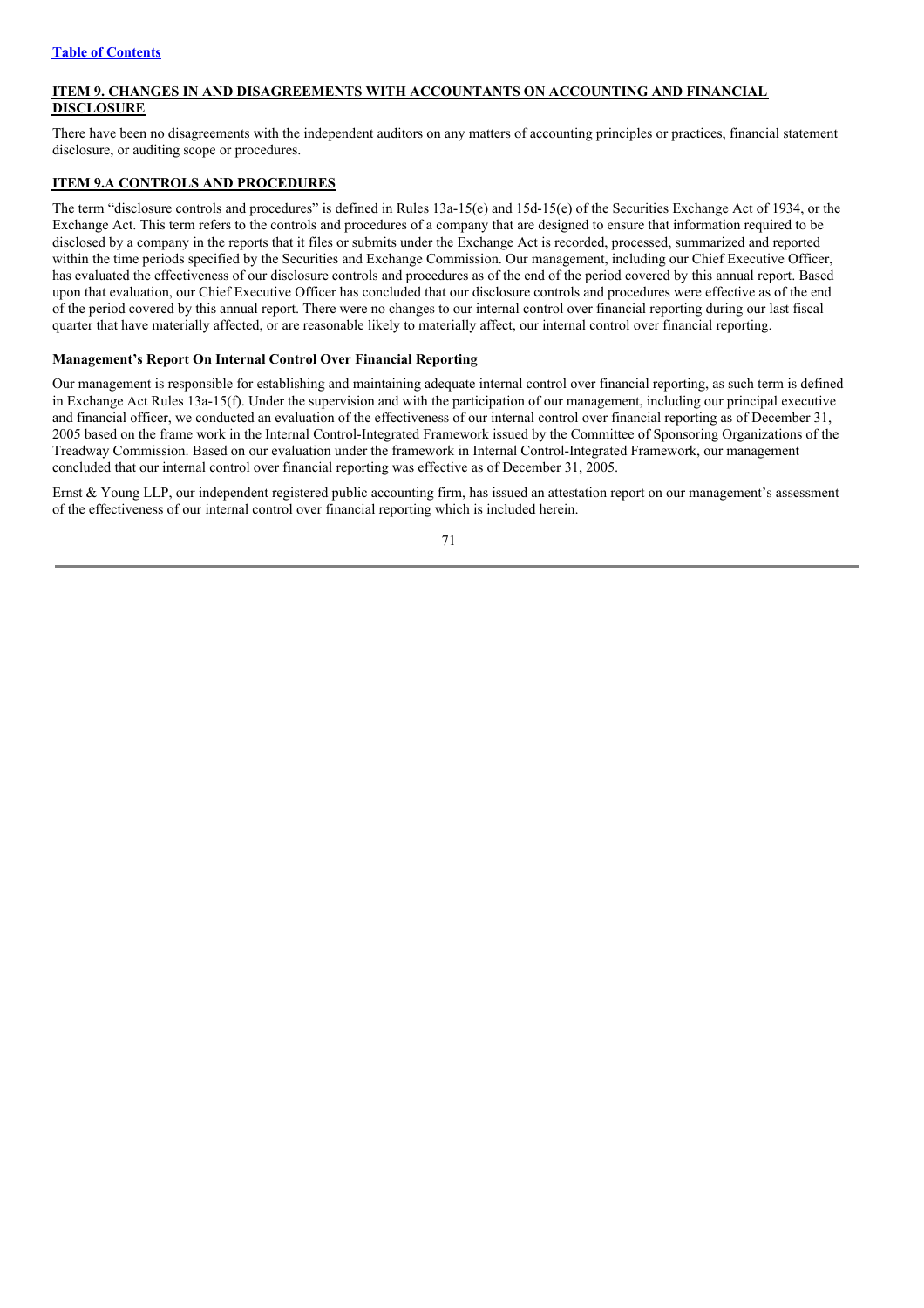## ITEM 9. CHANGES IN AND DISAGREEMENTS WITH ACCOUNTANTS ON ACCOUNTING AND FINANCIAL DISCLOSURE

There have been no disagreements with the independent auditors on any matters of accounting principles or practices, financial statement disclosure, or auditing scope or procedures.

## ITEM 9.A CONTROLS AND PROCEDURES

The term "disclosure controls and procedures" is defined in Rules 13a-15(e) and 15d-15(e) of the Securities Exchange Act of 1934, or the Exchange Act. This term refers to the controls and procedures of a company that are designed to ensure that information required to be disclosed by a company in the reports that it files or submits under the Exchange Act is recorded, processed, summarized and reported within the time periods specified by the Securities and Exchange Commission. Our management, including our Chief Executive Officer, has evaluated the effectiveness of our disclosure controls and procedures as of the end of the period covered by this annual report. Based upon that evaluation, our Chief Executive Officer has concluded that our disclosure controls and procedures were effective as of the end of the period covered by this annual report. There were no changes to our internal control over financial reporting during our last fiscal quarter that have materially affected, or are reasonable likely to materially affect, our internal control over financial reporting.

### Management's Report On Internal Control Over Financial Reporting

Our management is responsible for establishing and maintaining adequate internal control over financial reporting, as such term is defined in Exchange Act Rules 13a-15(f). Under the supervision and with the participation of our management, including our principal executive and financial officer, we conducted an evaluation of the effectiveness of our internal control over financial reporting as of December 31, 2005 based on the frame work in the Internal Control-Integrated Framework issued by the Committee of Sponsoring Organizations of the Treadway Commission. Based on our evaluation under the framework in Internal Control-Integrated Framework, our management concluded that our internal control over financial reporting was effective as of December 31, 2005.

Ernst & Young LLP, our independent registered public accounting firm, has issued an attestation report on our management's assessment of the effectiveness of our internal control over financial reporting which is included herein.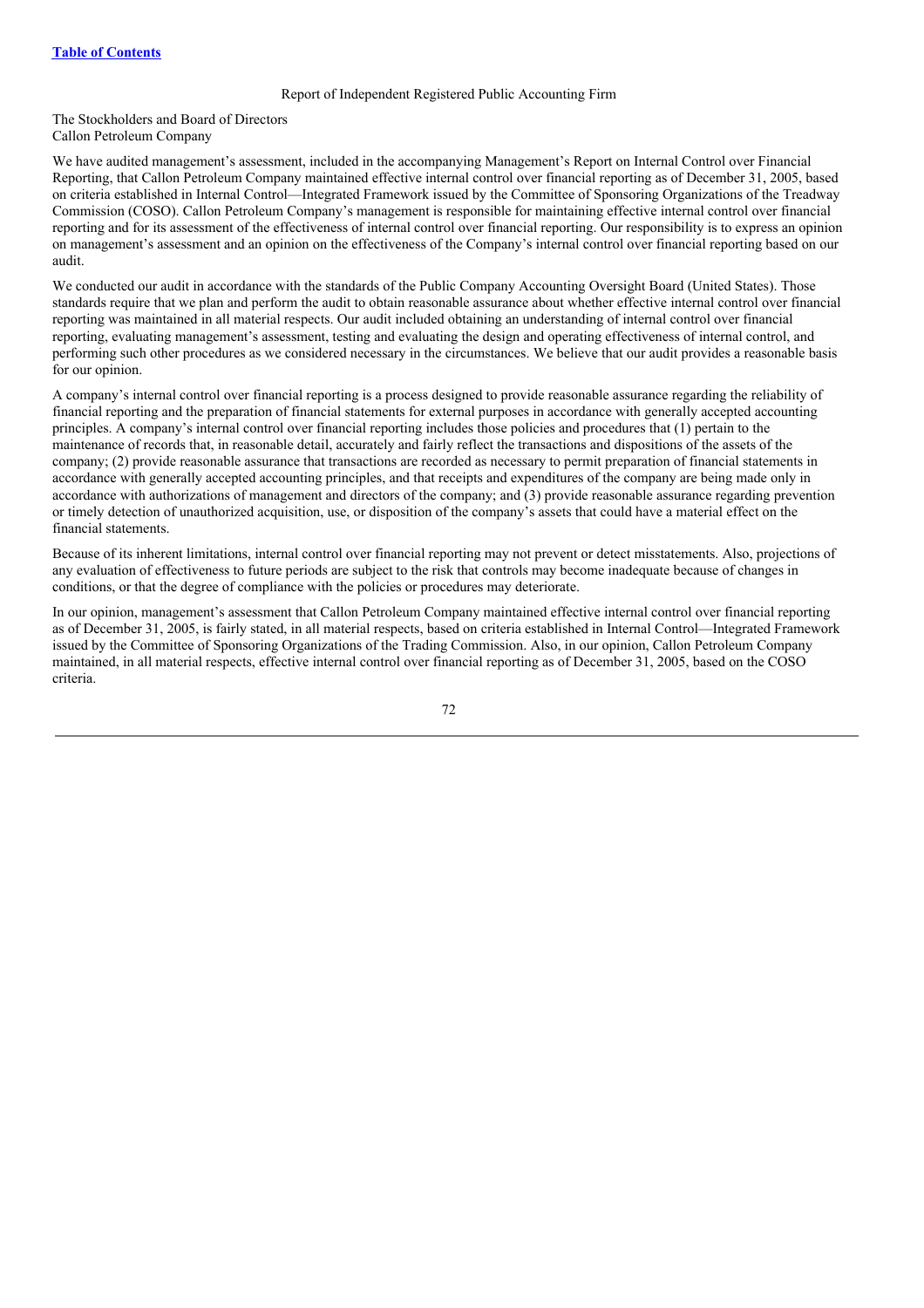Report of Independent Registered Public Accounting Firm

The Stockholders and Board of Directors
Callon Petroleum Company

We have audited management's assessment, included in the accompanying Management's Report on Internal Control over Financial Reporting, that Callon Petroleum Company maintained effective internal control over financial reporting as of December 31, 2005, based on criteria established in Internal Control—Integrated Framework issued by the Committee of Sponsoring Organizations of the Treadway Commission (COSO). Callon Petroleum Company's management is responsible for maintaining effective internal control over financial reporting and for its assessment of the effectiveness of internal control over financial reporting. Our responsibility is to express an opinion on management's assessment and an opinion on the effectiveness of the Company's internal control over financial reporting based on our audit.

We conducted our audit in accordance with the standards of the Public Company Accounting Oversight Board (United States). Those standards require that we plan and perform the audit to obtain reasonable assurance about whether effective internal control over financial reporting was maintained in all material respects. Our audit included obtaining an understanding of internal control over financial reporting, evaluating management's assessment, testing and evaluating the design and operating effectiveness of internal control, and performing such other procedures as we considered necessary in the circumstances. We believe that our audit provides a reasonable basis for our opinion.

A company's internal control over financial reporting is a process designed to provide reasonable assurance regarding the reliability of financial reporting and the preparation of financial statements for external purposes in accordance with generally accepted accounting principles. A company's internal control over financial reporting includes those policies and procedures that (1) pertain to the maintenance of records that, in reasonable detail, accurately and fairly reflect the transactions and dispositions of the assets of the company; (2) provide reasonable assurance that transactions are recorded as necessary to permit preparation of financial statements in accordance with generally accepted accounting principles, and that receipts and expenditures of the company are being made only in accordance with authorizations of management and directors of the company; and (3) provide reasonable assurance regarding prevention or timely detection of unauthorized acquisition, use, or disposition of the company's assets that could have a material effect on the financial statements.

Because of its inherent limitations, internal control over financial reporting may not prevent or detect misstatements. Also, projections of any evaluation of effectiveness to future periods are subject to the risk that controls may become inadequate because of changes in conditions, or that the degree of compliance with the policies or procedures may deteriorate.

In our opinion, management's assessment that Callon Petroleum Company maintained effective internal control over financial reporting as of December 31, 2005, is fairly stated, in all material respects, based on criteria established in Internal Control—Integrated Framework issued by the Committee of Sponsoring Organizations of the Trading Commission. Also, in our opinion, Callon Petroleum Company maintained, in all material respects, effective internal control over financial reporting as of December 31, 2005, based on the COSO criteria.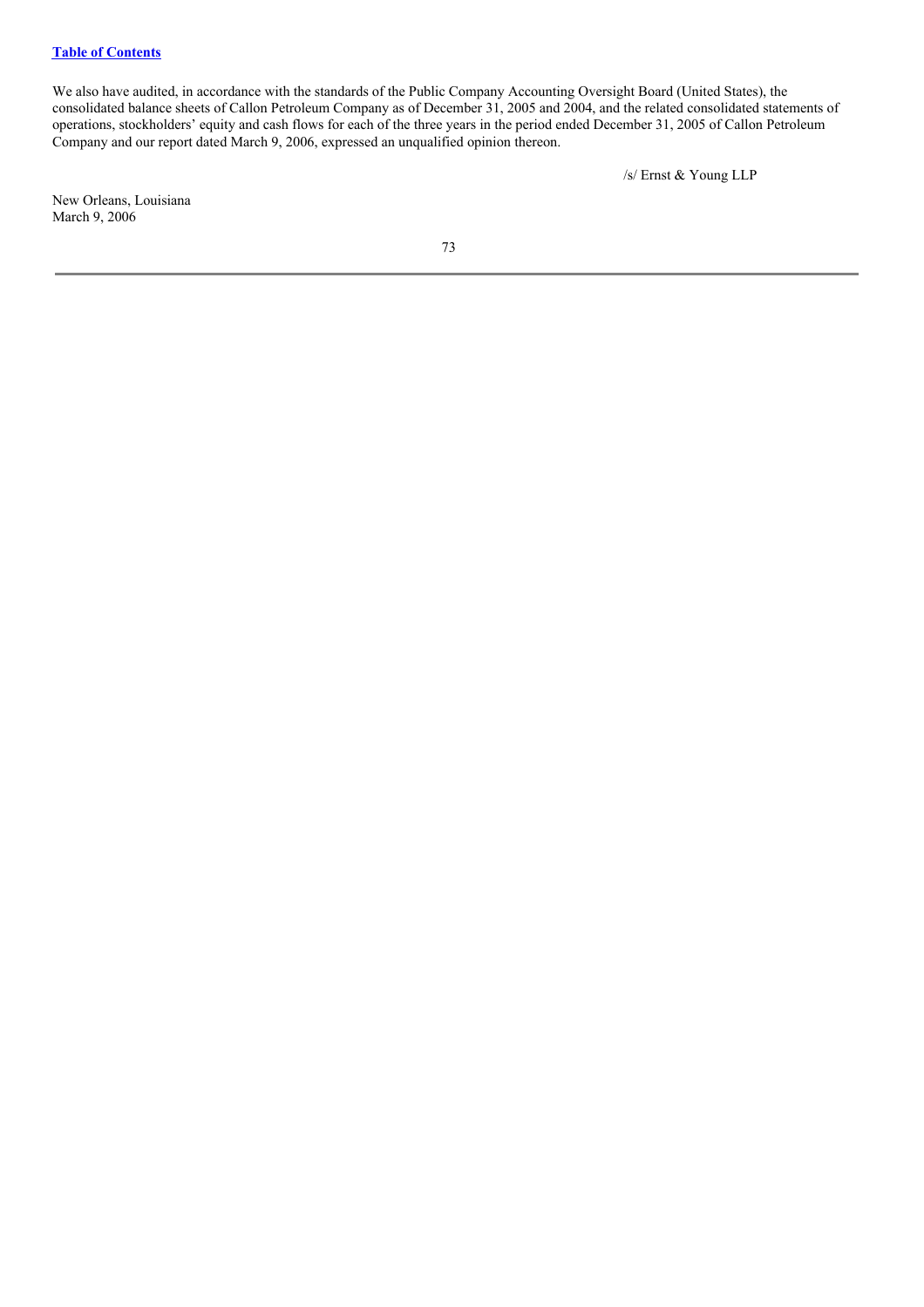We also have audited, in accordance with the standards of the Public Company Accounting Oversight Board (United States), the consolidated balance sheets of Callon Petroleum Company as of December 31, 2005 and 2004, and the related consolidated statements of operations, stockholders' equity and cash flows for each of the three years in the period ended December 31, 2005 of Callon Petroleum Company and our report dated March 9, 2006, expressed an unqualified opinion thereon.

/s/ Ernst & Young LLP

New Orleans, Louisiana
March 9, 2006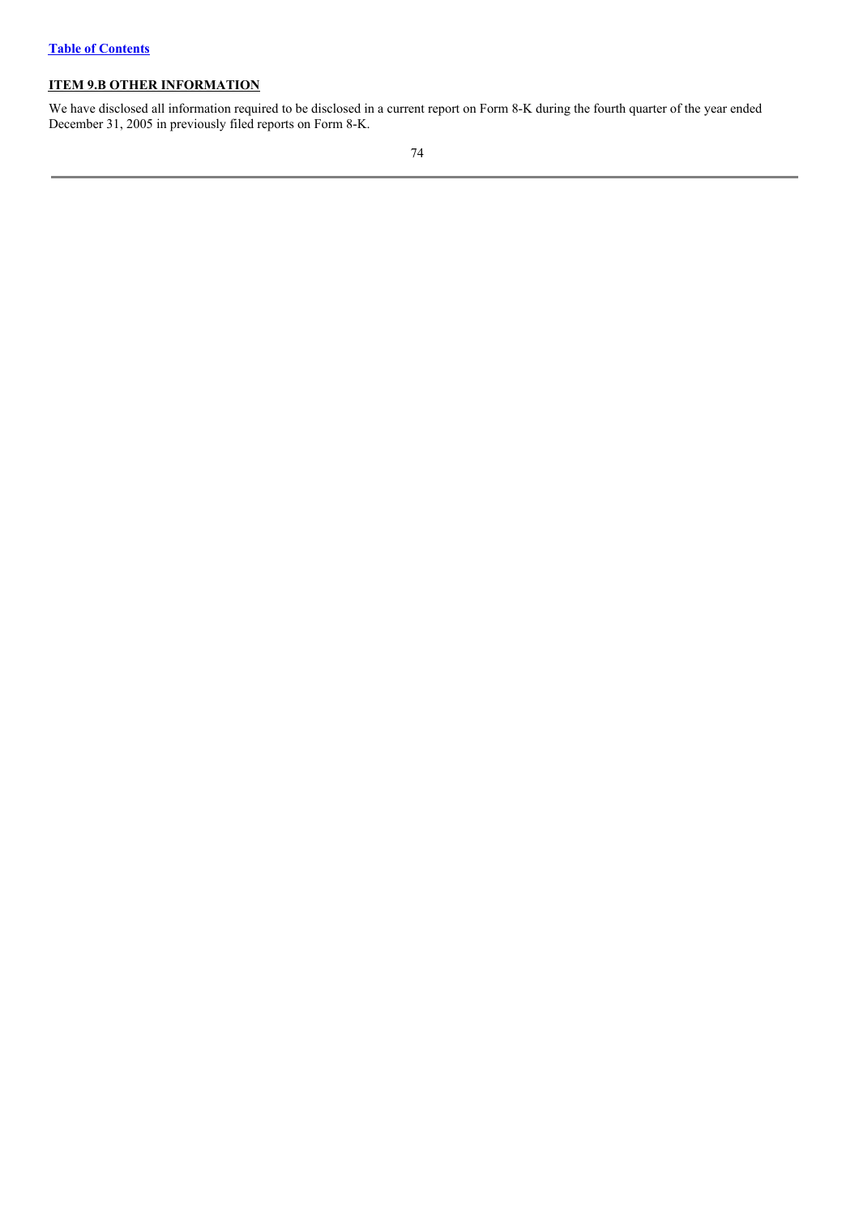## ITEM 9.B OTHER INFORMATION

We have disclosed all information required to be disclosed in a current report on Form 8-K during the fourth quarter of the year ended December 31, 2005 in previously filed reports on Form 8-K.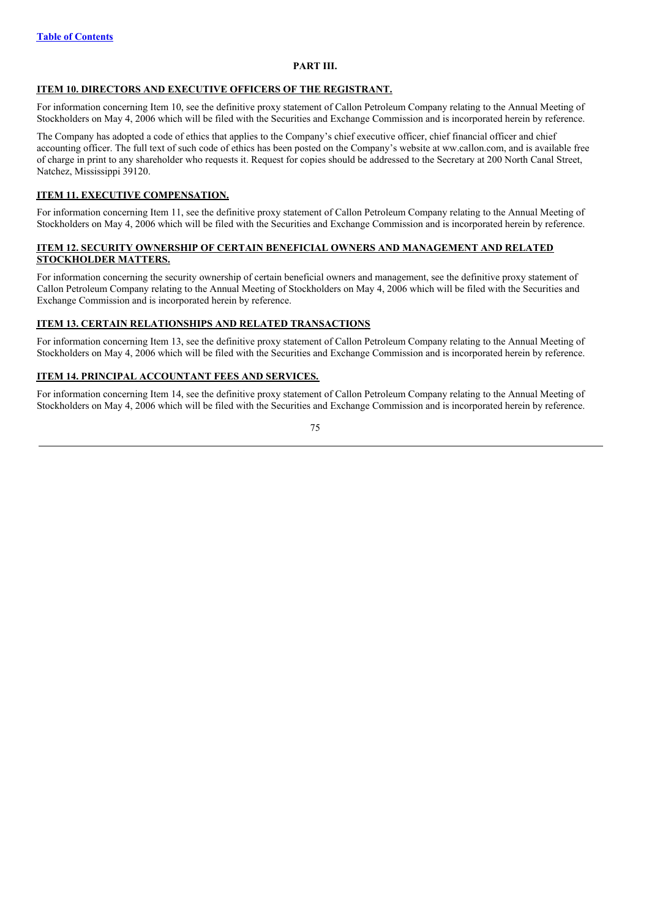[Table of Contents](#)

# PART III.

## ITEM 10. DIRECTORS AND EXECUTIVE OFFICERS OF THE REGISTRANT.

For information concerning Item 10, see the definitive proxy statement of Callon Petroleum Company relating to the Annual Meeting of Stockholders on May 4, 2006 which will be filed with the Securities and Exchange Commission and is incorporated herein by reference.

The Company has adopted a code of ethics that applies to the Company's chief executive officer, chief financial officer and chief accounting officer. The full text of such code of ethics has been posted on the Company's website at ww.callon.com, and is available free of charge in print to any shareholder who requests it. Request for copies should be addressed to the Secretary at 200 North Canal Street, Natchez, Mississippi 39120.

## ITEM 11. EXECUTIVE COMPENSATION.

For information concerning Item 11, see the definitive proxy statement of Callon Petroleum Company relating to the Annual Meeting of Stockholders on May 4, 2006 which will be filed with the Securities and Exchange Commission and is incorporated herein by reference.

## ITEM 12. SECURITY OWNERSHIP OF CERTAIN BENEFICIAL OWNERS AND MANAGEMENT AND RELATED STOCKHOLDER MATTERS.

For information concerning the security ownership of certain beneficial owners and management, see the definitive proxy statement of Callon Petroleum Company relating to the Annual Meeting of Stockholders on May 4, 2006 which will be filed with the Securities and Exchange Commission and is incorporated herein by reference.

## ITEM 13. CERTAIN RELATIONSHIPS AND RELATED TRANSACTIONS

For information concerning Item 13, see the definitive proxy statement of Callon Petroleum Company relating to the Annual Meeting of Stockholders on May 4, 2006 which will be filed with the Securities and Exchange Commission and is incorporated herein by reference.

## ITEM 14. PRINCIPAL ACCOUNTANT FEES AND SERVICES.

For information concerning Item 14, see the definitive proxy statement of Callon Petroleum Company relating to the Annual Meeting of Stockholders on May 4, 2006 which will be filed with the Securities and Exchange Commission and is incorporated herein by reference.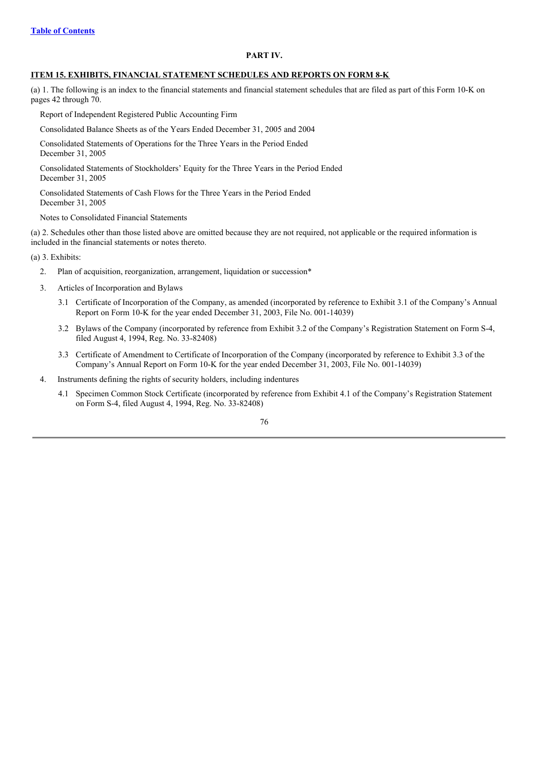[Table of Contents](#)

## PART IV.

### ITEM 15. EXHIBITS, FINANCIAL STATEMENT SCHEDULES AND REPORTS ON FORM 8-K

(a) 1. The following is an index to the financial statements and financial statement schedules that are filed as part of this Form 10-K on pages 42 through 70.

Report of Independent Registered Public Accounting Firm

Consolidated Balance Sheets as of the Years Ended December 31, 2005 and 2004

Consolidated Statements of Operations for the Three Years in the Period Ended December 31, 2005

Consolidated Statements of Stockholders' Equity for the Three Years in the Period Ended December 31, 2005

Consolidated Statements of Cash Flows for the Three Years in the Period Ended December 31, 2005

Notes to Consolidated Financial Statements

(a) 2. Schedules other than those listed above are omitted because they are not required, not applicable or the required information is included in the financial statements or notes thereto.

(a) 3. Exhibits:

2. Plan of acquisition, reorganization, arrangement, liquidation or succession*

3. Articles of Incorporation and Bylaws

   3.1 Certificate of Incorporation of the Company, as amended (incorporated by reference to Exhibit 3.1 of the Company's Annual Report on Form 10-K for the year ended December 31, 2003, File No. 001-14039)

   3.2 Bylaws of the Company (incorporated by reference from Exhibit 3.2 of the Company's Registration Statement on Form S-4, filed August 4, 1994, Reg. No. 33-82408)

   3.3 Certificate of Amendment to Certificate of Incorporation of the Company (incorporated by reference to Exhibit 3.3 of the Company's Annual Report on Form 10-K for the year ended December 31, 2003, File No. 001-14039)

4. Instruments defining the rights of security holders, including indentures

   4.1 Specimen Common Stock Certificate (incorporated by reference from Exhibit 4.1 of the Company's Registration Statement on Form S-4, filed August 4, 1994, Reg. No. 33-82408)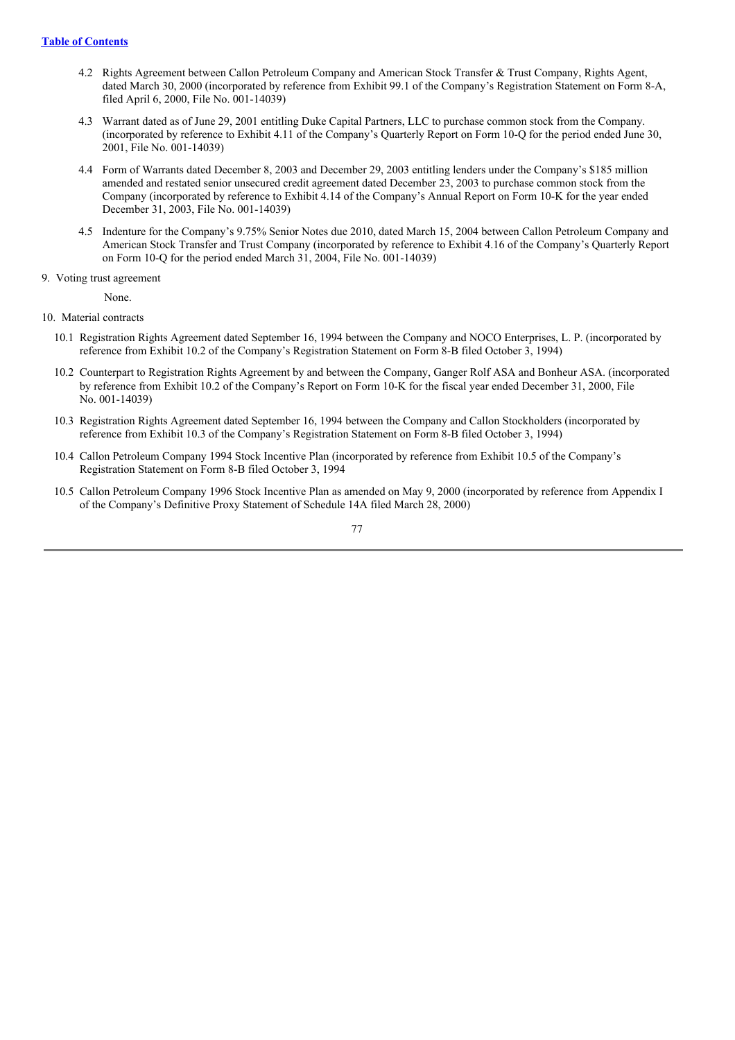[Table of Contents](#)

4.2 Rights Agreement between Callon Petroleum Company and American Stock Transfer & Trust Company, Rights Agent, dated March 30, 2000 (incorporated by reference from Exhibit 99.1 of the Company's Registration Statement on Form 8-A, filed April 6, 2000, File No. 001-14039)

4.3 Warrant dated as of June 29, 2001 entitling Duke Capital Partners, LLC to purchase common stock from the Company. (incorporated by reference to Exhibit 4.11 of the Company's Quarterly Report on Form 10-Q for the period ended June 30, 2001, File No. 001-14039)

4.4 Form of Warrants dated December 8, 2003 and December 29, 2003 entitling lenders under the Company's $185 million amended and restated senior unsecured credit agreement dated December 23, 2003 to purchase common stock from the Company (incorporated by reference to Exhibit 4.14 of the Company's Annual Report on Form 10-K for the year ended December 31, 2003, File No. 001-14039)

4.5 Indenture for the Company's 9.75% Senior Notes due 2010, dated March 15, 2004 between Callon Petroleum Company and American Stock Transfer and Trust Company (incorporated by reference to Exhibit 4.16 of the Company's Quarterly Report on Form 10-Q for the period ended March 31, 2004, File No. 001-14039)

9. Voting trust agreement

None.

10. Material contracts

10.1 Registration Rights Agreement dated September 16, 1994 between the Company and NOCO Enterprises, L. P. (incorporated by reference from Exhibit 10.2 of the Company's Registration Statement on Form 8-B filed October 3, 1994)

10.2 Counterpart to Registration Rights Agreement by and between the Company, Ganger Rolf ASA and Bonheur ASA. (incorporated by reference from Exhibit 10.2 of the Company's Report on Form 10-K for the fiscal year ended December 31, 2000, File No. 001-14039)

10.3 Registration Rights Agreement dated September 16, 1994 between the Company and Callon Stockholders (incorporated by reference from Exhibit 10.3 of the Company's Registration Statement on Form 8-B filed October 3, 1994)

10.4 Callon Petroleum Company 1994 Stock Incentive Plan (incorporated by reference from Exhibit 10.5 of the Company's Registration Statement on Form 8-B filed October 3, 1994

10.5 Callon Petroleum Company 1996 Stock Incentive Plan as amended on May 9, 2000 (incorporated by reference from Appendix I of the Company's Definitive Proxy Statement of Schedule 14A filed March 28, 2000)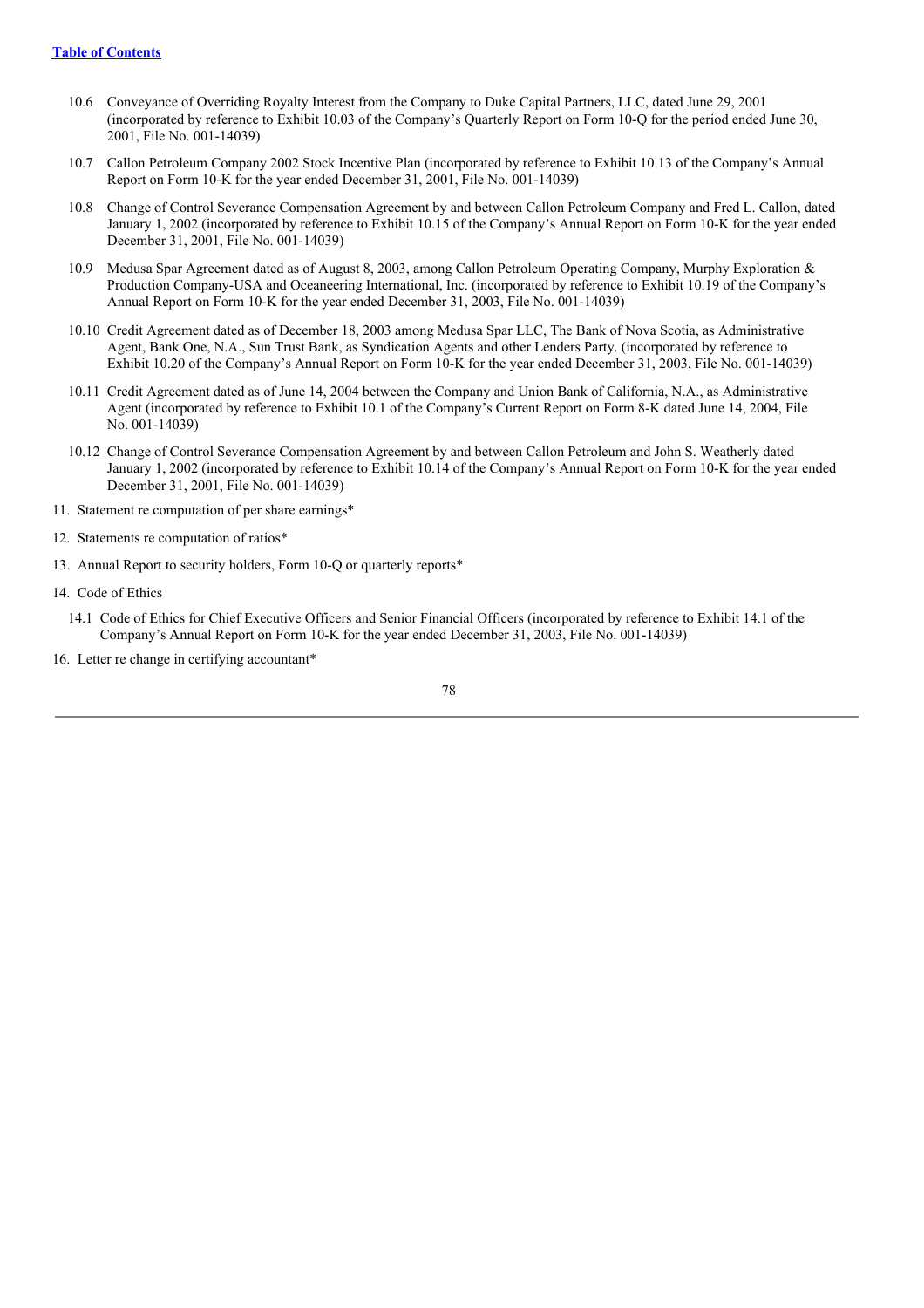- 10.6 Conveyance of Overriding Royalty Interest from the Company to Duke Capital Partners, LLC, dated June 29, 2001 (incorporated by reference to Exhibit 10.03 of the Company's Quarterly Report on Form 10-Q for the period ended June 30, 2001, File No. 001-14039)
- 10.7 Callon Petroleum Company 2002 Stock Incentive Plan (incorporated by reference to Exhibit 10.13 of the Company's Annual Report on Form 10-K for the year ended December 31, 2001, File No. 001-14039)
- 10.8 Change of Control Severance Compensation Agreement by and between Callon Petroleum Company and Fred L. Callon, dated January 1, 2002 (incorporated by reference to Exhibit 10.15 of the Company's Annual Report on Form 10-K for the year ended December 31, 2001, File No. 001-14039)
- 10.9 Medusa Spar Agreement dated as of August 8, 2003, among Callon Petroleum Operating Company, Murphy Exploration & Production Company-USA and Oceaneering International, Inc. (incorporated by reference to Exhibit 10.19 of the Company's Annual Report on Form 10-K for the year ended December 31, 2003, File No. 001-14039)
- 10.10 Credit Agreement dated as of December 18, 2003 among Medusa Spar LLC, The Bank of Nova Scotia, as Administrative Agent, Bank One, N.A., Sun Trust Bank, as Syndication Agents and other Lenders Party. (incorporated by reference to Exhibit 10.20 of the Company's Annual Report on Form 10-K for the year ended December 31, 2003, File No. 001-14039)
- 10.11 Credit Agreement dated as of June 14, 2004 between the Company and Union Bank of California, N.A., as Administrative Agent (incorporated by reference to Exhibit 10.1 of the Company's Current Report on Form 8-K dated June 14, 2004, File No. 001-14039)
- 10.12 Change of Control Severance Compensation Agreement by and between Callon Petroleum and John S. Weatherly dated January 1, 2002 (incorporated by reference to Exhibit 10.14 of the Company's Annual Report on Form 10-K for the year ended December 31, 2001, File No. 001-14039)

11. Statement re computation of per share earnings*

12. Statements re computation of ratios*

13. Annual Report to security holders, Form 10-Q or quarterly reports*

14. Code of Ethics

- 14.1 Code of Ethics for Chief Executive Officers and Senior Financial Officers (incorporated by reference to Exhibit 14.1 of the Company's Annual Report on Form 10-K for the year ended December 31, 2003, File No. 001-14039)

16. Letter re change in certifying accountant*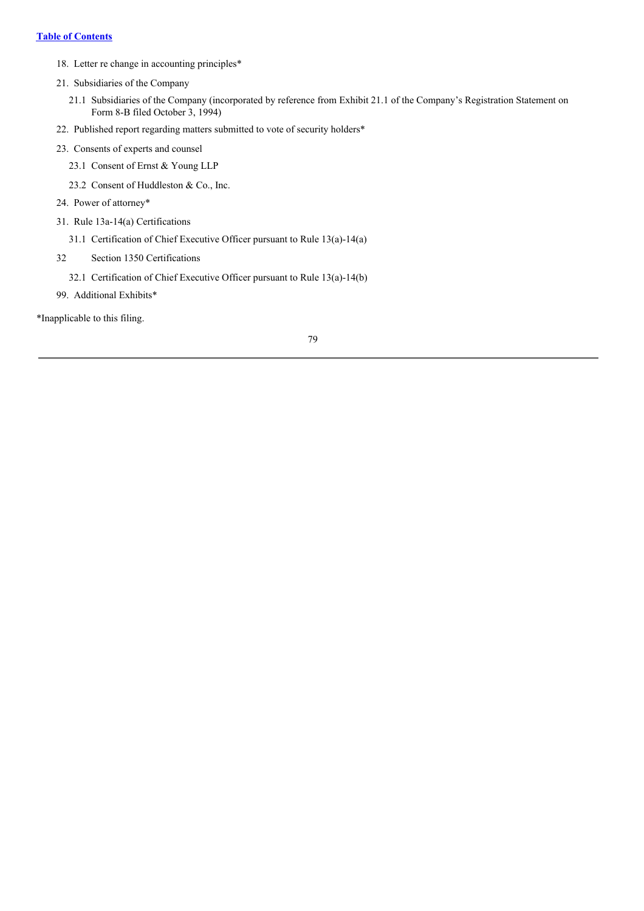[Table of Contents](#)

18. Letter re change in accounting principles*
21. Subsidiaries of the Company
    - 21.1 Subsidiaries of the Company (incorporated by reference from Exhibit 21.1 of the Company's Registration Statement on Form 8-B filed October 3, 1994)
22. Published report regarding matters submitted to vote of security holders*
23. Consents of experts and counsel
    - 23.1 Consent of Ernst & Young LLP
    - 23.2 Consent of Huddleston & Co., Inc.
24. Power of attorney*
31. Rule 13a-14(a) Certifications
    - 31.1 Certification of Chief Executive Officer pursuant to Rule 13(a)-14(a)

32 Section 1350 Certifications
   - 32.1 Certification of Chief Executive Officer pursuant to Rule 13(a)-14(b)

99. Additional Exhibits*

*Inapplicable to this filing.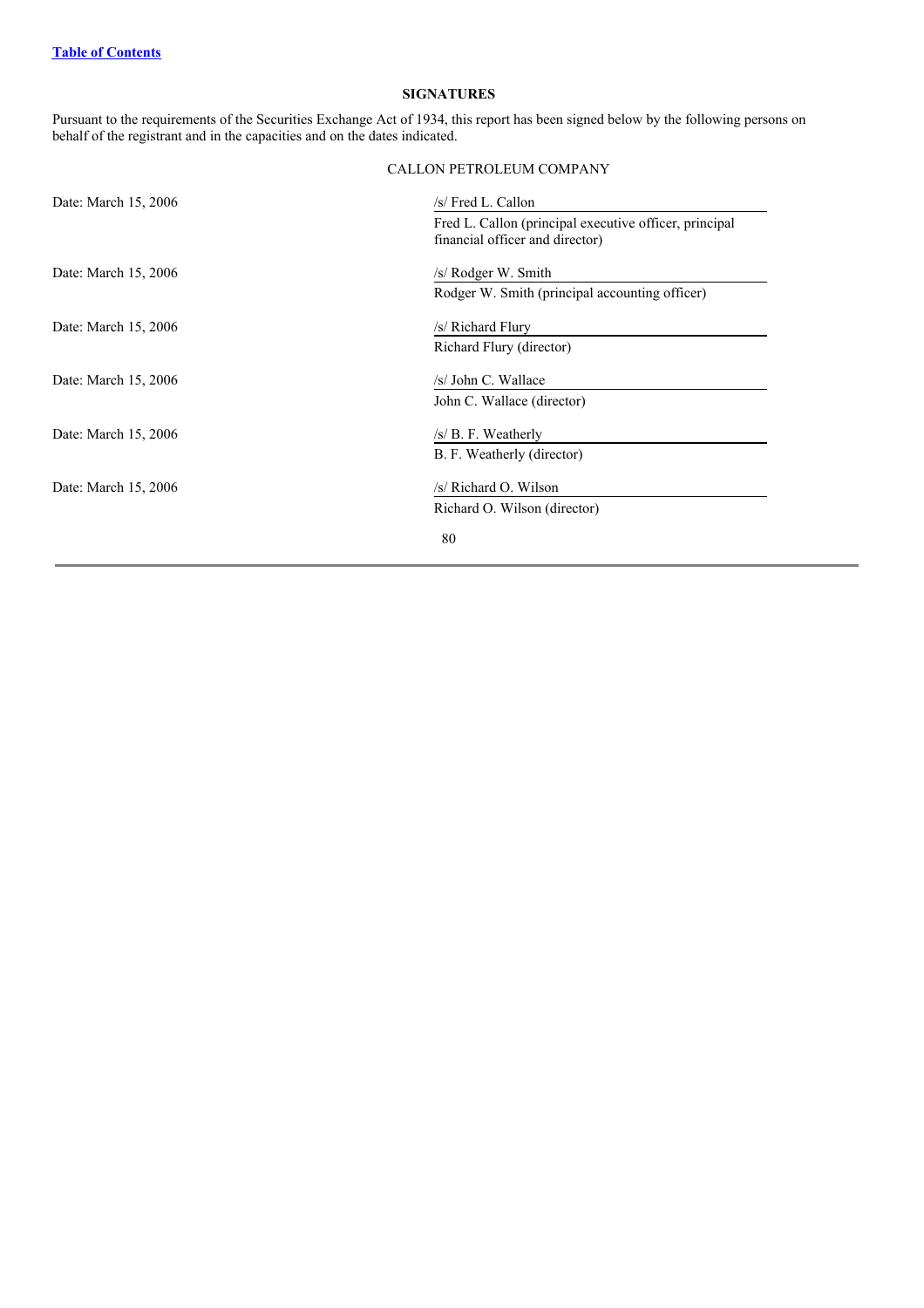**SIGNATURES**

Pursuant to the requirements of the Securities Exchange Act of 1934, this report has been signed below by the following persons on behalf of the registrant and in the capacities and on the dates indicated.

CALLON PETROLEUM COMPANY

| | |
|---|---|
| Date: March 15, 2006 | /s/ Fred L. Callon<br>Fred L. Callon (principal executive officer, principal financial officer and director) |
| Date: March 15, 2006 | /s/ Rodger W. Smith<br>Rodger W. Smith (principal accounting officer) |
| Date: March 15, 2006 | /s/ Richard Flury<br>Richard Flury (director) |
| Date: March 15, 2006 | /s/ John C. Wallace<br>John C. Wallace (director) |
| Date: March 15, 2006 | /s/ B. F. Weatherly<br>B. F. Weatherly (director) |
| Date: March 15, 2006 | /s/ Richard O. Wilson<br>Richard O. Wilson (director) |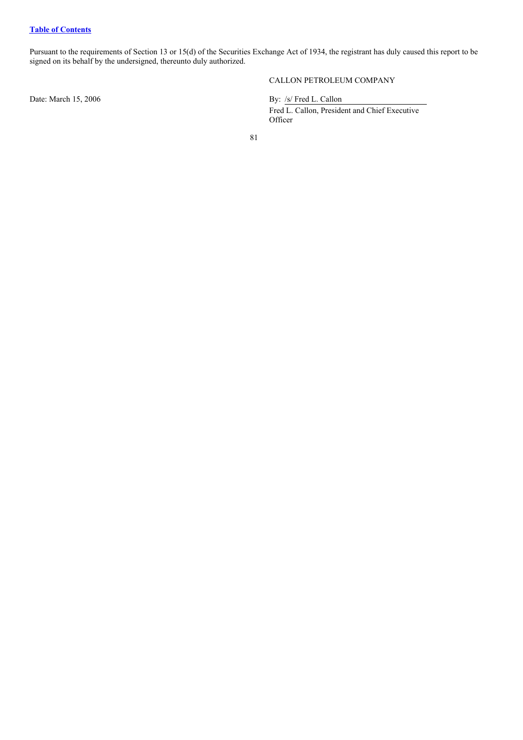Pursuant to the requirements of Section 13 or 15(d) of the Securities Exchange Act of 1934, the registrant has duly caused this report to be signed on its behalf by the undersigned, thereunto duly authorized.

CALLON PETROLEUM COMPANY

Date: March 15, 2006

By: /s/ Fred L. Callon

Fred L. Callon, President and Chief Executive Officer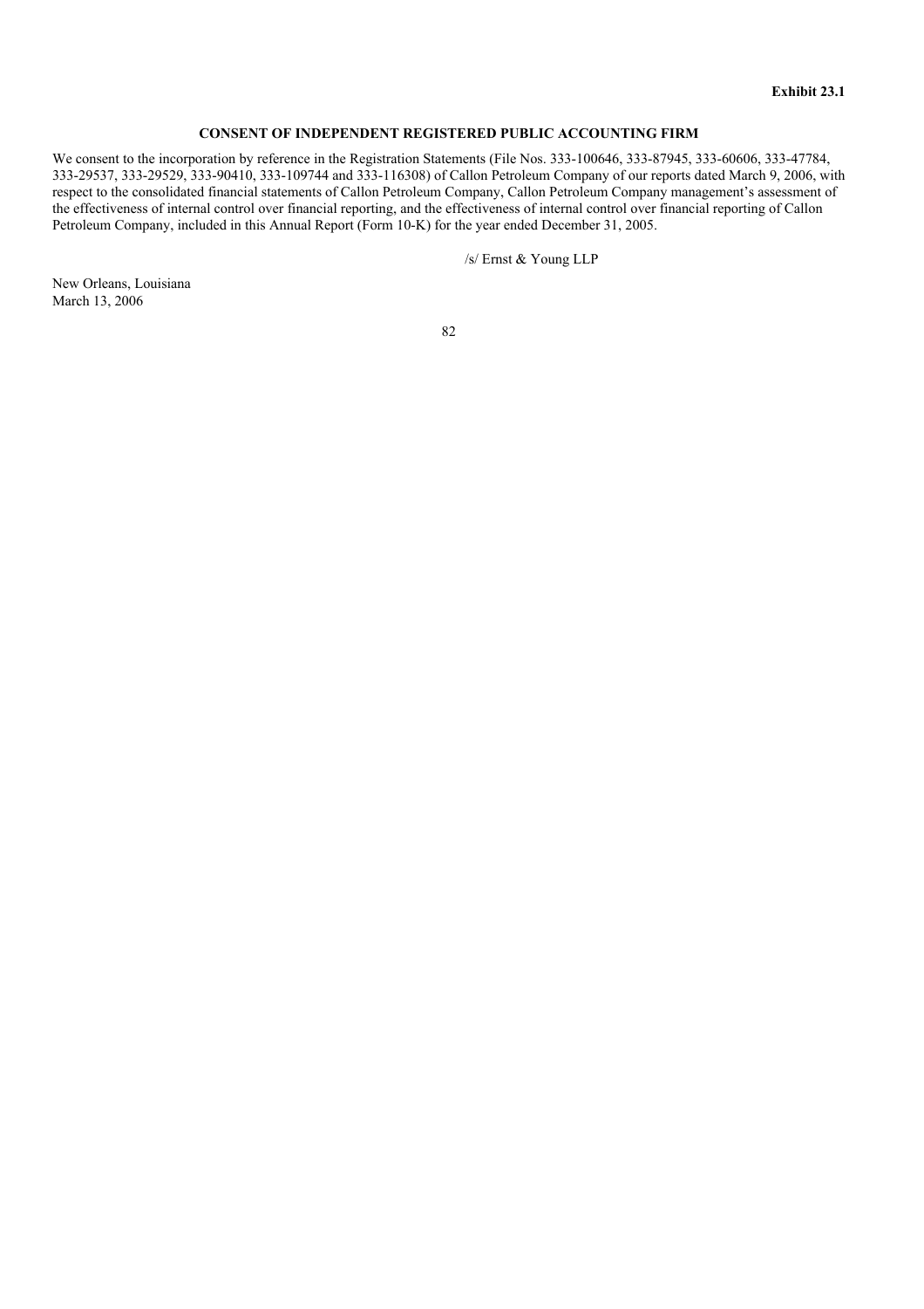**Exhibit 23.1**

**CONSENT OF INDEPENDENT REGISTERED PUBLIC ACCOUNTING FIRM**

We consent to the incorporation by reference in the Registration Statements (File Nos. 333-100646, 333-87945, 333-60606, 333-47784, 333-29537, 333-29529, 333-90410, 333-109744 and 333-116308) of Callon Petroleum Company of our reports dated March 9, 2006, with respect to the consolidated financial statements of Callon Petroleum Company, Callon Petroleum Company management's assessment of the effectiveness of internal control over financial reporting, and the effectiveness of internal control over financial reporting of Callon Petroleum Company, included in this Annual Report (Form 10-K) for the year ended December 31, 2005.

/s/ Ernst & Young LLP

New Orleans, Louisiana
March 13, 2006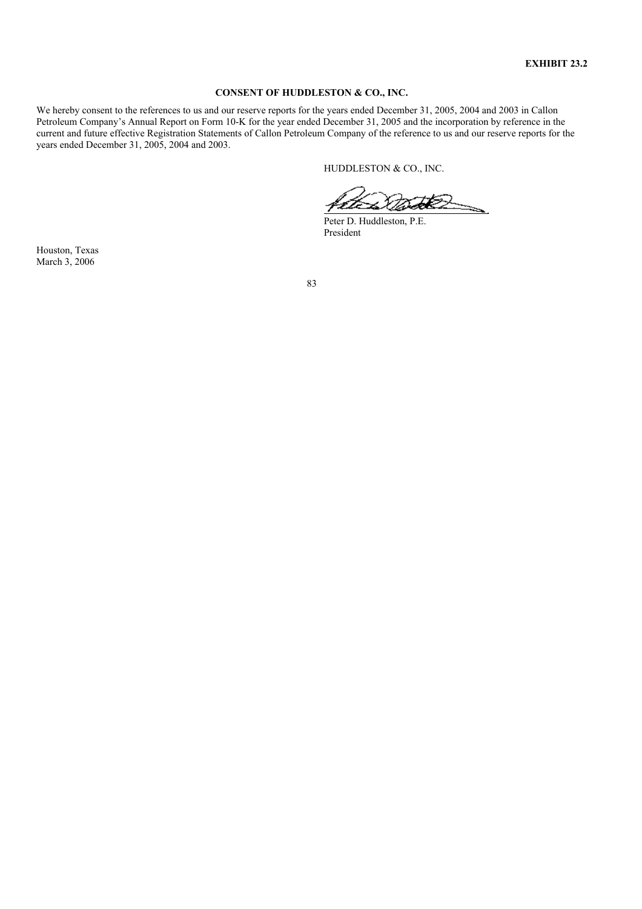**EXHIBIT 23.2**

**CONSENT OF HUDDLESTON & CO., INC.**

We hereby consent to the references to us and our reserve reports for the years ended December 31, 2005, 2004 and 2003 in Callon Petroleum Company's Annual Report on Form 10-K for the year ended December 31, 2005 and the incorporation by reference in the current and future effective Registration Statements of Callon Petroleum Company of the reference to us and our reserve reports for the years ended December 31, 2005, 2004 and 2003.

HUDDLESTON & CO., INC.

Peter D. Huddleston, P.E.
President

Houston, Texas
March 3, 2006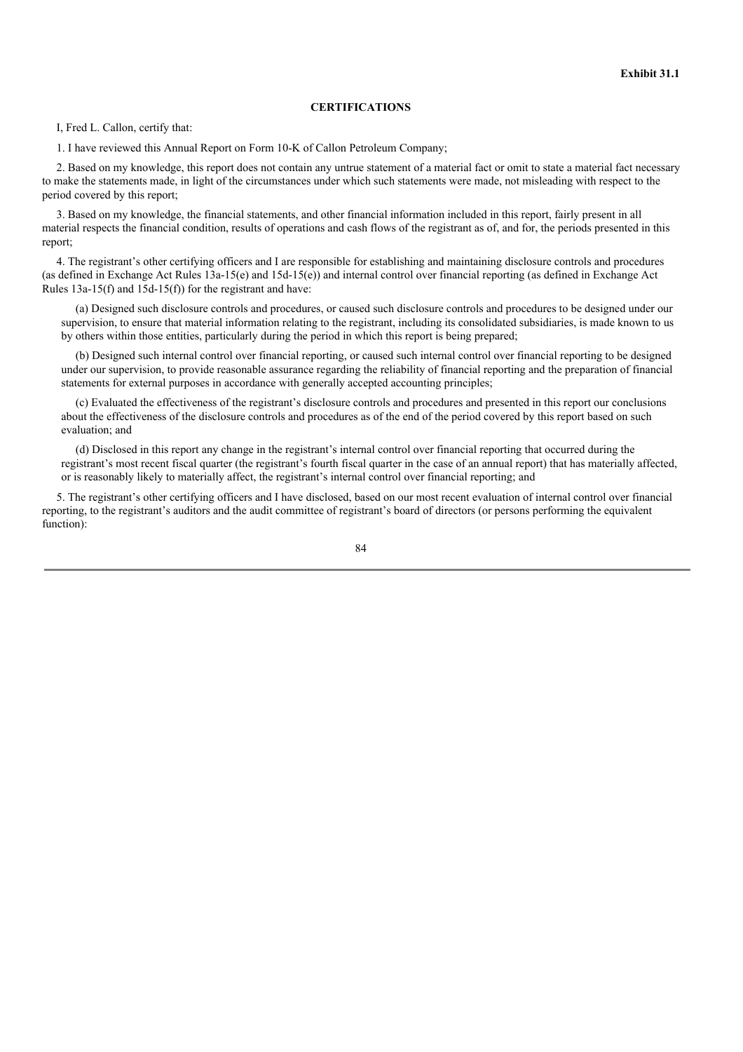**Exhibit 31.1**

**CERTIFICATIONS**

I, Fred L. Callon, certify that:

1. I have reviewed this Annual Report on Form 10-K of Callon Petroleum Company;

2. Based on my knowledge, this report does not contain any untrue statement of a material fact or omit to state a material fact necessary to make the statements made, in light of the circumstances under which such statements were made, not misleading with respect to the period covered by this report;

3. Based on my knowledge, the financial statements, and other financial information included in this report, fairly present in all material respects the financial condition, results of operations and cash flows of the registrant as of, and for, the periods presented in this report;

4. The registrant's other certifying officers and I are responsible for establishing and maintaining disclosure controls and procedures (as defined in Exchange Act Rules 13a-15(e) and 15d-15(e)) and internal control over financial reporting (as defined in Exchange Act Rules 13a-15(f) and 15d-15(f)) for the registrant and have:

(a) Designed such disclosure controls and procedures, or caused such disclosure controls and procedures to be designed under our supervision, to ensure that material information relating to the registrant, including its consolidated subsidiaries, is made known to us by others within those entities, particularly during the period in which this report is being prepared;

(b) Designed such internal control over financial reporting, or caused such internal control over financial reporting to be designed under our supervision, to provide reasonable assurance regarding the reliability of financial reporting and the preparation of financial statements for external purposes in accordance with generally accepted accounting principles;

(c) Evaluated the effectiveness of the registrant's disclosure controls and procedures and presented in this report our conclusions about the effectiveness of the disclosure controls and procedures as of the end of the period covered by this report based on such evaluation; and

(d) Disclosed in this report any change in the registrant's internal control over financial reporting that occurred during the registrant's most recent fiscal quarter (the registrant's fourth fiscal quarter in the case of an annual report) that has materially affected, or is reasonably likely to materially affect, the registrant's internal control over financial reporting; and

5. The registrant's other certifying officers and I have disclosed, based on our most recent evaluation of internal control over financial reporting, to the registrant's auditors and the audit committee of registrant's board of directors (or persons performing the equivalent function):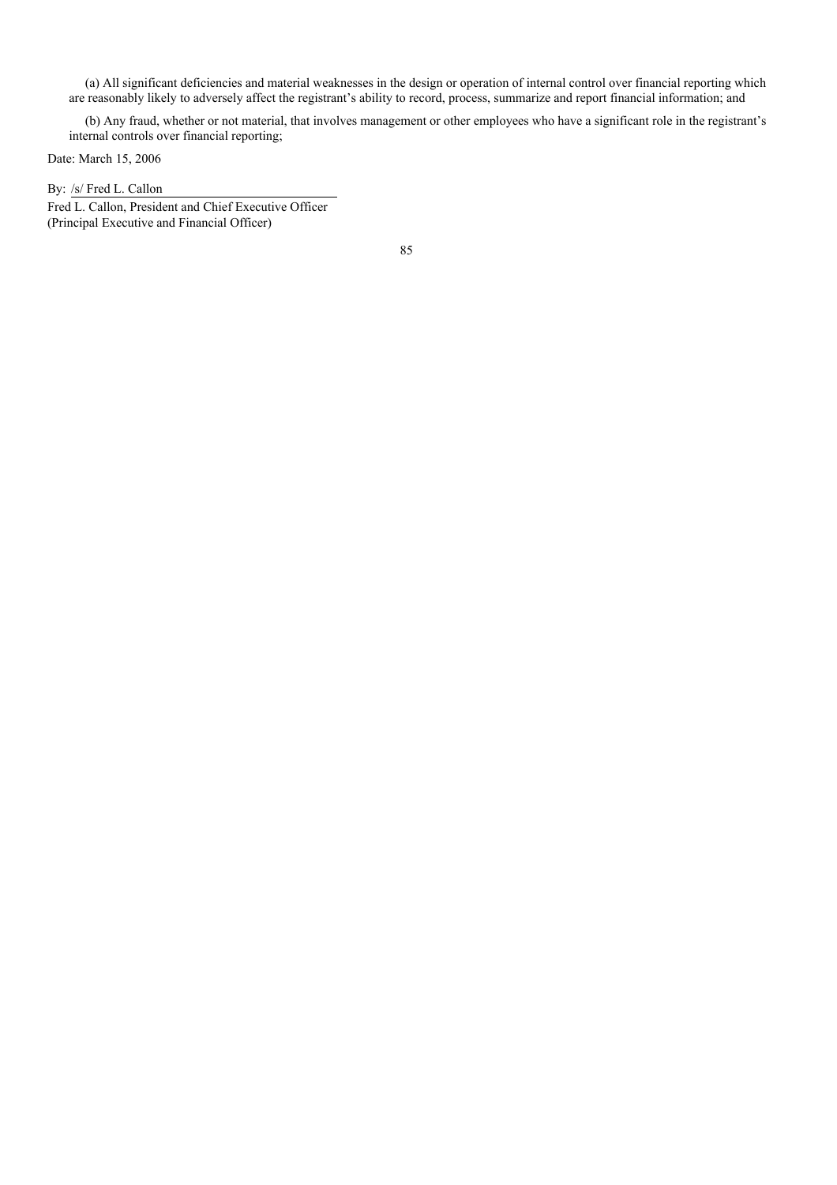(a) All significant deficiencies and material weaknesses in the design or operation of internal control over financial reporting which are reasonably likely to adversely affect the registrant's ability to record, process, summarize and report financial information; and

(b) Any fraud, whether or not material, that involves management or other employees who have a significant role in the registrant's internal controls over financial reporting;

Date: March 15, 2006

By: /s/ Fred L. Callon

Fred L. Callon, President and Chief Executive Officer
(Principal Executive and Financial Officer)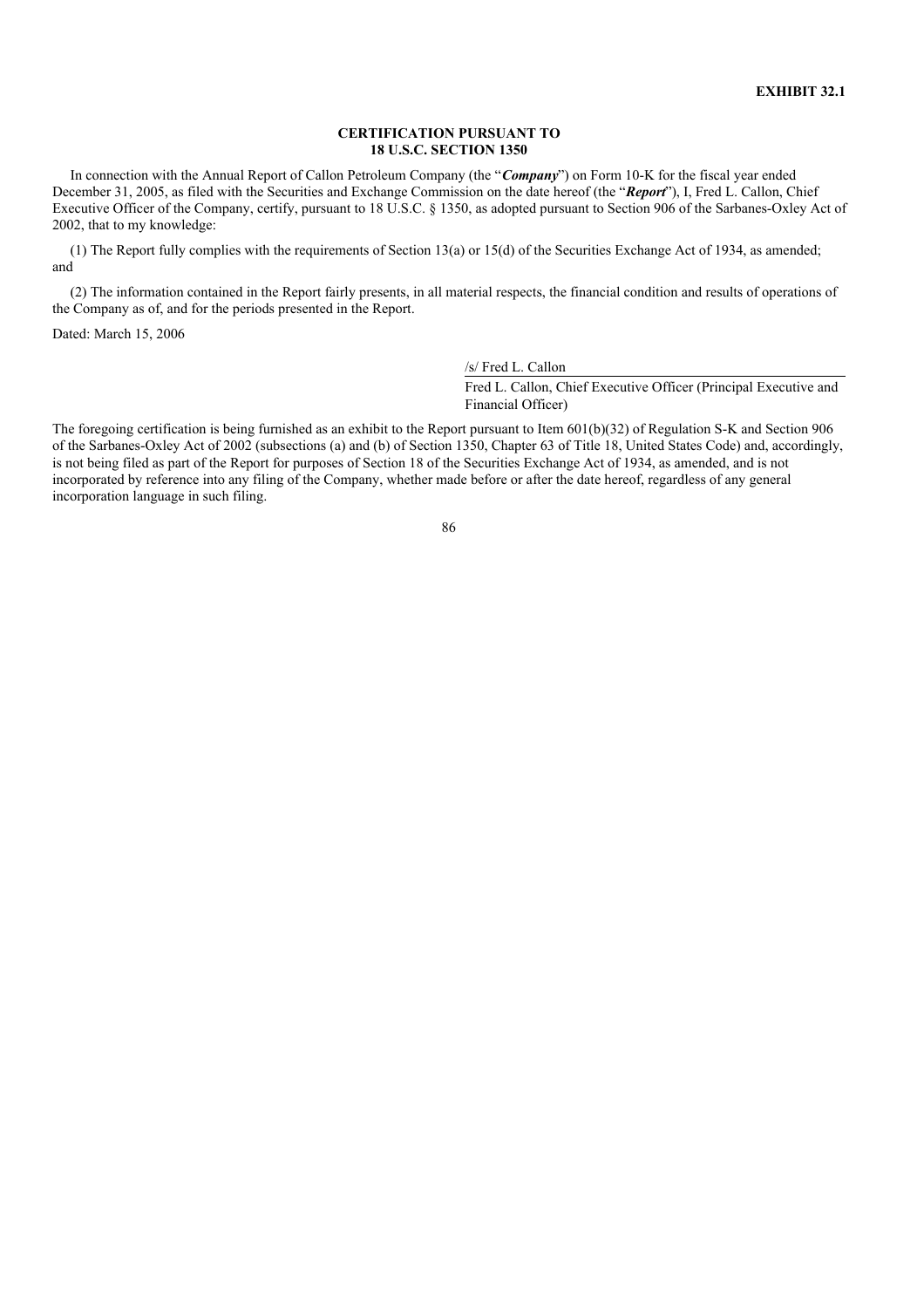**EXHIBIT 32.1**

**CERTIFICATION PURSUANT TO**
**18 U.S.C. SECTION 1350**

In connection with the Annual Report of Callon Petroleum Company (the "***Company***") on Form 10-K for the fiscal year ended December 31, 2005, as filed with the Securities and Exchange Commission on the date hereof (the "***Report***"), I, Fred L. Callon, Chief Executive Officer of the Company, certify, pursuant to 18 U.S.C. § 1350, as adopted pursuant to Section 906 of the Sarbanes-Oxley Act of 2002, that to my knowledge:

(1) The Report fully complies with the requirements of Section 13(a) or 15(d) of the Securities Exchange Act of 1934, as amended; and

(2) The information contained in the Report fairly presents, in all material respects, the financial condition and results of operations of the Company as of, and for the periods presented in the Report.

Dated: March 15, 2006

/s/ Fred L. Callon

Fred L. Callon, Chief Executive Officer (Principal Executive and Financial Officer)

The foregoing certification is being furnished as an exhibit to the Report pursuant to Item 601(b)(32) of Regulation S-K and Section 906 of the Sarbanes-Oxley Act of 2002 (subsections (a) and (b) of Section 1350, Chapter 63 of Title 18, United States Code) and, accordingly, is not being filed as part of the Report for purposes of Section 18 of the Securities Exchange Act of 1934, as amended, and is not incorporated by reference into any filing of the Company, whether made before or after the date hereof, regardless of any general incorporation language in such filing.